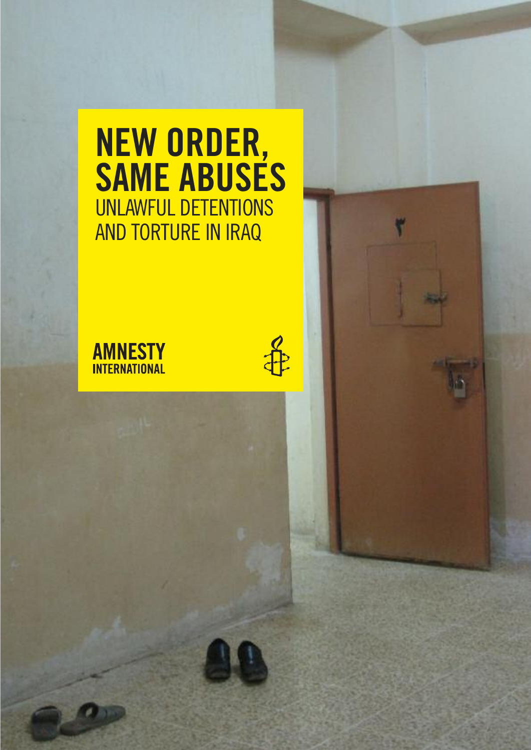# NEW ORDER, SAME ABUSES

## UNLAWFUL DETENTIONS AND TORTURE IN IRAQ

AMNESTY INTERNATIONAL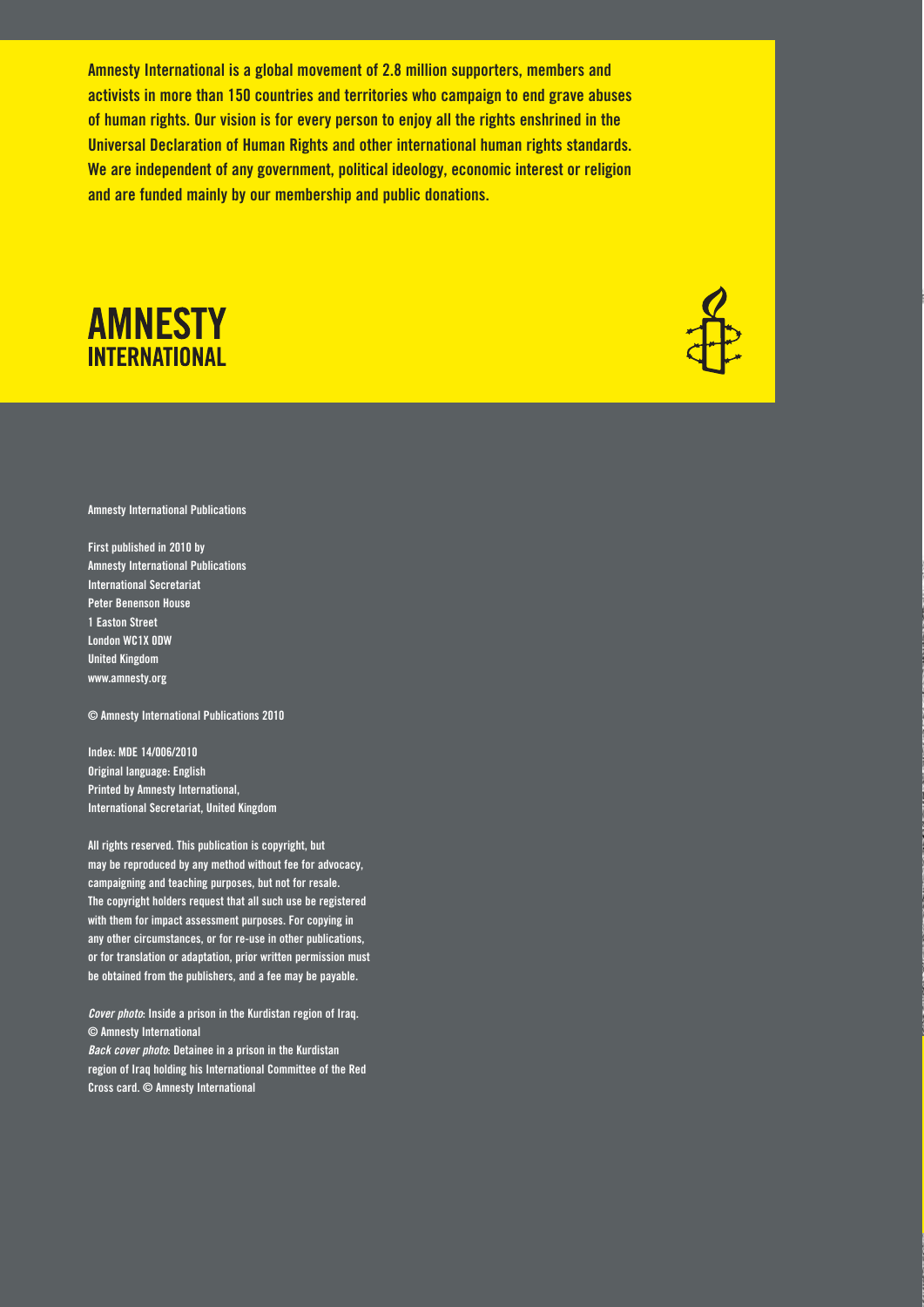**Amnesty International is a global movement of 2.8 million supporters, members and activists in more than 150 countries and territories who campaign to end grave abuses of human rights. Our vision is for every person to enjoy all the rights enshrined in the Universal Declaration of Human Rights and other international human rights standards. We are independent of any government, political ideology, economic interest or religion and are funded mainly by our membership and public donations.**

**AMNESTY INTERNATIONAL**

Amnesty International Publications

First published in 2010 by
Amnesty International Publications
International Secretariat
Peter Benenson House
1 Easton Street
London WC1X 0DW
United Kingdom
www.amnesty.org

© Amnesty International Publications 2010

Index: MDE 14/006/2010
Original language: English
Printed by Amnesty International,
International Secretariat, United Kingdom

All rights reserved. This publication is copyright, but may be reproduced by any method without fee for advocacy, campaigning and teaching purposes, but not for resale. The copyright holders request that all such use be registered with them for impact assessment purposes. For copying in any other circumstances, or for re-use in other publications, or for translation or adaptation, prior written permission must be obtained from the publishers, and a fee may be payable.

*Cover photo*: Inside a prison in the Kurdistan region of Iraq. © Amnesty International
*Back cover photo*: Detainee in a prison in the Kurdistan region of Iraq holding his International Committee of the Red Cross card. © Amnesty International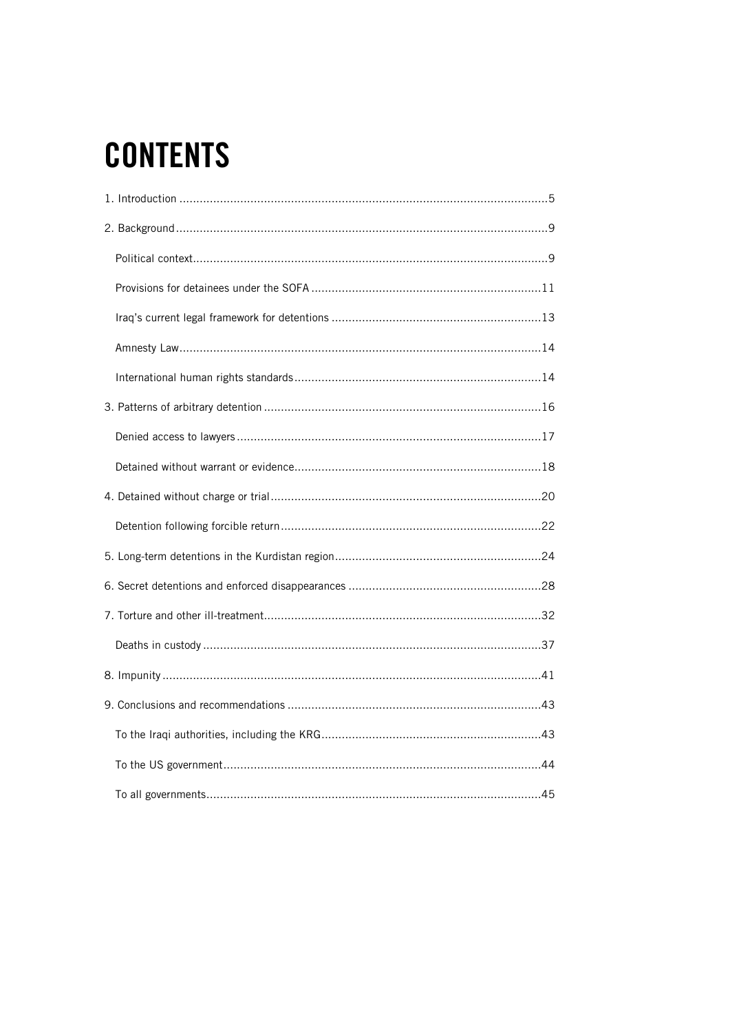# CONTENTS

1. Introduction .......... 5

2. Background .......... 9

   Political context .......... 9

   Provisions for detainees under the SOFA .......... 11

   Iraq's current legal framework for detentions .......... 13

   Amnesty Law .......... 14

   International human rights standards .......... 14

3. Patterns of arbitrary detention .......... 16

   Denied access to lawyers .......... 17

   Detained without warrant or evidence .......... 18

4. Detained without charge or trial .......... 20

   Detention following forcible return .......... 22

5. Long-term detentions in the Kurdistan region .......... 24

6. Secret detentions and enforced disappearances .......... 28

7. Torture and other ill-treatment .......... 32

   Deaths in custody .......... 37

8. Impunity .......... 41

9. Conclusions and recommendations .......... 43

   To the Iraqi authorities, including the KRG .......... 43

   To the US government .......... 44

   To all governments .......... 45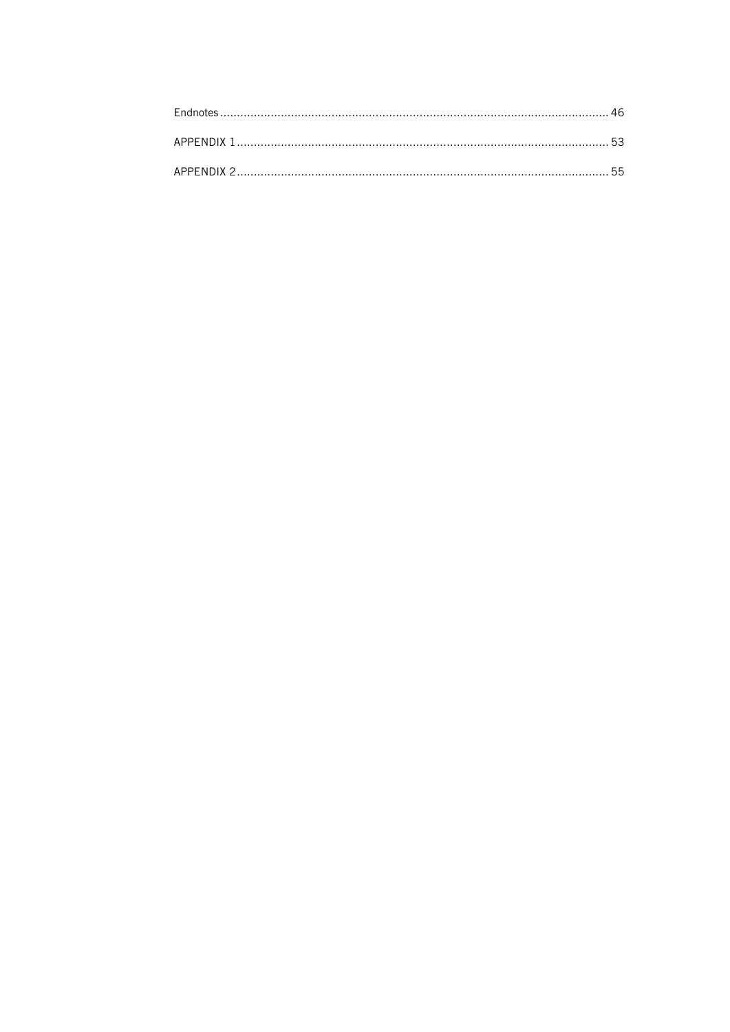Endnotes ........................................................................................................... 46

APPENDIX 1 ..................................................................................................... 53

APPENDIX 2 ..................................................................................................... 55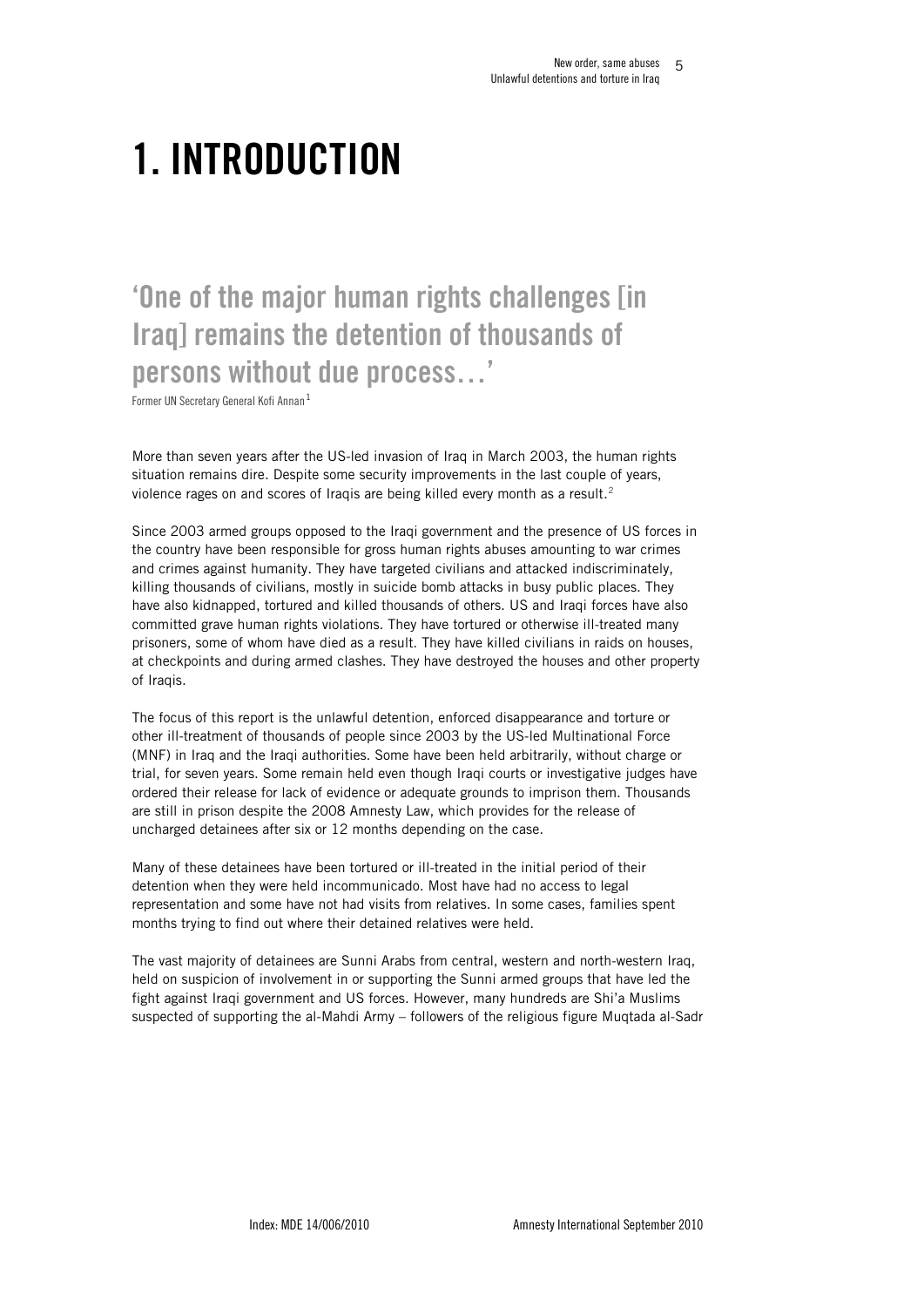# 1. INTRODUCTION

## 'One of the major human rights challenges [in Iraq] remains the detention of thousands of persons without due process…'

Former UN Secretary General Kofi Annan[1]

More than seven years after the US-led invasion of Iraq in March 2003, the human rights situation remains dire. Despite some security improvements in the last couple of years, violence rages on and scores of Iraqis are being killed every month as a result.[2]

Since 2003 armed groups opposed to the Iraqi government and the presence of US forces in the country have been responsible for gross human rights abuses amounting to war crimes and crimes against humanity. They have targeted civilians and attacked indiscriminately, killing thousands of civilians, mostly in suicide bomb attacks in busy public places. They have also kidnapped, tortured and killed thousands of others. US and Iraqi forces have also committed grave human rights violations. They have tortured or otherwise ill-treated many prisoners, some of whom have died as a result. They have killed civilians in raids on houses, at checkpoints and during armed clashes. They have destroyed the houses and other property of Iraqis.

The focus of this report is the unlawful detention, enforced disappearance and torture or other ill-treatment of thousands of people since 2003 by the US-led Multinational Force (MNF) in Iraq and the Iraqi authorities. Some have been held arbitrarily, without charge or trial, for seven years. Some remain held even though Iraqi courts or investigative judges have ordered their release for lack of evidence or adequate grounds to imprison them. Thousands are still in prison despite the 2008 Amnesty Law, which provides for the release of uncharged detainees after six or 12 months depending on the case.

Many of these detainees have been tortured or ill-treated in the initial period of their detention when they were held incommunicado. Most have had no access to legal representation and some have not had visits from relatives. In some cases, families spent months trying to find out where their detained relatives were held.

The vast majority of detainees are Sunni Arabs from central, western and north-western Iraq, held on suspicion of involvement in or supporting the Sunni armed groups that have led the fight against Iraqi government and US forces. However, many hundreds are Shi'a Muslims suspected of supporting the al-Mahdi Army – followers of the religious figure Muqtada al-Sadr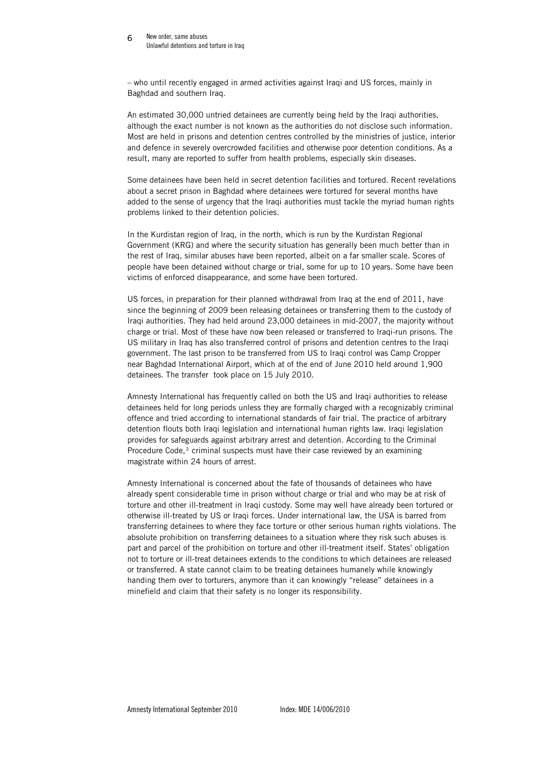– who until recently engaged in armed activities against Iraqi and US forces, mainly in Baghdad and southern Iraq.

An estimated 30,000 untried detainees are currently being held by the Iraqi authorities, although the exact number is not known as the authorities do not disclose such information. Most are held in prisons and detention centres controlled by the ministries of justice, interior and defence in severely overcrowded facilities and otherwise poor detention conditions. As a result, many are reported to suffer from health problems, especially skin diseases.

Some detainees have been held in secret detention facilities and tortured. Recent revelations about a secret prison in Baghdad where detainees were tortured for several months have added to the sense of urgency that the Iraqi authorities must tackle the myriad human rights problems linked to their detention policies.

In the Kurdistan region of Iraq, in the north, which is run by the Kurdistan Regional Government (KRG) and where the security situation has generally been much better than in the rest of Iraq, similar abuses have been reported, albeit on a far smaller scale. Scores of people have been detained without charge or trial, some for up to 10 years. Some have been victims of enforced disappearance, and some have been tortured.

US forces, in preparation for their planned withdrawal from Iraq at the end of 2011, have since the beginning of 2009 been releasing detainees or transferring them to the custody of Iraqi authorities. They had held around 23,000 detainees in mid-2007, the majority without charge or trial. Most of these have now been released or transferred to Iraqi-run prisons. The US military in Iraq has also transferred control of prisons and detention centres to the Iraqi government. The last prison to be transferred from US to Iraqi control was Camp Cropper near Baghdad International Airport, which at of the end of June 2010 held around 1,900 detainees. The transfer took place on 15 July 2010.

Amnesty International has frequently called on both the US and Iraqi authorities to release detainees held for long periods unless they are formally charged with a recognizably criminal offence and tried according to international standards of fair trial. The practice of arbitrary detention flouts both Iraqi legislation and international human rights law. Iraqi legislation provides for safeguards against arbitrary arrest and detention. According to the Criminal Procedure Code,[3] criminal suspects must have their case reviewed by an examining magistrate within 24 hours of arrest.

Amnesty International is concerned about the fate of thousands of detainees who have already spent considerable time in prison without charge or trial and who may be at risk of torture and other ill-treatment in Iraqi custody. Some may well have already been tortured or otherwise ill-treated by US or Iraqi forces. Under international law, the USA is barred from transferring detainees to where they face torture or other serious human rights violations. The absolute prohibition on transferring detainees to a situation where they risk such abuses is part and parcel of the prohibition on torture and other ill-treatment itself. States' obligation not to torture or ill-treat detainees extends to the conditions to which detainees are released or transferred. A state cannot claim to be treating detainees humanely while knowingly handing them over to torturers, anymore than it can knowingly "release" detainees in a minefield and claim that their safety is no longer its responsibility.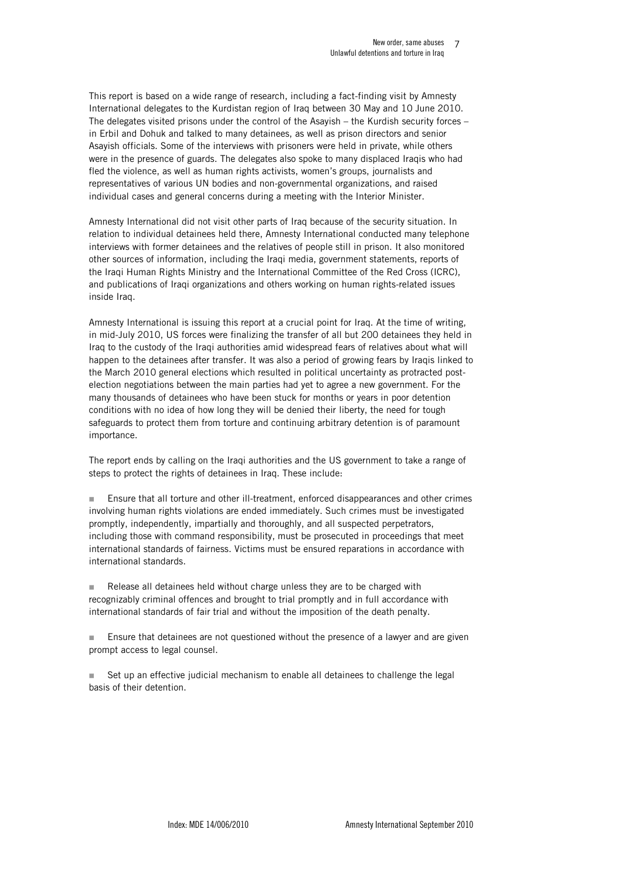This report is based on a wide range of research, including a fact-finding visit by Amnesty International delegates to the Kurdistan region of Iraq between 30 May and 10 June 2010. The delegates visited prisons under the control of the Asayish – the Kurdish security forces – in Erbil and Dohuk and talked to many detainees, as well as prison directors and senior Asayish officials. Some of the interviews with prisoners were held in private, while others were in the presence of guards. The delegates also spoke to many displaced Iraqis who had fled the violence, as well as human rights activists, women's groups, journalists and representatives of various UN bodies and non-governmental organizations, and raised individual cases and general concerns during a meeting with the Interior Minister.

Amnesty International did not visit other parts of Iraq because of the security situation. In relation to individual detainees held there, Amnesty International conducted many telephone interviews with former detainees and the relatives of people still in prison. It also monitored other sources of information, including the Iraqi media, government statements, reports of the Iraqi Human Rights Ministry and the International Committee of the Red Cross (ICRC), and publications of Iraqi organizations and others working on human rights-related issues inside Iraq.

Amnesty International is issuing this report at a crucial point for Iraq. At the time of writing, in mid-July 2010, US forces were finalizing the transfer of all but 200 detainees they held in Iraq to the custody of the Iraqi authorities amid widespread fears of relatives about what will happen to the detainees after transfer. It was also a period of growing fears by Iraqis linked to the March 2010 general elections which resulted in political uncertainty as protracted post-election negotiations between the main parties had yet to agree a new government. For the many thousands of detainees who have been stuck for months or years in poor detention conditions with no idea of how long they will be denied their liberty, the need for tough safeguards to protect them from torture and continuing arbitrary detention is of paramount importance.

The report ends by calling on the Iraqi authorities and the US government to take a range of steps to protect the rights of detainees in Iraq. These include:

- Ensure that all torture and other ill-treatment, enforced disappearances and other crimes involving human rights violations are ended immediately. Such crimes must be investigated promptly, independently, impartially and thoroughly, and all suspected perpetrators, including those with command responsibility, must be prosecuted in proceedings that meet international standards of fairness. Victims must be ensured reparations in accordance with international standards.

- Release all detainees held without charge unless they are to be charged with recognizably criminal offences and brought to trial promptly and in full accordance with international standards of fair trial and without the imposition of the death penalty.

- Ensure that detainees are not questioned without the presence of a lawyer and are given prompt access to legal counsel.

- Set up an effective judicial mechanism to enable all detainees to challenge the legal basis of their detention.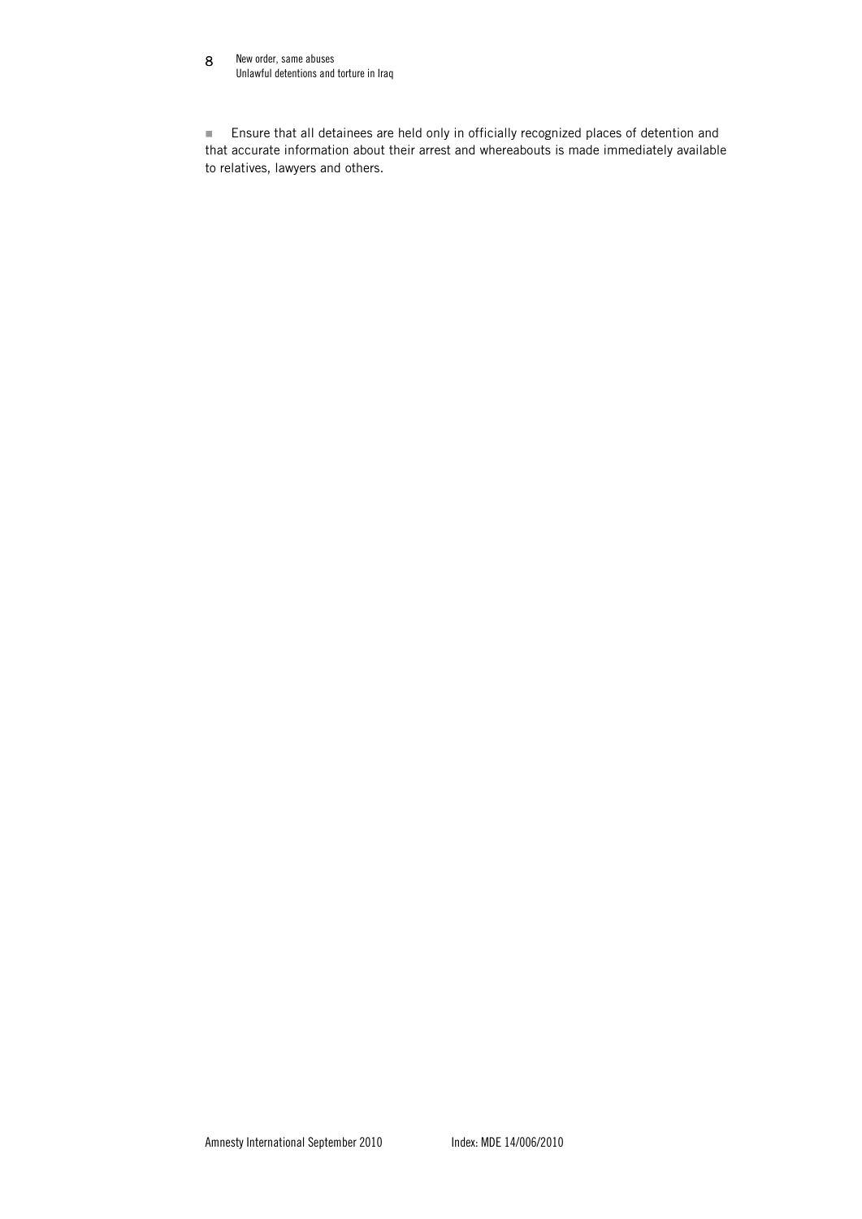- Ensure that all detainees are held only in officially recognized places of detention and that accurate information about their arrest and whereabouts is made immediately available to relatives, lawyers and others.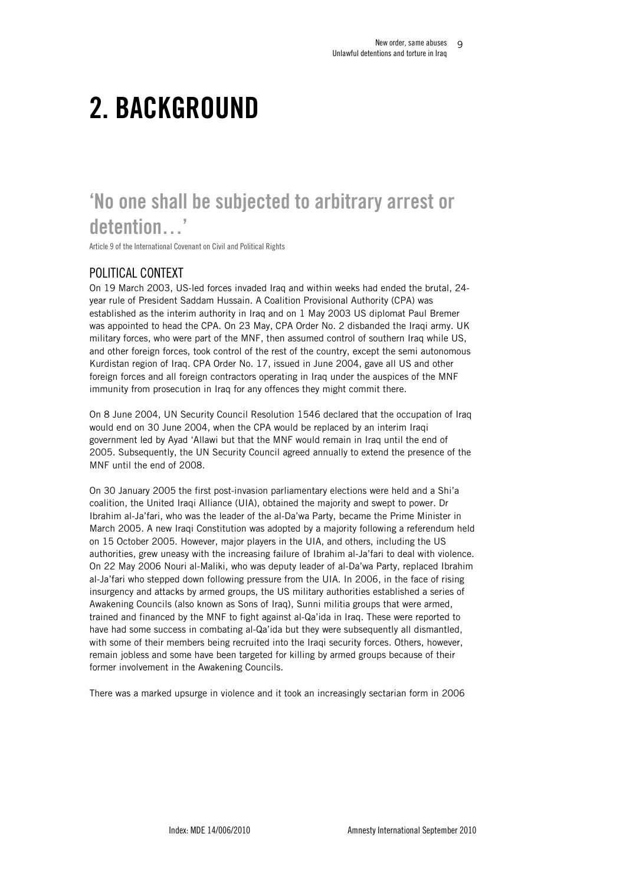# 2. BACKGROUND

## 'No one shall be subjected to arbitrary arrest or detention…'

Article 9 of the International Covenant on Civil and Political Rights

### POLITICAL CONTEXT

On 19 March 2003, US-led forces invaded Iraq and within weeks had ended the brutal, 24-year rule of President Saddam Hussain. A Coalition Provisional Authority (CPA) was established as the interim authority in Iraq and on 1 May 2003 US diplomat Paul Bremer was appointed to head the CPA. On 23 May, CPA Order No. 2 disbanded the Iraqi army. UK military forces, who were part of the MNF, then assumed control of southern Iraq while US, and other foreign forces, took control of the rest of the country, except the semi autonomous Kurdistan region of Iraq. CPA Order No. 17, issued in June 2004, gave all US and other foreign forces and all foreign contractors operating in Iraq under the auspices of the MNF immunity from prosecution in Iraq for any offences they might commit there.

On 8 June 2004, UN Security Council Resolution 1546 declared that the occupation of Iraq would end on 30 June 2004, when the CPA would be replaced by an interim Iraqi government led by Ayad 'Allawi but that the MNF would remain in Iraq until the end of 2005. Subsequently, the UN Security Council agreed annually to extend the presence of the MNF until the end of 2008.

On 30 January 2005 the first post-invasion parliamentary elections were held and a Shi'a coalition, the United Iraqi Alliance (UIA), obtained the majority and swept to power. Dr Ibrahim al-Ja'fari, who was the leader of the al-Da'wa Party, became the Prime Minister in March 2005. A new Iraqi Constitution was adopted by a majority following a referendum held on 15 October 2005. However, major players in the UIA, and others, including the US authorities, grew uneasy with the increasing failure of Ibrahim al-Ja'fari to deal with violence. On 22 May 2006 Nouri al-Maliki, who was deputy leader of al-Da'wa Party, replaced Ibrahim al-Ja'fari who stepped down following pressure from the UIA. In 2006, in the face of rising insurgency and attacks by armed groups, the US military authorities established a series of Awakening Councils (also known as Sons of Iraq), Sunni militia groups that were armed, trained and financed by the MNF to fight against al-Qa'ida in Iraq. These were reported to have had some success in combating al-Qa'ida but they were subsequently all dismantled, with some of their members being recruited into the Iraqi security forces. Others, however, remain jobless and some have been targeted for killing by armed groups because of their former involvement in the Awakening Councils.

There was a marked upsurge in violence and it took an increasingly sectarian form in 2006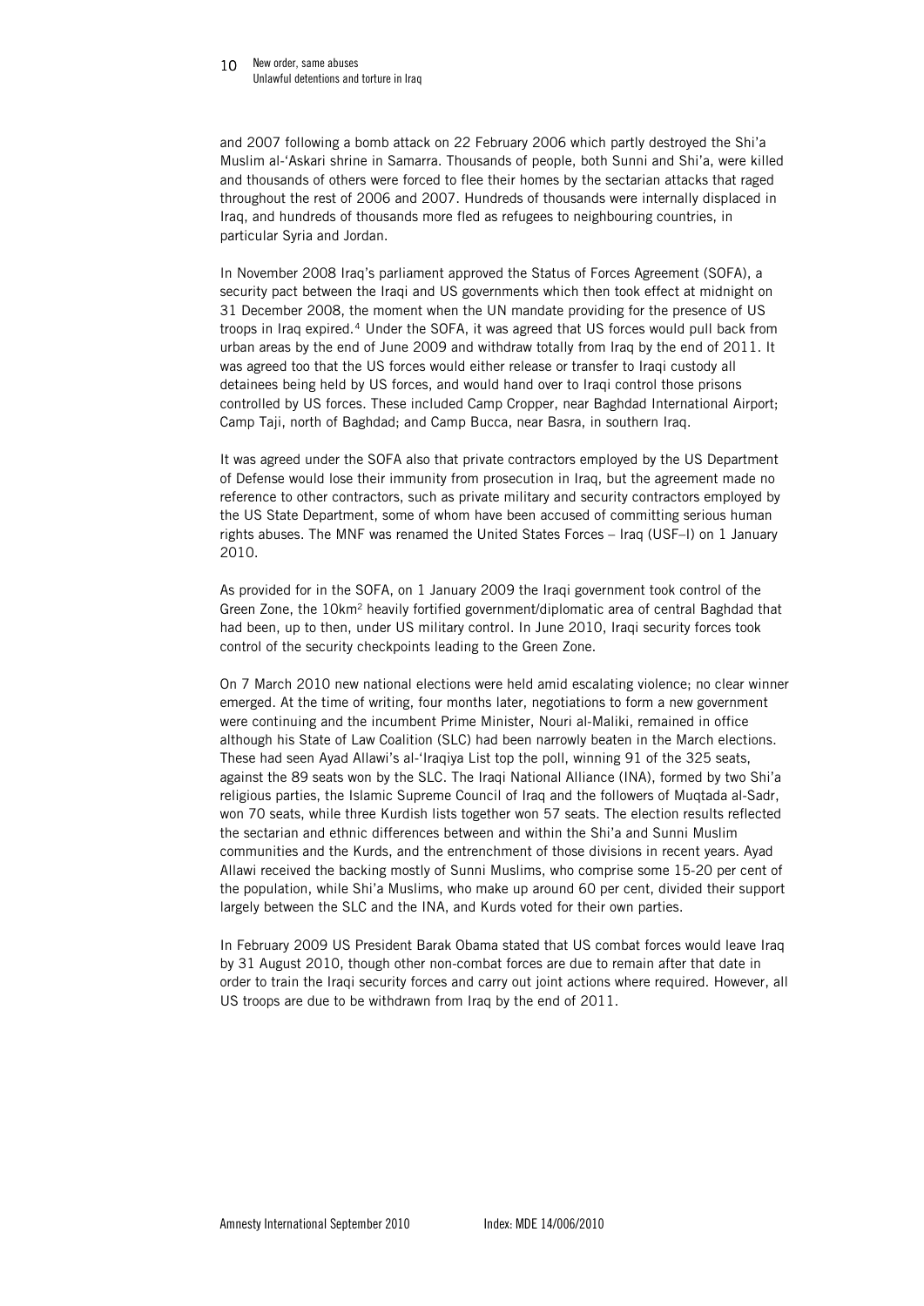and 2007 following a bomb attack on 22 February 2006 which partly destroyed the Shi'a Muslim al-'Askari shrine in Samarra. Thousands of people, both Sunni and Shi'a, were killed and thousands of others were forced to flee their homes by the sectarian attacks that raged throughout the rest of 2006 and 2007. Hundreds of thousands were internally displaced in Iraq, and hundreds of thousands more fled as refugees to neighbouring countries, in particular Syria and Jordan.

In November 2008 Iraq's parliament approved the Status of Forces Agreement (SOFA), a security pact between the Iraqi and US governments which then took effect at midnight on 31 December 2008, the moment when the UN mandate providing for the presence of US troops in Iraq expired.[4] Under the SOFA, it was agreed that US forces would pull back from urban areas by the end of June 2009 and withdraw totally from Iraq by the end of 2011. It was agreed too that the US forces would either release or transfer to Iraqi custody all detainees being held by US forces, and would hand over to Iraqi control those prisons controlled by US forces. These included Camp Cropper, near Baghdad International Airport; Camp Taji, north of Baghdad; and Camp Bucca, near Basra, in southern Iraq.

It was agreed under the SOFA also that private contractors employed by the US Department of Defense would lose their immunity from prosecution in Iraq, but the agreement made no reference to other contractors, such as private military and security contractors employed by the US State Department, some of whom have been accused of committing serious human rights abuses. The MNF was renamed the United States Forces – Iraq (USF–I) on 1 January 2010.

As provided for in the SOFA, on 1 January 2009 the Iraqi government took control of the Green Zone, the 10km$^2$ heavily fortified government/diplomatic area of central Baghdad that had been, up to then, under US military control. In June 2010, Iraqi security forces took control of the security checkpoints leading to the Green Zone.

On 7 March 2010 new national elections were held amid escalating violence; no clear winner emerged. At the time of writing, four months later, negotiations to form a new government were continuing and the incumbent Prime Minister, Nouri al-Maliki, remained in office although his State of Law Coalition (SLC) had been narrowly beaten in the March elections. These had seen Ayad Allawi's al-'Iraqiya List top the poll, winning 91 of the 325 seats, against the 89 seats won by the SLC. The Iraqi National Alliance (INA), formed by two Shi'a religious parties, the Islamic Supreme Council of Iraq and the followers of Muqtada al-Sadr, won 70 seats, while three Kurdish lists together won 57 seats. The election results reflected the sectarian and ethnic differences between and within the Shi'a and Sunni Muslim communities and the Kurds, and the entrenchment of those divisions in recent years. Ayad Allawi received the backing mostly of Sunni Muslims, who comprise some 15-20 per cent of the population, while Shi'a Muslims, who make up around 60 per cent, divided their support largely between the SLC and the INA, and Kurds voted for their own parties.

In February 2009 US President Barak Obama stated that US combat forces would leave Iraq by 31 August 2010, though other non-combat forces are due to remain after that date in order to train the Iraqi security forces and carry out joint actions where required. However, all US troops are due to be withdrawn from Iraq by the end of 2011.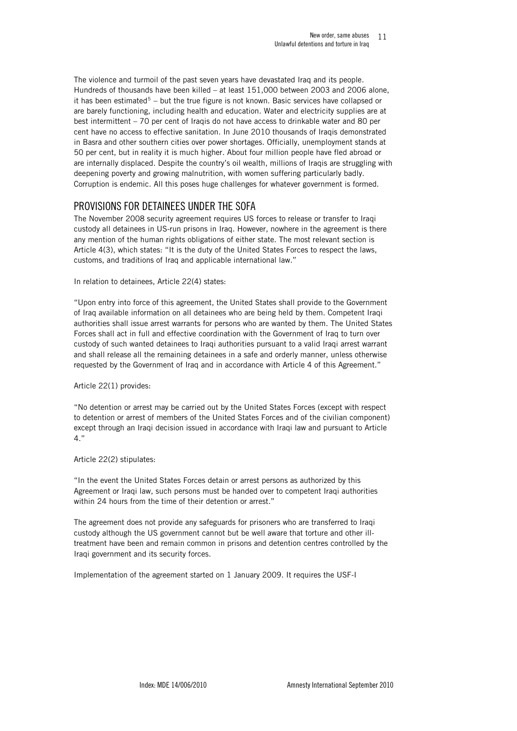The violence and turmoil of the past seven years have devastated Iraq and its people. Hundreds of thousands have been killed – at least 151,000 between 2003 and 2006 alone, it has been estimated[5] – but the true figure is not known. Basic services have collapsed or are barely functioning, including health and education. Water and electricity supplies are at best intermittent – 70 per cent of Iraqis do not have access to drinkable water and 80 per cent have no access to effective sanitation. In June 2010 thousands of Iraqis demonstrated in Basra and other southern cities over power shortages. Officially, unemployment stands at 50 per cent, but in reality it is much higher. About four million people have fled abroad or are internally displaced. Despite the country's oil wealth, millions of Iraqis are struggling with deepening poverty and growing malnutrition, with women suffering particularly badly. Corruption is endemic. All this poses huge challenges for whatever government is formed.

## PROVISIONS FOR DETAINEES UNDER THE SOFA

The November 2008 security agreement requires US forces to release or transfer to Iraqi custody all detainees in US-run prisons in Iraq. However, nowhere in the agreement is there any mention of the human rights obligations of either state. The most relevant section is Article 4(3), which states: "It is the duty of the United States Forces to respect the laws, customs, and traditions of Iraq and applicable international law."

In relation to detainees, Article 22(4) states:

"Upon entry into force of this agreement, the United States shall provide to the Government of Iraq available information on all detainees who are being held by them. Competent Iraqi authorities shall issue arrest warrants for persons who are wanted by them. The United States Forces shall act in full and effective coordination with the Government of Iraq to turn over custody of such wanted detainees to Iraqi authorities pursuant to a valid Iraqi arrest warrant and shall release all the remaining detainees in a safe and orderly manner, unless otherwise requested by the Government of Iraq and in accordance with Article 4 of this Agreement."

Article 22(1) provides:

"No detention or arrest may be carried out by the United States Forces (except with respect to detention or arrest of members of the United States Forces and of the civilian component) except through an Iraqi decision issued in accordance with Iraqi law and pursuant to Article 4."

Article 22(2) stipulates:

"In the event the United States Forces detain or arrest persons as authorized by this Agreement or Iraqi law, such persons must be handed over to competent Iraqi authorities within 24 hours from the time of their detention or arrest."

The agreement does not provide any safeguards for prisoners who are transferred to Iraqi custody although the US government cannot but be well aware that torture and other ill-treatment have been and remain common in prisons and detention centres controlled by the Iraqi government and its security forces.

Implementation of the agreement started on 1 January 2009. It requires the USF-I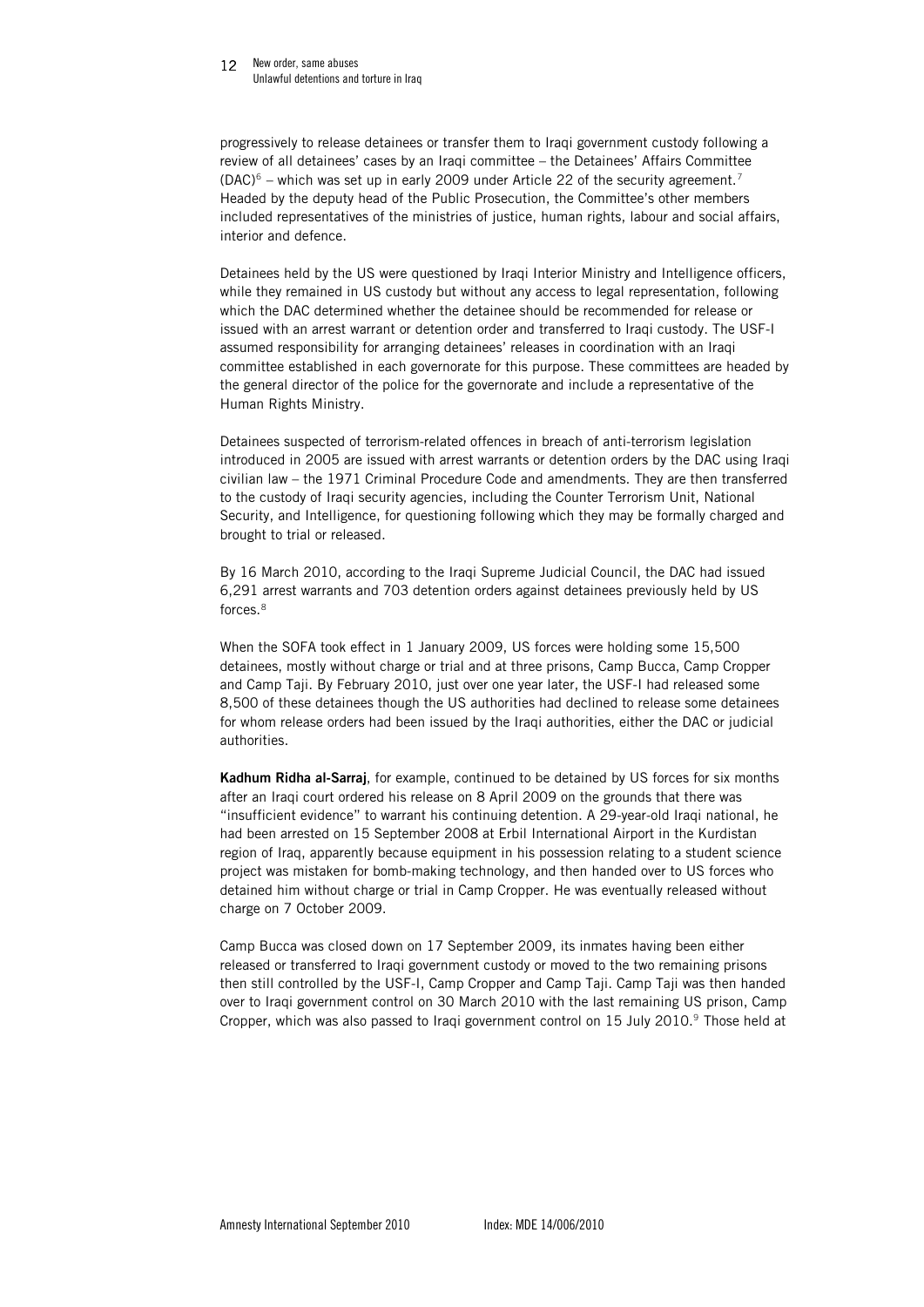progressively to release detainees or transfer them to Iraqi government custody following a review of all detainees' cases by an Iraqi committee – the Detainees' Affairs Committee (DAC)[6] – which was set up in early 2009 under Article 22 of the security agreement.[7] Headed by the deputy head of the Public Prosecution, the Committee's other members included representatives of the ministries of justice, human rights, labour and social affairs, interior and defence.

Detainees held by the US were questioned by Iraqi Interior Ministry and Intelligence officers, while they remained in US custody but without any access to legal representation, following which the DAC determined whether the detainee should be recommended for release or issued with an arrest warrant or detention order and transferred to Iraqi custody. The USF-I assumed responsibility for arranging detainees' releases in coordination with an Iraqi committee established in each governorate for this purpose. These committees are headed by the general director of the police for the governorate and include a representative of the Human Rights Ministry.

Detainees suspected of terrorism-related offences in breach of anti-terrorism legislation introduced in 2005 are issued with arrest warrants or detention orders by the DAC using Iraqi civilian law – the 1971 Criminal Procedure Code and amendments. They are then transferred to the custody of Iraqi security agencies, including the Counter Terrorism Unit, National Security, and Intelligence, for questioning following which they may be formally charged and brought to trial or released.

By 16 March 2010, according to the Iraqi Supreme Judicial Council, the DAC had issued 6,291 arrest warrants and 703 detention orders against detainees previously held by US forces.[8]

When the SOFA took effect in 1 January 2009, US forces were holding some 15,500 detainees, mostly without charge or trial and at three prisons, Camp Bucca, Camp Cropper and Camp Taji. By February 2010, just over one year later, the USF-I had released some 8,500 of these detainees though the US authorities had declined to release some detainees for whom release orders had been issued by the Iraqi authorities, either the DAC or judicial authorities.

**Kadhum Ridha al-Sarraj**, for example, continued to be detained by US forces for six months after an Iraqi court ordered his release on 8 April 2009 on the grounds that there was "insufficient evidence" to warrant his continuing detention. A 29-year-old Iraqi national, he had been arrested on 15 September 2008 at Erbil International Airport in the Kurdistan region of Iraq, apparently because equipment in his possession relating to a student science project was mistaken for bomb-making technology, and then handed over to US forces who detained him without charge or trial in Camp Cropper. He was eventually released without charge on 7 October 2009.

Camp Bucca was closed down on 17 September 2009, its inmates having been either released or transferred to Iraqi government custody or moved to the two remaining prisons then still controlled by the USF-I, Camp Cropper and Camp Taji. Camp Taji was then handed over to Iraqi government control on 30 March 2010 with the last remaining US prison, Camp Cropper, which was also passed to Iraqi government control on 15 July 2010.[9] Those held at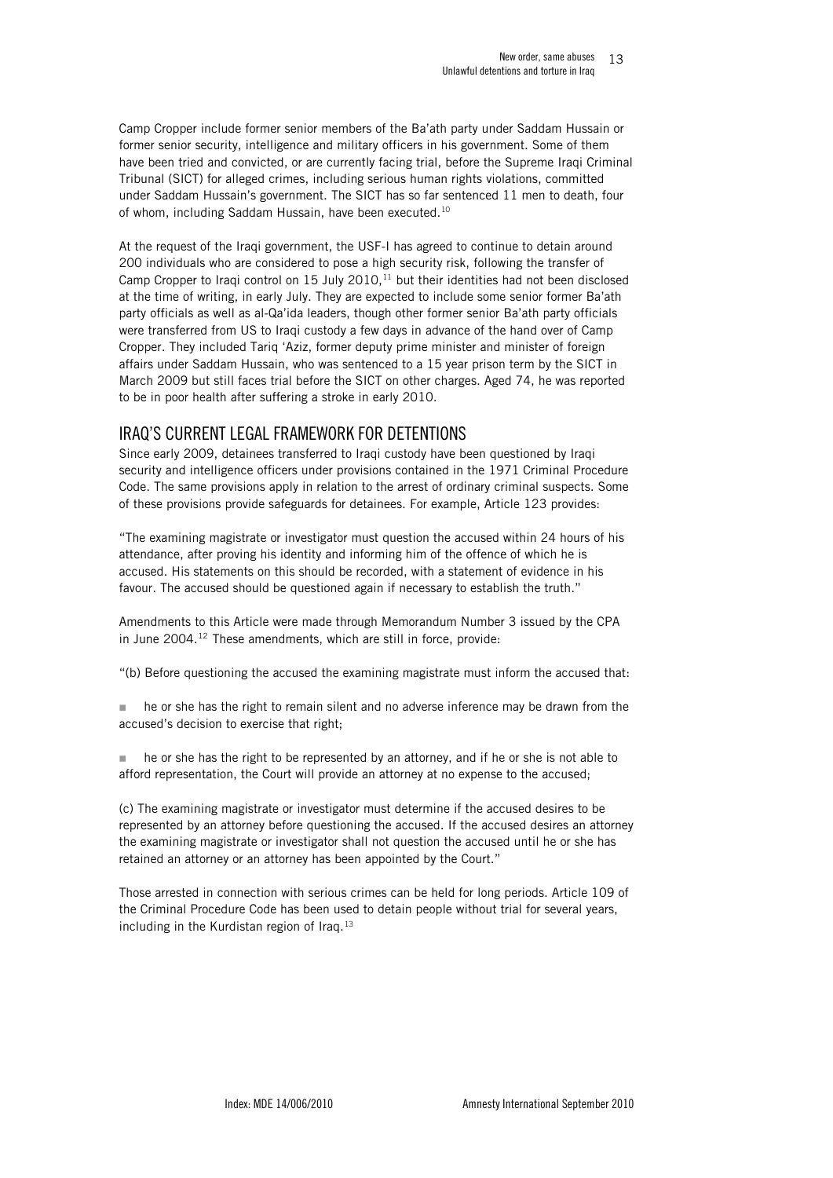Camp Cropper include former senior members of the Ba'ath party under Saddam Hussein or former senior security, intelligence and military officers in his government. Some of them have been tried and convicted, or are currently facing trial, before the Supreme Iraqi Criminal Tribunal (SICT) for alleged crimes, including serious human rights violations, committed under Saddam Hussein's government. The SICT has so far sentenced 11 men to death, four of whom, including Saddam Hussein, have been executed.[10]

At the request of the Iraqi government, the USF-I has agreed to continue to detain around 200 individuals who are considered to pose a high security risk, following the transfer of Camp Cropper to Iraqi control on 15 July 2010,[11] but their identities had not been disclosed at the time of writing, in early July. They are expected to include some senior former Ba'ath party officials as well as al-Qa'ida leaders, though other former senior Ba'ath party officials were transferred from US to Iraqi custody a few days in advance of the hand over of Camp Cropper. They included Tariq 'Aziz, former deputy prime minister and minister of foreign affairs under Saddam Hussein, who was sentenced to a 15 year prison term by the SICT in March 2009 but still faces trial before the SICT on other charges. Aged 74, he was reported to be in poor health after suffering a stroke in early 2010.

## IRAQ'S CURRENT LEGAL FRAMEWORK FOR DETENTIONS

Since early 2009, detainees transferred to Iraqi custody have been questioned by Iraqi security and intelligence officers under provisions contained in the 1971 Criminal Procedure Code. The same provisions apply in relation to the arrest of ordinary criminal suspects. Some of these provisions provide safeguards for detainees. For example, Article 123 provides:

"The examining magistrate or investigator must question the accused within 24 hours of his attendance, after proving his identity and informing him of the offence of which he is accused. His statements on this should be recorded, with a statement of evidence in his favour. The accused should be questioned again if necessary to establish the truth."

Amendments to this Article were made through Memorandum Number 3 issued by the CPA in June 2004.[12] These amendments, which are still in force, provide:

"(b) Before questioning the accused the examining magistrate must inform the accused that:

- he or she has the right to remain silent and no adverse inference may be drawn from the accused's decision to exercise that right;

- he or she has the right to be represented by an attorney, and if he or she is not able to afford representation, the Court will provide an attorney at no expense to the accused;

(c) The examining magistrate or investigator must determine if the accused desires to be represented by an attorney before questioning the accused. If the accused desires an attorney the examining magistrate or investigator shall not question the accused until he or she has retained an attorney or an attorney has been appointed by the Court."

Those arrested in connection with serious crimes can be held for long periods. Article 109 of the Criminal Procedure Code has been used to detain people without trial for several years, including in the Kurdistan region of Iraq.[13]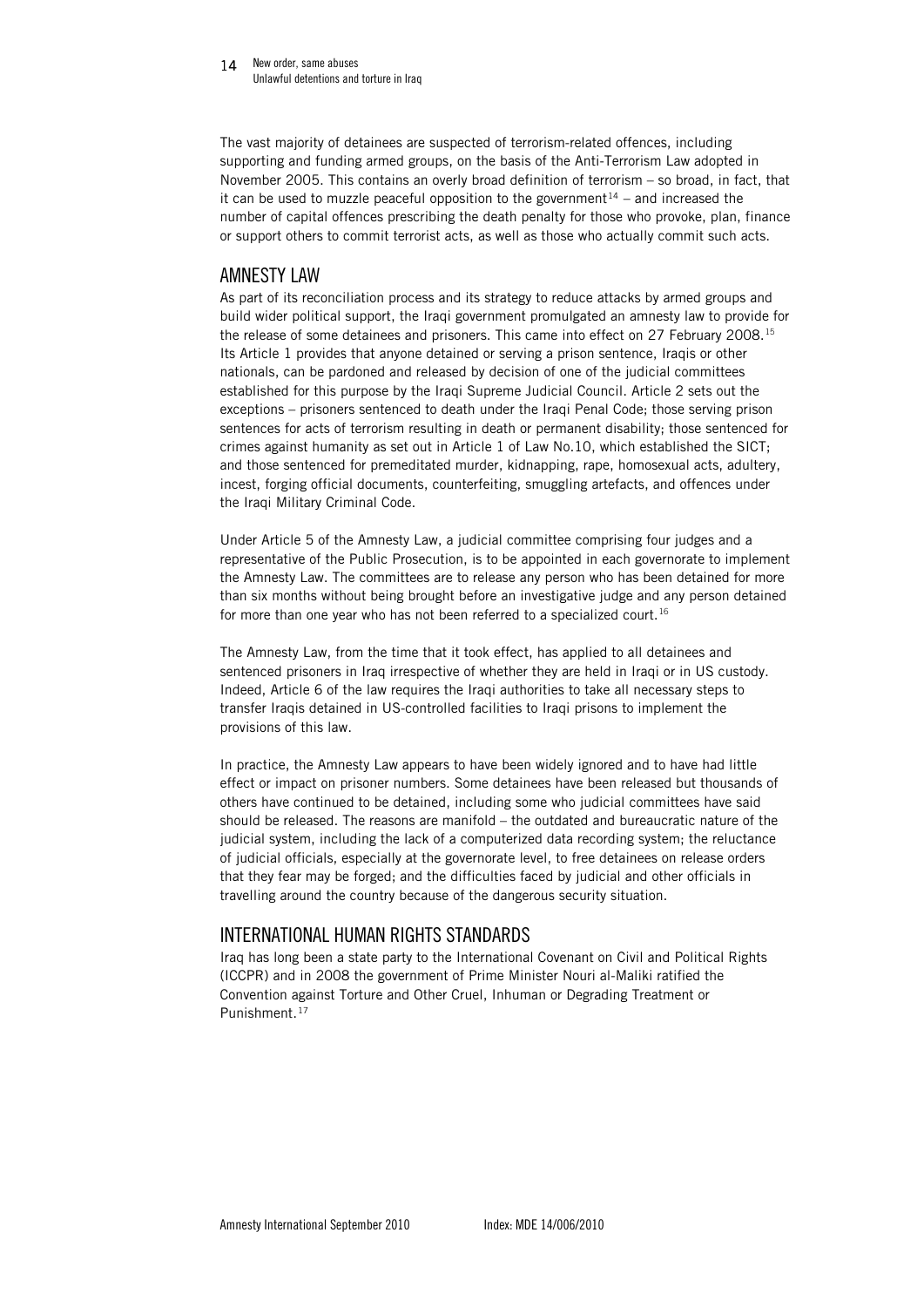The vast majority of detainees are suspected of terrorism-related offences, including supporting and funding armed groups, on the basis of the Anti-Terrorism Law adopted in November 2005. This contains an overly broad definition of terrorism – so broad, in fact, that it can be used to muzzle peaceful opposition to the government[14] – and increased the number of capital offences prescribing the death penalty for those who provoke, plan, finance or support others to commit terrorist acts, as well as those who actually commit such acts.

## AMNESTY LAW

As part of its reconciliation process and its strategy to reduce attacks by armed groups and build wider political support, the Iraqi government promulgated an amnesty law to provide for the release of some detainees and prisoners. This came into effect on 27 February 2008.[15] Its Article 1 provides that anyone detained or serving a prison sentence, Iraqis or other nationals, can be pardoned and released by decision of one of the judicial committees established for this purpose by the Iraqi Supreme Judicial Council. Article 2 sets out the exceptions – prisoners sentenced to death under the Iraqi Penal Code; those serving prison sentences for acts of terrorism resulting in death or permanent disability; those sentenced for crimes against humanity as set out in Article 1 of Law No.10, which established the SICT; and those sentenced for premeditated murder, kidnapping, rape, homosexual acts, adultery, incest, forging official documents, counterfeiting, smuggling artefacts, and offences under the Iraqi Military Criminal Code.

Under Article 5 of the Amnesty Law, a judicial committee comprising four judges and a representative of the Public Prosecution, is to be appointed in each governorate to implement the Amnesty Law. The committees are to release any person who has been detained for more than six months without being brought before an investigative judge and any person detained for more than one year who has not been referred to a specialized court.[16]

The Amnesty Law, from the time that it took effect, has applied to all detainees and sentenced prisoners in Iraq irrespective of whether they are held in Iraqi or in US custody. Indeed, Article 6 of the law requires the Iraqi authorities to take all necessary steps to transfer Iraqis detained in US-controlled facilities to Iraqi prisons to implement the provisions of this law.

In practice, the Amnesty Law appears to have been widely ignored and to have had little effect or impact on prisoner numbers. Some detainees have been released but thousands of others have continued to be detained, including some who judicial committees have said should be released. The reasons are manifold – the outdated and bureaucratic nature of the judicial system, including the lack of a computerized data recording system; the reluctance of judicial officials, especially at the governorate level, to free detainees on release orders that they fear may be forged; and the difficulties faced by judicial and other officials in travelling around the country because of the dangerous security situation.

## INTERNATIONAL HUMAN RIGHTS STANDARDS

Iraq has long been a state party to the International Covenant on Civil and Political Rights (ICCPR) and in 2008 the government of Prime Minister Nouri al-Maliki ratified the Convention against Torture and Other Cruel, Inhuman or Degrading Treatment or Punishment.[17]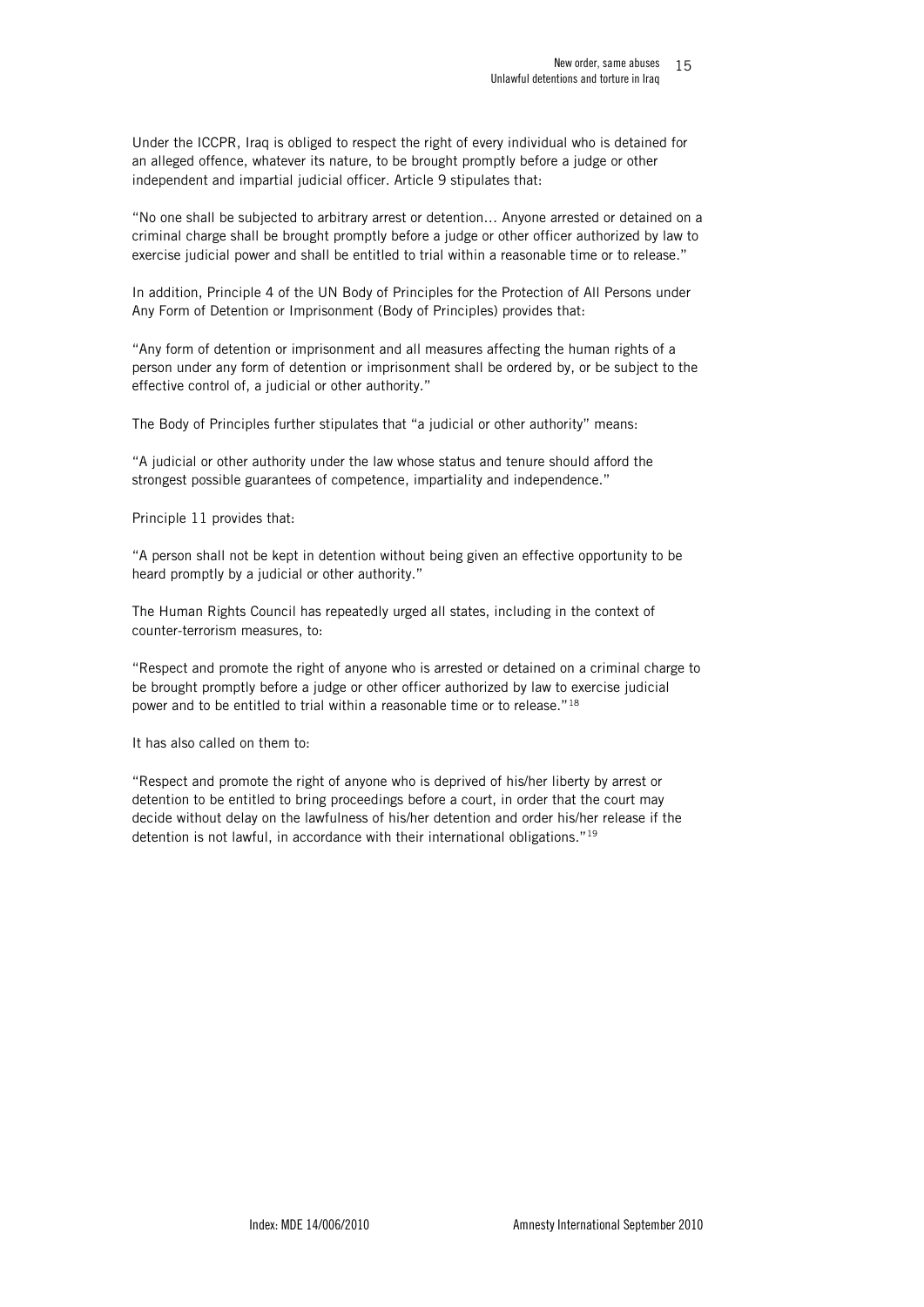Under the ICCPR, Iraq is obliged to respect the right of every individual who is detained for an alleged offence, whatever its nature, to be brought promptly before a judge or other independent and impartial judicial officer. Article 9 stipulates that:

"No one shall be subjected to arbitrary arrest or detention… Anyone arrested or detained on a criminal charge shall be brought promptly before a judge or other officer authorized by law to exercise judicial power and shall be entitled to trial within a reasonable time or to release."

In addition, Principle 4 of the UN Body of Principles for the Protection of All Persons under Any Form of Detention or Imprisonment (Body of Principles) provides that:

"Any form of detention or imprisonment and all measures affecting the human rights of a person under any form of detention or imprisonment shall be ordered by, or be subject to the effective control of, a judicial or other authority."

The Body of Principles further stipulates that "a judicial or other authority" means:

"A judicial or other authority under the law whose status and tenure should afford the strongest possible guarantees of competence, impartiality and independence."

Principle 11 provides that:

"A person shall not be kept in detention without being given an effective opportunity to be heard promptly by a judicial or other authority."

The Human Rights Council has repeatedly urged all states, including in the context of counter-terrorism measures, to:

"Respect and promote the right of anyone who is arrested or detained on a criminal charge to be brought promptly before a judge or other officer authorized by law to exercise judicial power and to be entitled to trial within a reasonable time or to release."[18]

It has also called on them to:

"Respect and promote the right of anyone who is deprived of his/her liberty by arrest or detention to be entitled to bring proceedings before a court, in order that the court may decide without delay on the lawfulness of his/her detention and order his/her release if the detention is not lawful, in accordance with their international obligations."[19]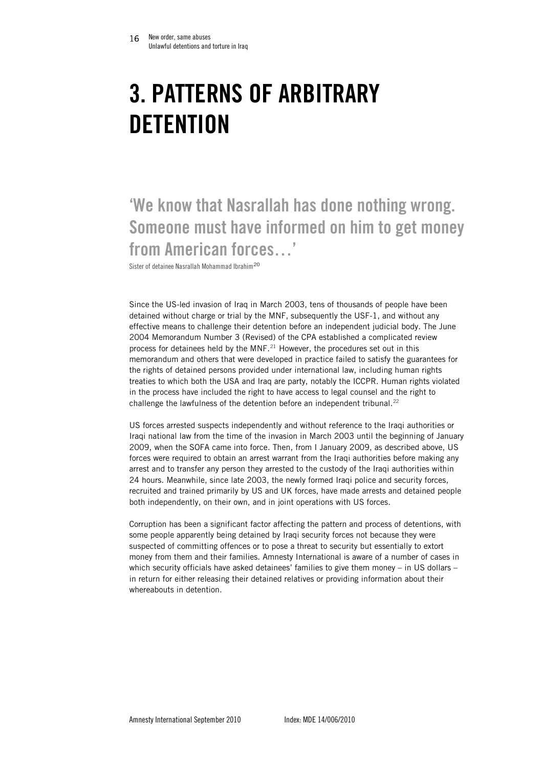# 3. PATTERNS OF ARBITRARY DETENTION

## 'We know that Nasrallah has done nothing wrong. Someone must have informed on him to get money from American forces…'

Sister of detainee Nasrallah Mohammad Ibrahim[20]

Since the US-led invasion of Iraq in March 2003, tens of thousands of people have been detained without charge or trial by the MNF, subsequently the USF-1, and without any effective means to challenge their detention before an independent judicial body. The June 2004 Memorandum Number 3 (Revised) of the CPA established a complicated review process for detainees held by the MNF.[21] However, the procedures set out in this memorandum and others that were developed in practice failed to satisfy the guarantees for the rights of detained persons provided under international law, including human rights treaties to which both the USA and Iraq are party, notably the ICCPR. Human rights violated in the process have included the right to have access to legal counsel and the right to challenge the lawfulness of the detention before an independent tribunal.[22]

US forces arrested suspects independently and without reference to the Iraqi authorities or Iraqi national law from the time of the invasion in March 2003 until the beginning of January 2009, when the SOFA came into force. Then, from I January 2009, as described above, US forces were required to obtain an arrest warrant from the Iraqi authorities before making any arrest and to transfer any person they arrested to the custody of the Iraqi authorities within 24 hours. Meanwhile, since late 2003, the newly formed Iraqi police and security forces, recruited and trained primarily by US and UK forces, have made arrests and detained people both independently, on their own, and in joint operations with US forces.

Corruption has been a significant factor affecting the pattern and process of detentions, with some people apparently being detained by Iraqi security forces not because they were suspected of committing offences or to pose a threat to security but essentially to extort money from them and their families. Amnesty International is aware of a number of cases in which security officials have asked detainees' families to give them money – in US dollars – in return for either releasing their detained relatives or providing information about their whereabouts in detention.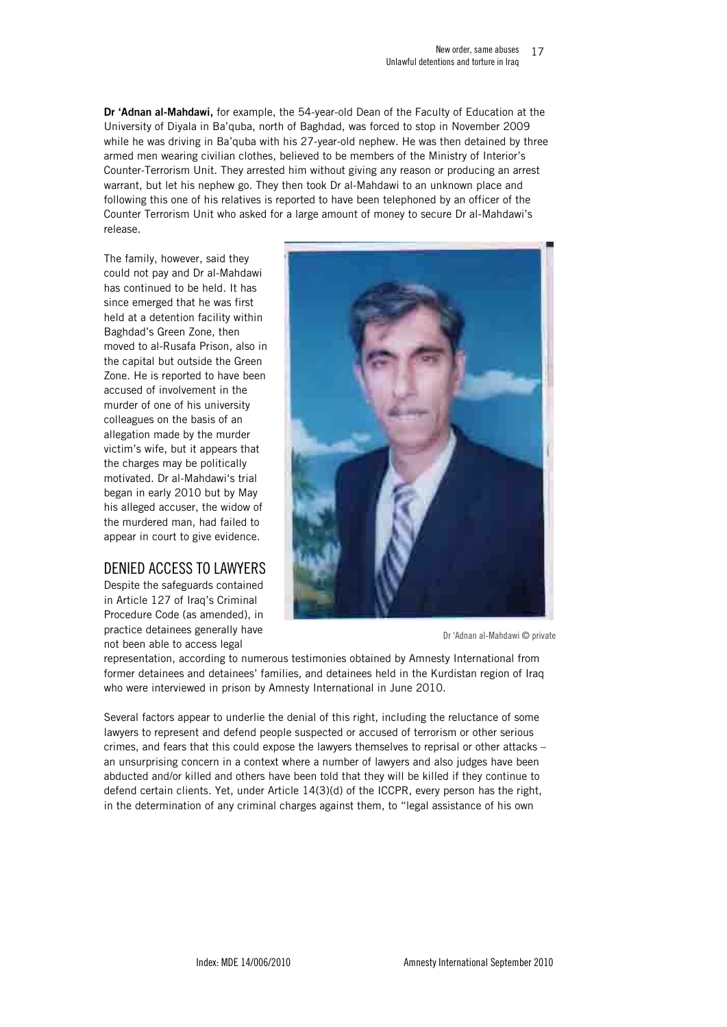**Dr 'Adnan al-Mahdawi,** for example, the 54-year-old Dean of the Faculty of Education at the University of Diyala in Ba'quba, north of Baghdad, was forced to stop in November 2009 while he was driving in Ba'quba with his 27-year-old nephew. He was then detained by three armed men wearing civilian clothes, believed to be members of the Ministry of Interior's Counter-Terrorism Unit. They arrested him without giving any reason or producing an arrest warrant, but let his nephew go. They then took Dr al-Mahdawi to an unknown place and following this one of his relatives is reported to have been telephoned by an officer of the Counter Terrorism Unit who asked for a large amount of money to secure Dr al-Mahdawi's release.

The family, however, said they could not pay and Dr al-Mahdawi has continued to be held. It has since emerged that he was first held at a detention facility within Baghdad's Green Zone, then moved to al-Rusafa Prison, also in the capital but outside the Green Zone. He is reported to have been accused of involvement in the murder of one of his university colleagues on the basis of an allegation made by the murder victim's wife, but it appears that the charges may be politically motivated. Dr al-Mahdawi's trial began in early 2010 but by May his alleged accuser, the widow of the murdered man, had failed to appear in court to give evidence.

Dr 'Adnan al-Mahdawi © private

## DENIED ACCESS TO LAWYERS

Despite the safeguards contained in Article 127 of Iraq's Criminal Procedure Code (as amended), in practice detainees generally have not been able to access legal representation, according to numerous testimonies obtained by Amnesty International from former detainees and detainees' families, and detainees held in the Kurdistan region of Iraq who were interviewed in prison by Amnesty International in June 2010.

Several factors appear to underlie the denial of this right, including the reluctance of some lawyers to represent and defend people suspected or accused of terrorism or other serious crimes, and fears that this could expose the lawyers themselves to reprisal or other attacks – an unsurprising concern in a context where a number of lawyers and also judges have been abducted and/or killed and others have been told that they will be killed if they continue to defend certain clients. Yet, under Article 14(3)(d) of the ICCPR, every person has the right, in the determination of any criminal charges against them, to "legal assistance of his own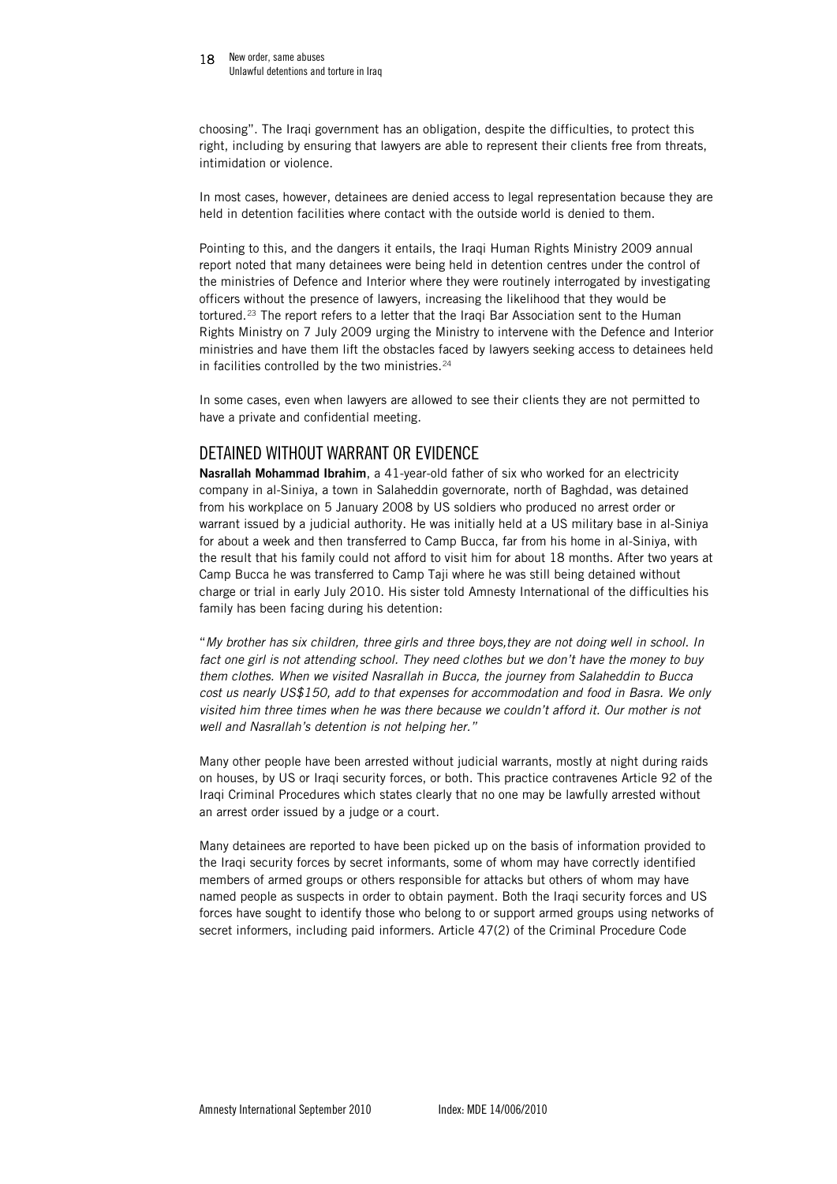choosing". The Iraqi government has an obligation, despite the difficulties, to protect this right, including by ensuring that lawyers are able to represent their clients free from threats, intimidation or violence.

In most cases, however, detainees are denied access to legal representation because they are held in detention facilities where contact with the outside world is denied to them.

Pointing to this, and the dangers it entails, the Iraqi Human Rights Ministry 2009 annual report noted that many detainees were being held in detention centres under the control of the ministries of Defence and Interior where they were routinely interrogated by investigating officers without the presence of lawyers, increasing the likelihood that they would be tortured.[23] The report refers to a letter that the Iraqi Bar Association sent to the Human Rights Ministry on 7 July 2009 urging the Ministry to intervene with the Defence and Interior ministries and have them lift the obstacles faced by lawyers seeking access to detainees held in facilities controlled by the two ministries.[24]

In some cases, even when lawyers are allowed to see their clients they are not permitted to have a private and confidential meeting.

## DETAINED WITHOUT WARRANT OR EVIDENCE

**Nasrallah Mohammad Ibrahim**, a 41-year-old father of six who worked for an electricity company in al-Siniya, a town in Salaheddin governorate, north of Baghdad, was detained from his workplace on 5 January 2008 by US soldiers who produced no arrest order or warrant issued by a judicial authority. He was initially held at a US military base in al-Siniya for about a week and then transferred to Camp Bucca, far from his home in al-Siniya, with the result that his family could not afford to visit him for about 18 months. After two years at Camp Bucca he was transferred to Camp Taji where he was still being detained without charge or trial in early July 2010. His sister told Amnesty International of the difficulties his family has been facing during his detention:

"*My brother has six children, three girls and three boys,they are not doing well in school. In fact one girl is not attending school. They need clothes but we don't have the money to buy them clothes. When we visited Nasrallah in Bucca, the journey from Salaheddin to Bucca cost us nearly US$150, add to that expenses for accommodation and food in Basra. We only visited him three times when he was there because we couldn't afford it. Our mother is not well and Nasrallah's detention is not helping her.*"

Many other people have been arrested without judicial warrants, mostly at night during raids on houses, by US or Iraqi security forces, or both. This practice contravenes Article 92 of the Iraqi Criminal Procedures which states clearly that no one may be lawfully arrested without an arrest order issued by a judge or a court.

Many detainees are reported to have been picked up on the basis of information provided to the Iraqi security forces by secret informants, some of whom may have correctly identified members of armed groups or others responsible for attacks but others of whom may have named people as suspects in order to obtain payment. Both the Iraqi security forces and US forces have sought to identify those who belong to or support armed groups using networks of secret informers, including paid informers. Article 47(2) of the Criminal Procedure Code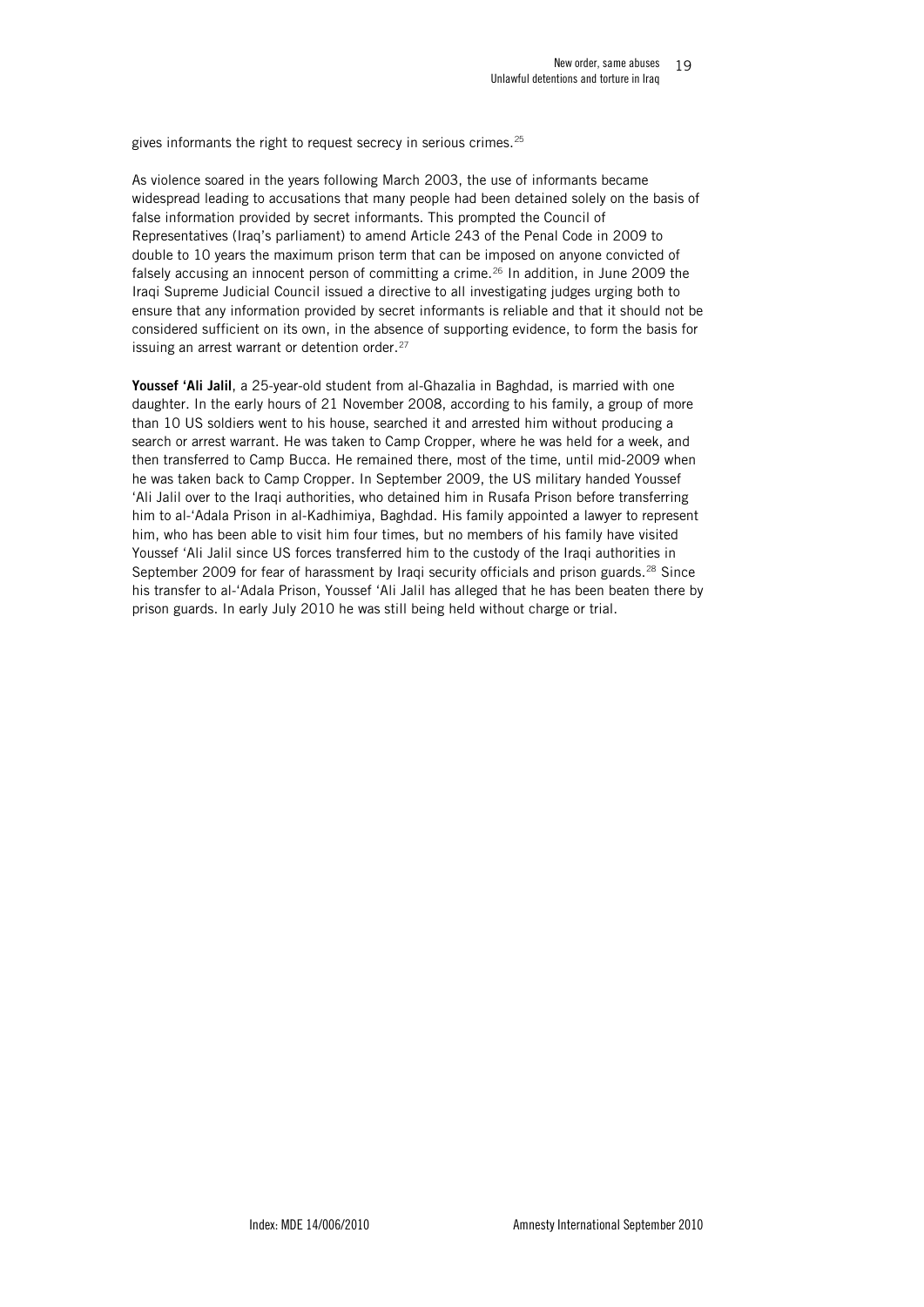gives informants the right to request secrecy in serious crimes.[25]

As violence soared in the years following March 2003, the use of informants became widespread leading to accusations that many people had been detained solely on the basis of false information provided by secret informants. This prompted the Council of Representatives (Iraq's parliament) to amend Article 243 of the Penal Code in 2009 to double to 10 years the maximum prison term that can be imposed on anyone convicted of falsely accusing an innocent person of committing a crime.[26] In addition, in June 2009 the Iraqi Supreme Judicial Council issued a directive to all investigating judges urging both to ensure that any information provided by secret informants is reliable and that it should not be considered sufficient on its own, in the absence of supporting evidence, to form the basis for issuing an arrest warrant or detention order.[27]

**Youssef 'Ali Jalil**, a 25-year-old student from al-Ghazalia in Baghdad, is married with one daughter. In the early hours of 21 November 2008, according to his family, a group of more than 10 US soldiers went to his house, searched it and arrested him without producing a search or arrest warrant. He was taken to Camp Cropper, where he was held for a week, and then transferred to Camp Bucca. He remained there, most of the time, until mid-2009 when he was taken back to Camp Cropper. In September 2009, the US military handed Youssef 'Ali Jalil over to the Iraqi authorities, who detained him in Rusafa Prison before transferring him to al-'Adala Prison in al-Kadhimiya, Baghdad. His family appointed a lawyer to represent him, who has been able to visit him four times, but no members of his family have visited Youssef 'Ali Jalil since US forces transferred him to the custody of the Iraqi authorities in September 2009 for fear of harassment by Iraqi security officials and prison guards.[28] Since his transfer to al-'Adala Prison, Youssef 'Ali Jalil has alleged that he has been beaten there by prison guards. In early July 2010 he was still being held without charge or trial.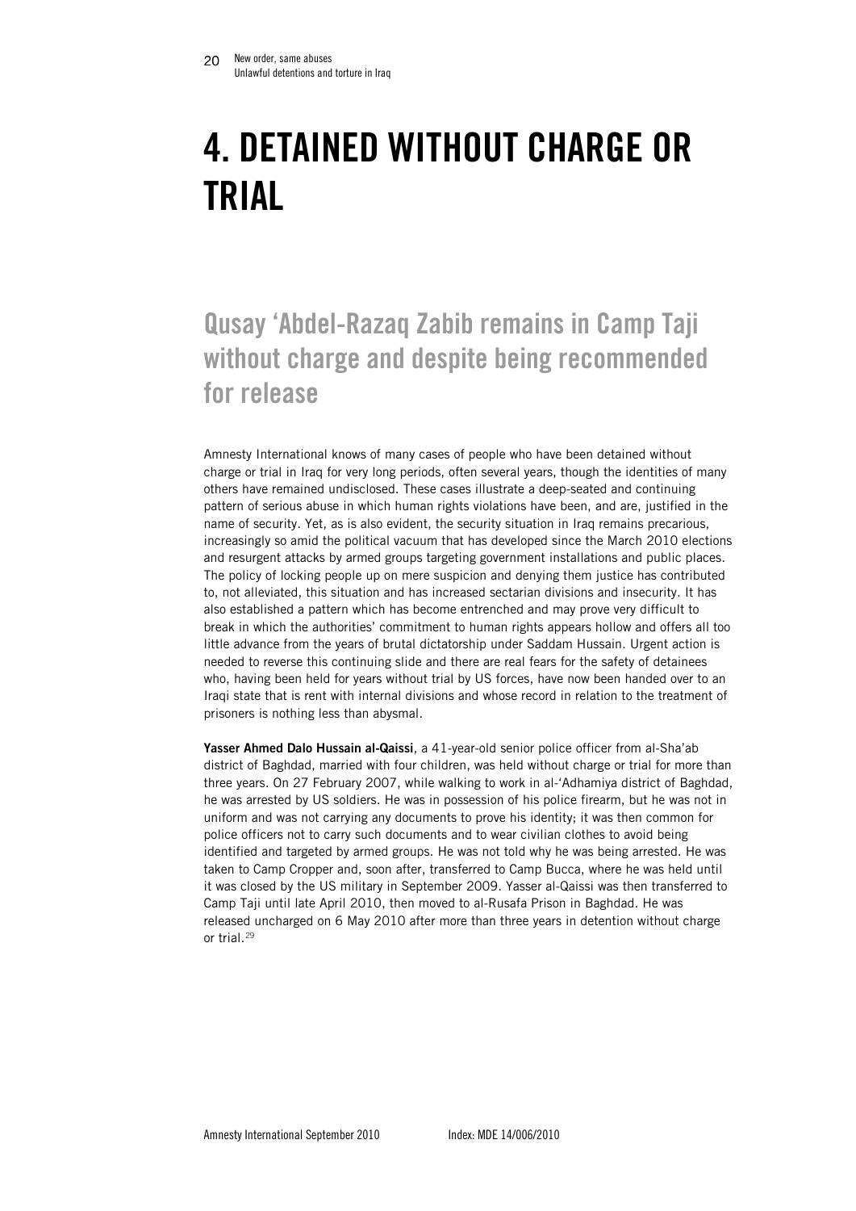# 4. DETAINED WITHOUT CHARGE OR TRIAL

## Qusay 'Abdel-Razaq Zabib remains in Camp Taji without charge and despite being recommended for release

Amnesty International knows of many cases of people who have been detained without charge or trial in Iraq for very long periods, often several years, though the identities of many others have remained undisclosed. These cases illustrate a deep-seated and continuing pattern of serious abuse in which human rights violations have been, and are, justified in the name of security. Yet, as is also evident, the security situation in Iraq remains precarious, increasingly so amid the political vacuum that has developed since the March 2010 elections and resurgent attacks by armed groups targeting government installations and public places. The policy of locking people up on mere suspicion and denying them justice has contributed to, not alleviated, this situation and has increased sectarian divisions and insecurity. It has also established a pattern which has become entrenched and may prove very difficult to break in which the authorities' commitment to human rights appears hollow and offers all too little advance from the years of brutal dictatorship under Saddam Hussain. Urgent action is needed to reverse this continuing slide and there are real fears for the safety of detainees who, having been held for years without trial by US forces, have now been handed over to an Iraqi state that is rent with internal divisions and whose record in relation to the treatment of prisoners is nothing less than abysmal.

**Yasser Ahmed Dalo Hussain al-Qaissi**, a 41-year-old senior police officer from al-Sha'ab district of Baghdad, married with four children, was held without charge or trial for more than three years. On 27 February 2007, while walking to work in al-'Adhamiya district of Baghdad, he was arrested by US soldiers. He was in possession of his police firearm, but he was not in uniform and was not carrying any documents to prove his identity; it was then common for police officers not to carry such documents and to wear civilian clothes to avoid being identified and targeted by armed groups. He was not told why he was being arrested. He was taken to Camp Cropper and, soon after, transferred to Camp Bucca, where he was held until it was closed by the US military in September 2009. Yasser al-Qaissi was then transferred to Camp Taji until late April 2010, then moved to al-Rusafa Prison in Baghdad. He was released uncharged on 6 May 2010 after more than three years in detention without charge or trial.[29]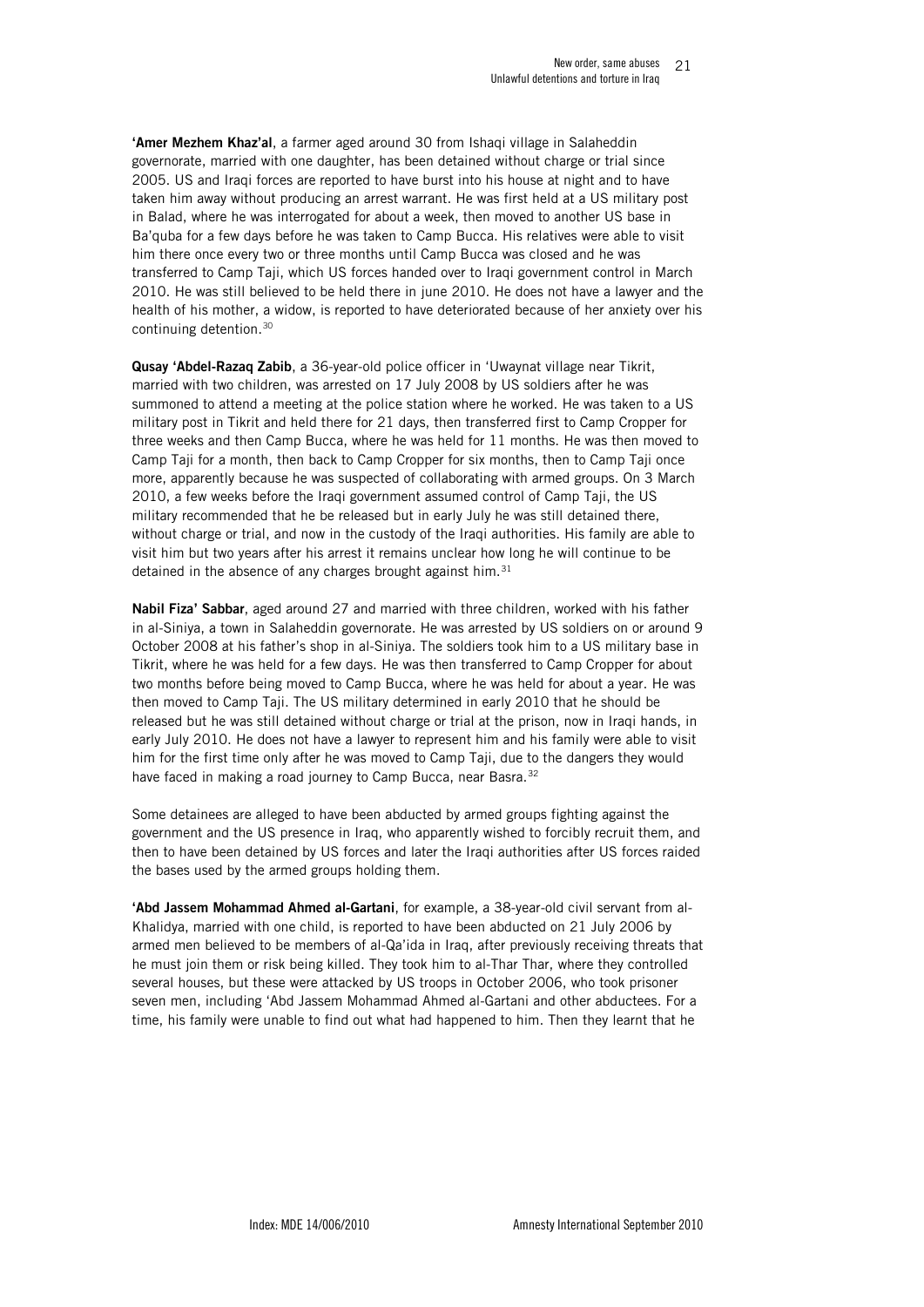**'Amer Mezhem Khaz'al**, a farmer aged around 30 from Ishaqi village in Salaheddin governorate, married with one daughter, has been detained without charge or trial since 2005. US and Iraqi forces are reported to have burst into his house at night and to have taken him away without producing an arrest warrant. He was first held at a US military post in Balad, where he was interrogated for about a week, then moved to another US base in Ba'quba for a few days before he was taken to Camp Bucca. His relatives were able to visit him there once every two or three months until Camp Bucca was closed and he was transferred to Camp Taji, which US forces handed over to Iraqi government control in March 2010. He was still believed to be held there in june 2010. He does not have a lawyer and the health of his mother, a widow, is reported to have deteriorated because of her anxiety over his continuing detention.[30]

**Qusay 'Abdel-Razaq Zabib**, a 36-year-old police officer in 'Uwaynat village near Tikrit, married with two children, was arrested on 17 July 2008 by US soldiers after he was summoned to attend a meeting at the police station where he worked. He was taken to a US military post in Tikrit and held there for 21 days, then transferred first to Camp Cropper for three weeks and then Camp Bucca, where he was held for 11 months. He was then moved to Camp Taji for a month, then back to Camp Cropper for six months, then to Camp Taji once more, apparently because he was suspected of collaborating with armed groups. On 3 March 2010, a few weeks before the Iraqi government assumed control of Camp Taji, the US military recommended that he be released but in early July he was still detained there, without charge or trial, and now in the custody of the Iraqi authorities. His family are able to visit him but two years after his arrest it remains unclear how long he will continue to be detained in the absence of any charges brought against him.[31]

**Nabil Fiza' Sabbar**, aged around 27 and married with three children, worked with his father in al-Siniya, a town in Salaheddin governorate. He was arrested by US soldiers on or around 9 October 2008 at his father's shop in al-Siniya. The soldiers took him to a US military base in Tikrit, where he was held for a few days. He was then transferred to Camp Cropper for about two months before being moved to Camp Bucca, where he was held for about a year. He was then moved to Camp Taji. The US military determined in early 2010 that he should be released but he was still detained without charge or trial at the prison, now in Iraqi hands, in early July 2010. He does not have a lawyer to represent him and his family were able to visit him for the first time only after he was moved to Camp Taji, due to the dangers they would have faced in making a road journey to Camp Bucca, near Basra.[32]

Some detainees are alleged to have been abducted by armed groups fighting against the government and the US presence in Iraq, who apparently wished to forcibly recruit them, and then to have been detained by US forces and later the Iraqi authorities after US forces raided the bases used by the armed groups holding them.

**'Abd Jassem Mohammad Ahmed al-Gartani**, for example, a 38-year-old civil servant from al-Khalidya, married with one child, is reported to have been abducted on 21 July 2006 by armed men believed to be members of al-Qa'ida in Iraq, after previously receiving threats that he must join them or risk being killed. They took him to al-Thar Thar, where they controlled several houses, but these were attacked by US troops in October 2006, who took prisoner seven men, including 'Abd Jassem Mohammad Ahmed al-Gartani and other abductees. For a time, his family were unable to find out what had happened to him. Then they learnt that he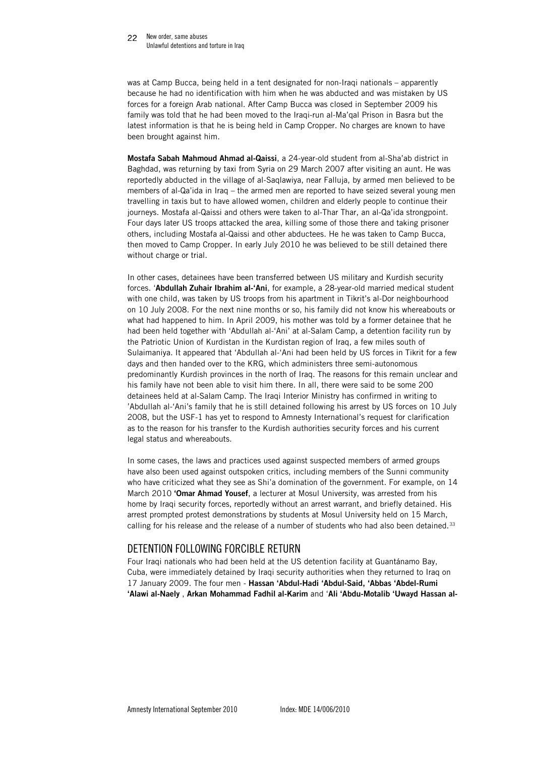was at Camp Bucca, being held in a tent designated for non-Iraqi nationals – apparently because he had no identification with him when he was abducted and was mistaken by US forces for a foreign Arab national. After Camp Bucca was closed in September 2009 his family was told that he had been moved to the Iraqi-run al-Ma'qal Prison in Basra but the latest information is that he is being held in Camp Cropper. No charges are known to have been brought against him.

**Mostafa Sabah Mahmoud Ahmad al-Qaissi**, a 24-year-old student from al-Sha'ab district in Baghdad, was returning by taxi from Syria on 29 March 2007 after visiting an aunt. He was reportedly abducted in the village of al-Saqlawiya, near Falluja, by armed men believed to be members of al-Qa'ida in Iraq – the armed men are reported to have seized several young men travelling in taxis but to have allowed women, children and elderly people to continue their journeys. Mostafa al-Qaissi and others were taken to al-Thar Thar, an al-Qa'ida strongpoint. Four days later US troops attacked the area, killing some of those there and taking prisoner others, including Mostafa al-Qaissi and other abductees. He he was taken to Camp Bucca, then moved to Camp Cropper. In early July 2010 he was believed to be still detained there without charge or trial.

In other cases, detainees have been transferred between US military and Kurdish security forces. '**Abdullah Zuhair Ibrahim al-'Ani**, for example, a 28-year-old married medical student with one child, was taken by US troops from his apartment in Tikrit's al-Dor neighbourhood on 10 July 2008. For the next nine months or so, his family did not know his whereabouts or what had happened to him. In April 2009, his mother was told by a former detainee that he had been held together with 'Abdullah al-'Ani' at al-Salam Camp, a detention facility run by the Patriotic Union of Kurdistan in the Kurdistan region of Iraq, a few miles south of Sulaimaniya. It appeared that 'Abdullah al-'Ani had been held by US forces in Tikrit for a few days and then handed over to the KRG, which administers three semi-autonomous predominantly Kurdish provinces in the north of Iraq. The reasons for this remain unclear and his family have not been able to visit him there. In all, there were said to be some 200 detainees held at al-Salam Camp. The Iraqi Interior Ministry has confirmed in writing to 'Abdullah al-'Ani's family that he is still detained following his arrest by US forces on 10 July 2008, but the USF-1 has yet to respond to Amnesty International's request for clarification as to the reason for his transfer to the Kurdish authorities security forces and his current legal status and whereabouts.

In some cases, the laws and practices used against suspected members of armed groups have also been used against outspoken critics, including members of the Sunni community who have criticized what they see as Shi'a domination of the government. For example, on 14 March 2010 **'Omar Ahmad Yousef**, a lecturer at Mosul University, was arrested from his home by Iraqi security forces, reportedly without an arrest warrant, and briefly detained. His arrest prompted protest demonstrations by students at Mosul University held on 15 March, calling for his release and the release of a number of students who had also been detained.[33]

## DETENTION FOLLOWING FORCIBLE RETURN

Four Iraqi nationals who had been held at the US detention facility at Guantánamo Bay, Cuba, were immediately detained by Iraqi security authorities when they returned to Iraq on 17 January 2009. The four men - **Hassan 'Abdul-Hadi 'Abdul-Said, 'Abbas 'Abdel-Rumi 'Alawi al-Naely** , **Arkan Mohammad Fadhil al-Karim** and '**Ali 'Abdu-Motalib 'Uwayd Hassan al-**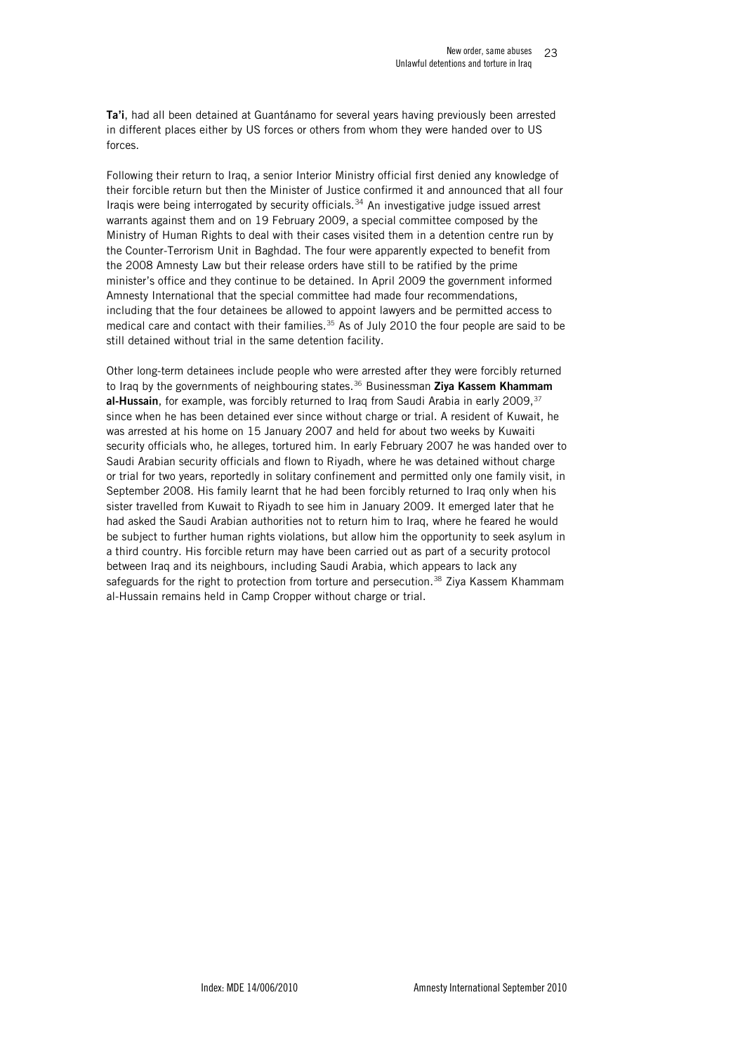**Ta'i**, had all been detained at Guantánamo for several years having previously been arrested in different places either by US forces or others from whom they were handed over to US forces.

Following their return to Iraq, a senior Interior Ministry official first denied any knowledge of their forcible return but then the Minister of Justice confirmed it and announced that all four Iraqis were being interrogated by security officials.[34] An investigative judge issued arrest warrants against them and on 19 February 2009, a special committee composed by the Ministry of Human Rights to deal with their cases visited them in a detention centre run by the Counter-Terrorism Unit in Baghdad. The four were apparently expected to benefit from the 2008 Amnesty Law but their release orders have still to be ratified by the prime minister's office and they continue to be detained. In April 2009 the government informed Amnesty International that the special committee had made four recommendations, including that the four detainees be allowed to appoint lawyers and be permitted access to medical care and contact with their families.[35] As of July 2010 the four people are said to be still detained without trial in the same detention facility.

Other long-term detainees include people who were arrested after they were forcibly returned to Iraq by the governments of neighbouring states.[36] Businessman **Ziya Kassem Khammam al-Hussain**, for example, was forcibly returned to Iraq from Saudi Arabia in early 2009,[37] since when he has been detained ever since without charge or trial. A resident of Kuwait, he was arrested at his home on 15 January 2007 and held for about two weeks by Kuwaiti security officials who, he alleges, tortured him. In early February 2007 he was handed over to Saudi Arabian security officials and flown to Riyadh, where he was detained without charge or trial for two years, reportedly in solitary confinement and permitted only one family visit, in September 2008. His family learnt that he had been forcibly returned to Iraq only when his sister travelled from Kuwait to Riyadh to see him in January 2009. It emerged later that he had asked the Saudi Arabian authorities not to return him to Iraq, where he feared he would be subject to further human rights violations, but allow him the opportunity to seek asylum in a third country. His forcible return may have been carried out as part of a security protocol between Iraq and its neighbours, including Saudi Arabia, which appears to lack any safeguards for the right to protection from torture and persecution.[38] Ziya Kassem Khammam al-Hussain remains held in Camp Cropper without charge or trial.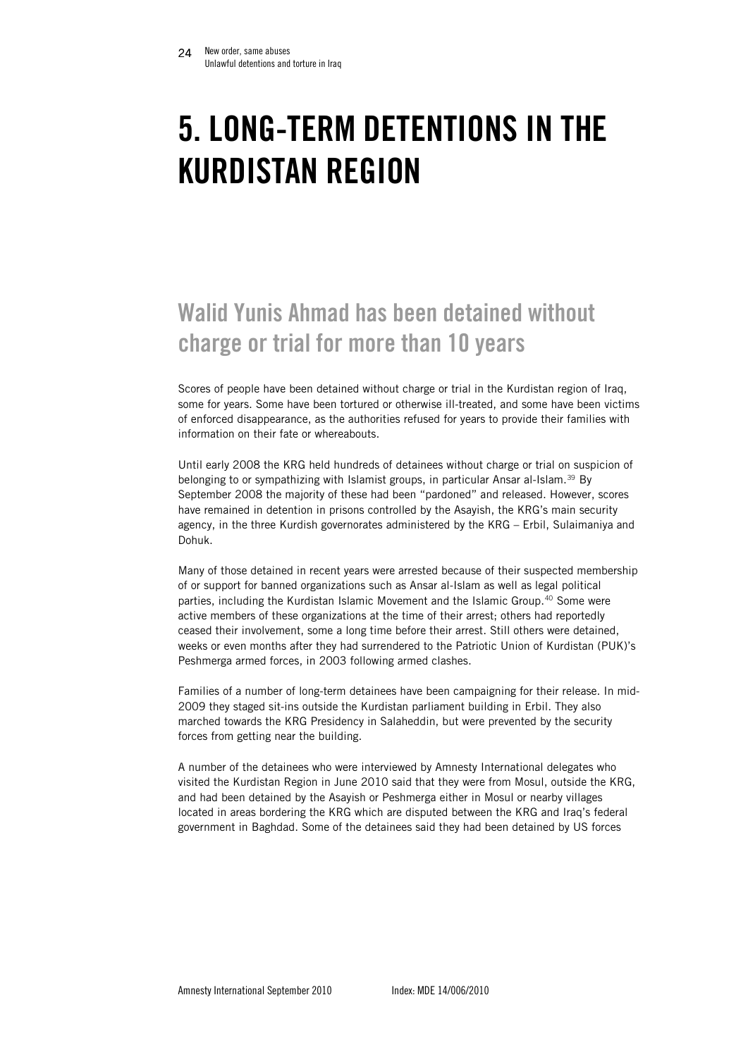# 5. LONG-TERM DETENTIONS IN THE KURDISTAN REGION

## Walid Yunis Ahmad has been detained without charge or trial for more than 10 years

Scores of people have been detained without charge or trial in the Kurdistan region of Iraq, some for years. Some have been tortured or otherwise ill-treated, and some have been victims of enforced disappearance, as the authorities refused for years to provide their families with information on their fate or whereabouts.

Until early 2008 the KRG held hundreds of detainees without charge or trial on suspicion of belonging to or sympathizing with Islamist groups, in particular Ansar al-Islam.[39] By September 2008 the majority of these had been "pardoned" and released. However, scores have remained in detention in prisons controlled by the Asayish, the KRG's main security agency, in the three Kurdish governorates administered by the KRG – Erbil, Sulaimaniya and Dohuk.

Many of those detained in recent years were arrested because of their suspected membership of or support for banned organizations such as Ansar al-Islam as well as legal political parties, including the Kurdistan Islamic Movement and the Islamic Group.[40] Some were active members of these organizations at the time of their arrest; others had reportedly ceased their involvement, some a long time before their arrest. Still others were detained, weeks or even months after they had surrendered to the Patriotic Union of Kurdistan (PUK)'s Peshmerga armed forces, in 2003 following armed clashes.

Families of a number of long-term detainees have been campaigning for their release. In mid-2009 they staged sit-ins outside the Kurdistan parliament building in Erbil. They also marched towards the KRG Presidency in Salaheddin, but were prevented by the security forces from getting near the building.

A number of the detainees who were interviewed by Amnesty International delegates who visited the Kurdistan Region in June 2010 said that they were from Mosul, outside the KRG, and had been detained by the Asayish or Peshmerga either in Mosul or nearby villages located in areas bordering the KRG which are disputed between the KRG and Iraq's federal government in Baghdad. Some of the detainees said they had been detained by US forces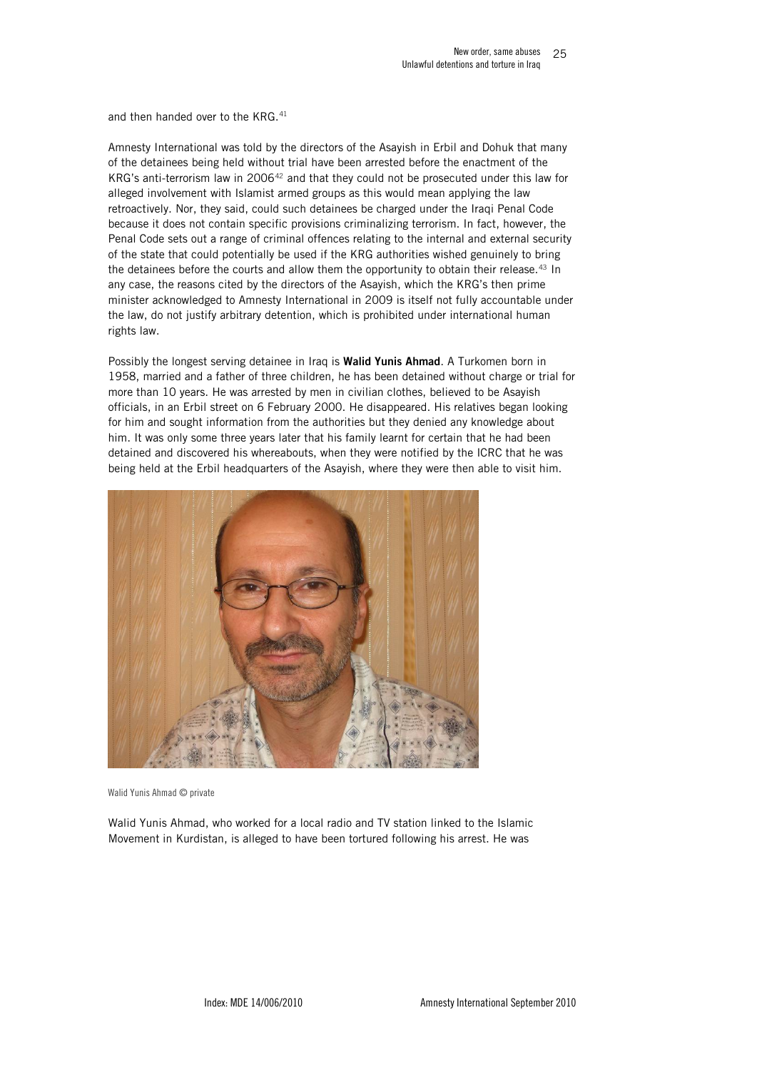and then handed over to the KRG.[41]

Amnesty International was told by the directors of the Asayish in Erbil and Dohuk that many of the detainees being held without trial have been arrested before the enactment of the KRG's anti-terrorism law in 2006[42] and that they could not be prosecuted under this law for alleged involvement with Islamist armed groups as this would mean applying the law retroactively. Nor, they said, could such detainees be charged under the Iraqi Penal Code because it does not contain specific provisions criminalizing terrorism. In fact, however, the Penal Code sets out a range of criminal offences relating to the internal and external security of the state that could potentially be used if the KRG authorities wished genuinely to bring the detainees before the courts and allow them the opportunity to obtain their release.[43] In any case, the reasons cited by the directors of the Asayish, which the KRG's then prime minister acknowledged to Amnesty International in 2009 is itself not fully accountable under the law, do not justify arbitrary detention, which is prohibited under international human rights law.

Possibly the longest serving detainee in Iraq is **Walid Yunis Ahmad**. A Turkomen born in 1958, married and a father of three children, he has been detained without charge or trial for more than 10 years. He was arrested by men in civilian clothes, believed to be Asayish officials, in an Erbil street on 6 February 2000. He disappeared. His relatives began looking for him and sought information from the authorities but they denied any knowledge about him. It was only some three years later that his family learnt for certain that he had been detained and discovered his whereabouts, when they were notified by the ICRC that he was being held at the Erbil headquarters of the Asayish, where they were then able to visit him.

Walid Yunis Ahmad © private

Walid Yunis Ahmad, who worked for a local radio and TV station linked to the Islamic Movement in Kurdistan, is alleged to have been tortured following his arrest. He was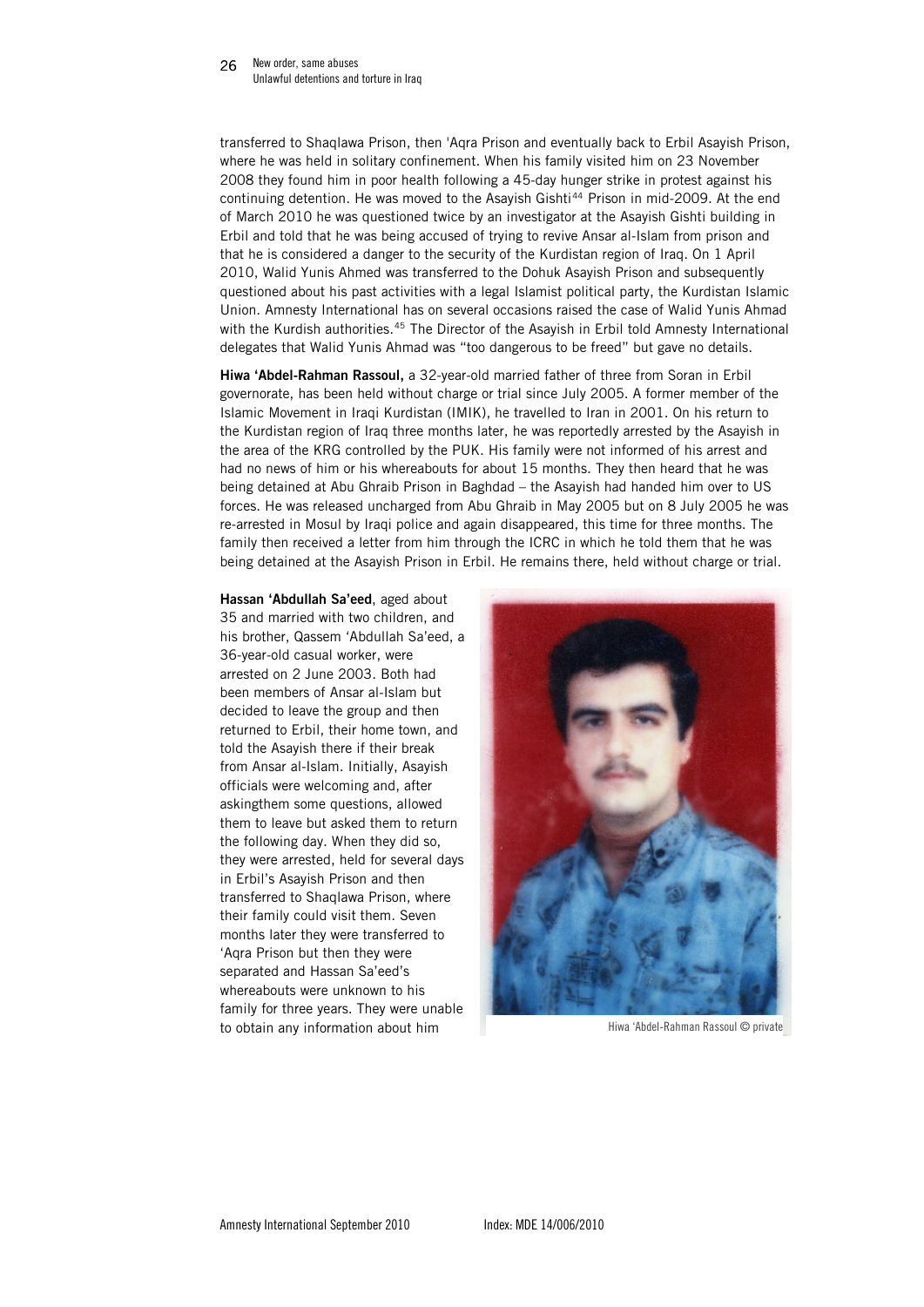transferred to Shaqlawa Prison, then 'Aqra Prison and eventually back to Erbil Asayish Prison, where he was held in solitary confinement. When his family visited him on 23 November 2008 they found him in poor health following a 45-day hunger strike in protest against his continuing detention. He was moved to the Asayish Gishti[44] Prison in mid-2009. At the end of March 2010 he was questioned twice by an investigator at the Asayish Gishti building in Erbil and told that he was being accused of trying to revive Ansar al-Islam from prison and that he is considered a danger to the security of the Kurdistan region of Iraq. On 1 April 2010, Walid Yunis Ahmed was transferred to the Dohuk Asayish Prison and subsequently questioned about his past activities with a legal Islamist political party, the Kurdistan Islamic Union. Amnesty International has on several occasions raised the case of Walid Yunis Ahmad with the Kurdish authorities.[45] The Director of the Asayish in Erbil told Amnesty International delegates that Walid Yunis Ahmad was "too dangerous to be freed" but gave no details.

**Hiwa 'Abdel-Rahman Rassoul,** a 32-year-old married father of three from Soran in Erbil governorate, has been held without charge or trial since July 2005. A former member of the Islamic Movement in Iraqi Kurdistan (IMIK), he travelled to Iran in 2001. On his return to the Kurdistan region of Iraq three months later, he was reportedly arrested by the Asayish in the area of the KRG controlled by the PUK. His family were not informed of his arrest and had no news of him or his whereabouts for about 15 months. They then heard that he was being detained at Abu Ghraib Prison in Baghdad – the Asayish had handed him over to US forces. He was released uncharged from Abu Ghraib in May 2005 but on 8 July 2005 he was re-arrested in Mosul by Iraqi police and again disappeared, this time for three months. The family then received a letter from him through the ICRC in which he told them that he was being detained at the Asayish Prison in Erbil. He remains there, held without charge or trial.

**Hassan 'Abdullah Sa'eed**, aged about 35 and married with two children, and his brother, Qassem 'Abdullah Sa'eed, a 36-year-old casual worker, were arrested on 2 June 2003. Both had been members of Ansar al-Islam but decided to leave the group and then returned to Erbil, their home town, and told the Asayish there if their break from Ansar al-Islam. Initially, Asayish officials were welcoming and, after askingthem some questions, allowed them to leave but asked them to return the following day. When they did so, they were arrested, held for several days in Erbil's Asayish Prison and then transferred to Shaqlawa Prison, where their family could visit them. Seven months later they were transferred to 'Aqra Prison but then they were separated and Hassan Sa'eed's whereabouts were unknown to his family for three years. They were unable to obtain any information about him

Hiwa 'Abdel-Rahman Rassoul © private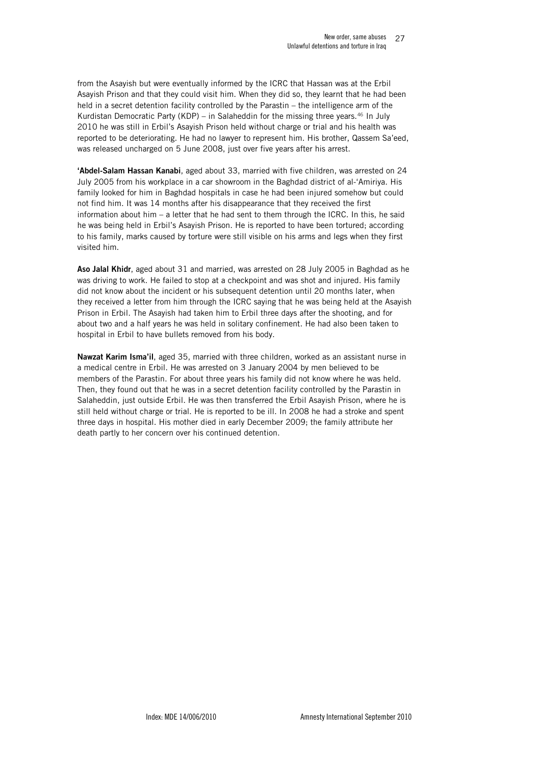from the Asayish but were eventually informed by the ICRC that Hassan was at the Erbil Asayish Prison and that they could visit him. When they did so, they learnt that he had been held in a secret detention facility controlled by the Parastin – the intelligence arm of the Kurdistan Democratic Party (KDP) – in Salaheddin for the missing three years.[46] In July 2010 he was still in Erbil's Asayish Prison held without charge or trial and his health was reported to be deteriorating. He had no lawyer to represent him. His brother, Qassem Sa'eed, was released uncharged on 5 June 2008, just over five years after his arrest.

**'Abdel-Salam Hassan Kanabi**, aged about 33, married with five children, was arrested on 24 July 2005 from his workplace in a car showroom in the Baghdad district of al-'Amiriya. His family looked for him in Baghdad hospitals in case he had been injured somehow but could not find him. It was 14 months after his disappearance that they received the first information about him – a letter that he had sent to them through the ICRC. In this, he said he was being held in Erbil's Asayish Prison. He is reported to have been tortured; according to his family, marks caused by torture were still visible on his arms and legs when they first visited him.

**Aso Jalal Khidr**, aged about 31 and married, was arrested on 28 July 2005 in Baghdad as he was driving to work. He failed to stop at a checkpoint and was shot and injured. His family did not know about the incident or his subsequent detention until 20 months later, when they received a letter from him through the ICRC saying that he was being held at the Asayish Prison in Erbil. The Asayish had taken him to Erbil three days after the shooting, and for about two and a half years he was held in solitary confinement. He had also been taken to hospital in Erbil to have bullets removed from his body.

**Nawzat Karim Isma'il**, aged 35, married with three children, worked as an assistant nurse in a medical centre in Erbil. He was arrested on 3 January 2004 by men believed to be members of the Parastin. For about three years his family did not know where he was held. Then, they found out that he was in a secret detention facility controlled by the Parastin in Salaheddin, just outside Erbil. He was then transferred the Erbil Asayish Prison, where he is still held without charge or trial. He is reported to be ill. In 2008 he had a stroke and spent three days in hospital. His mother died in early December 2009; the family attribute her death partly to her concern over his continued detention.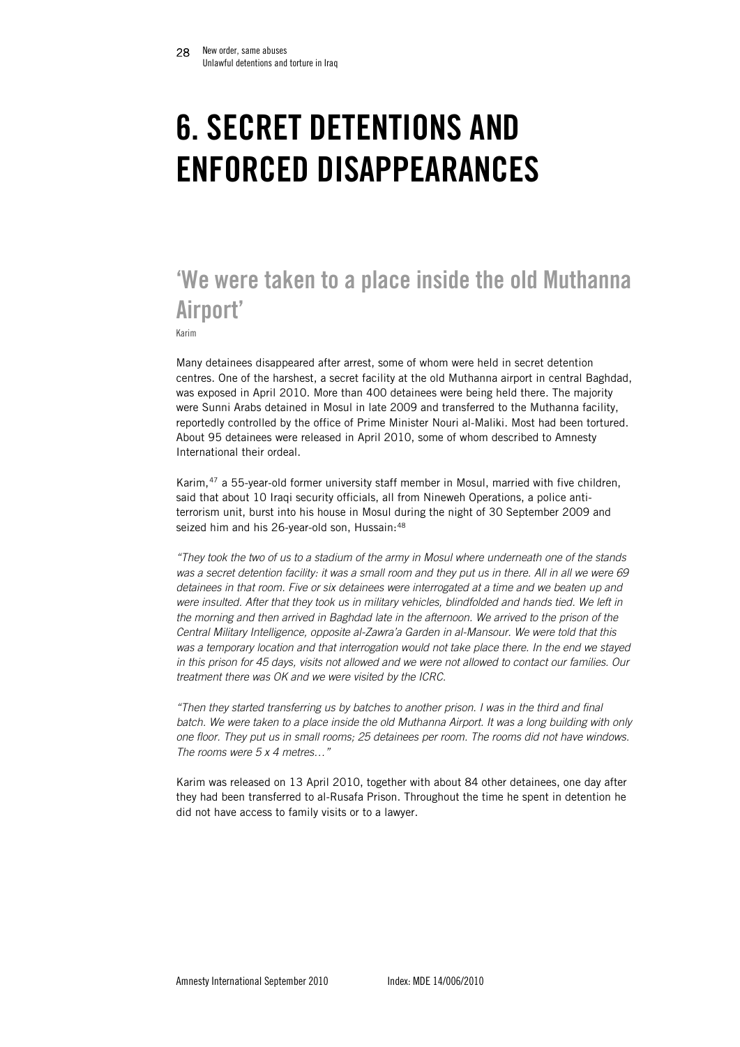# 6. SECRET DETENTIONS AND ENFORCED DISAPPEARANCES

## 'We were taken to a place inside the old Muthanna Airport'

Karim

Many detainees disappeared after arrest, some of whom were held in secret detention centres. One of the harshest, a secret facility at the old Muthanna airport in central Baghdad, was exposed in April 2010. More than 400 detainees were being held there. The majority were Sunni Arabs detained in Mosul in late 2009 and transferred to the Muthanna facility, reportedly controlled by the office of Prime Minister Nouri al-Maliki. Most had been tortured. About 95 detainees were released in April 2010, some of whom described to Amnesty International their ordeal.

Karim,[47] a 55-year-old former university staff member in Mosul, married with five children, said that about 10 Iraqi security officials, all from Nineweh Operations, a police anti-terrorism unit, burst into his house in Mosul during the night of 30 September 2009 and seized him and his 26-year-old son, Hussain:[48]

*"They took the two of us to a stadium of the army in Mosul where underneath one of the stands was a secret detention facility: it was a small room and they put us in there. All in all we were 69 detainees in that room. Five or six detainees were interrogated at a time and we beaten up and were insulted. After that they took us in military vehicles, blindfolded and hands tied. We left in the morning and then arrived in Baghdad late in the afternoon. We arrived to the prison of the Central Military Intelligence, opposite al-Zawra'a Garden in al-Mansour. We were told that this was a temporary location and that interrogation would not take place there. In the end we stayed in this prison for 45 days, visits not allowed and we were not allowed to contact our families. Our treatment there was OK and we were visited by the ICRC.*

*"Then they started transferring us by batches to another prison. I was in the third and final batch. We were taken to a place inside the old Muthanna Airport. It was a long building with only one floor. They put us in small rooms; 25 detainees per room. The rooms did not have windows. The rooms were 5 x 4 metres…"*

Karim was released on 13 April 2010, together with about 84 other detainees, one day after they had been transferred to al-Rusafa Prison. Throughout the time he spent in detention he did not have access to family visits or to a lawyer.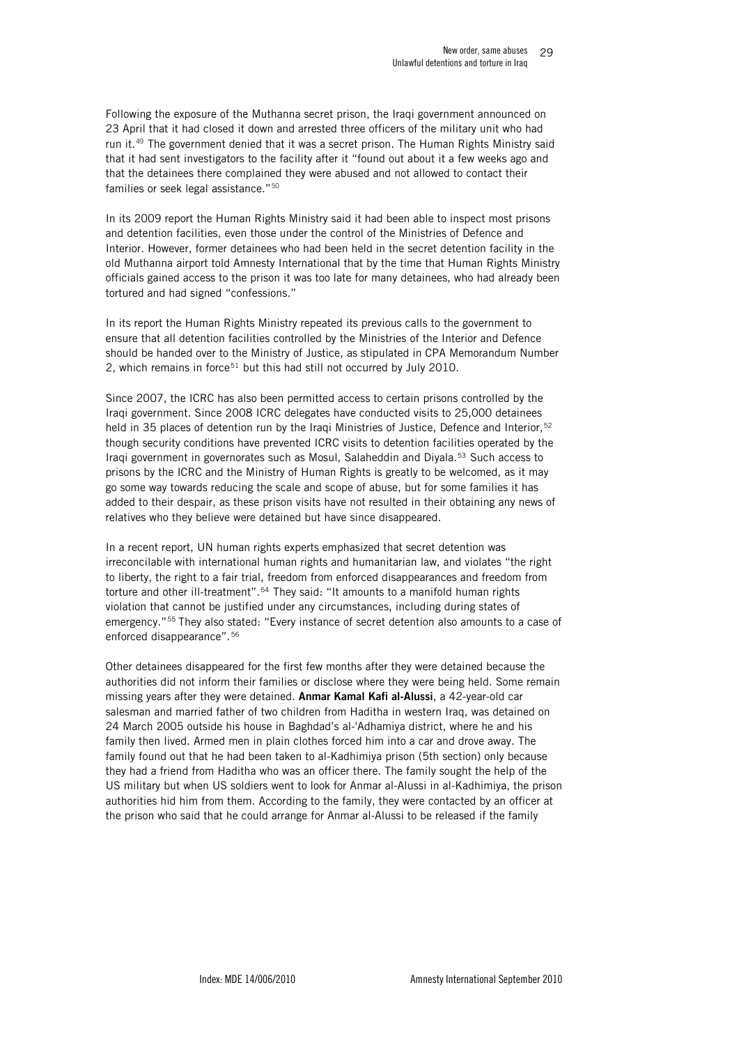Following the exposure of the Muthanna secret prison, the Iraqi government announced on 23 April that it had closed it down and arrested three officers of the military unit who had run it.[49] The government denied that it was a secret prison. The Human Rights Ministry said that it had sent investigators to the facility after it "found out about it a few weeks ago and that the detainees there complained they were abused and not allowed to contact their families or seek legal assistance."[50]

In its 2009 report the Human Rights Ministry said it had been able to inspect most prisons and detention facilities, even those under the control of the Ministries of Defence and Interior. However, former detainees who had been held in the secret detention facility in the old Muthanna airport told Amnesty International that by the time that Human Rights Ministry officials gained access to the prison it was too late for many detainees, who had already been tortured and had signed "confessions."

In its report the Human Rights Ministry repeated its previous calls to the government to ensure that all detention facilities controlled by the Ministries of the Interior and Defence should be handed over to the Ministry of Justice, as stipulated in CPA Memorandum Number 2, which remains in force[51] but this had still not occurred by July 2010.

Since 2007, the ICRC has also been permitted access to certain prisons controlled by the Iraqi government. Since 2008 ICRC delegates have conducted visits to 25,000 detainees held in 35 places of detention run by the Iraqi Ministries of Justice, Defence and Interior,[52] though security conditions have prevented ICRC visits to detention facilities operated by the Iraqi government in governorates such as Mosul, Salaheddin and Diyala.[53] Such access to prisons by the ICRC and the Ministry of Human Rights is greatly to be welcomed, as it may go some way towards reducing the scale and scope of abuse, but for some families it has added to their despair, as these prison visits have not resulted in their obtaining any news of relatives who they believe were detained but have since disappeared.

In a recent report, UN human rights experts emphasized that secret detention was irreconcilable with international human rights and humanitarian law, and violates "the right to liberty, the right to a fair trial, freedom from enforced disappearances and freedom from torture and other ill-treatment".[54] They said: "It amounts to a manifold human rights violation that cannot be justified under any circumstances, including during states of emergency."[55] They also stated: "Every instance of secret detention also amounts to a case of enforced disappearance".[56]

Other detainees disappeared for the first few months after they were detained because the authorities did not inform their families or disclose where they were being held. Some remain missing years after they were detained. **Anmar Kamal Kafi al-Alussi**, a 42-year-old car salesman and married father of two children from Haditha in western Iraq, was detained on 24 March 2005 outside his house in Baghdad's al-'Adhamiya district, where he and his family then lived. Armed men in plain clothes forced him into a car and drove away. The family found out that he had been taken to al-Kadhimiya prison (5th section) only because they had a friend from Haditha who was an officer there. The family sought the help of the US military but when US soldiers went to look for Anmar al-Alussi in al-Kadhimiya, the prison authorities hid him from them. According to the family, they were contacted by an officer at the prison who said that he could arrange for Anmar al-Alussi to be released if the family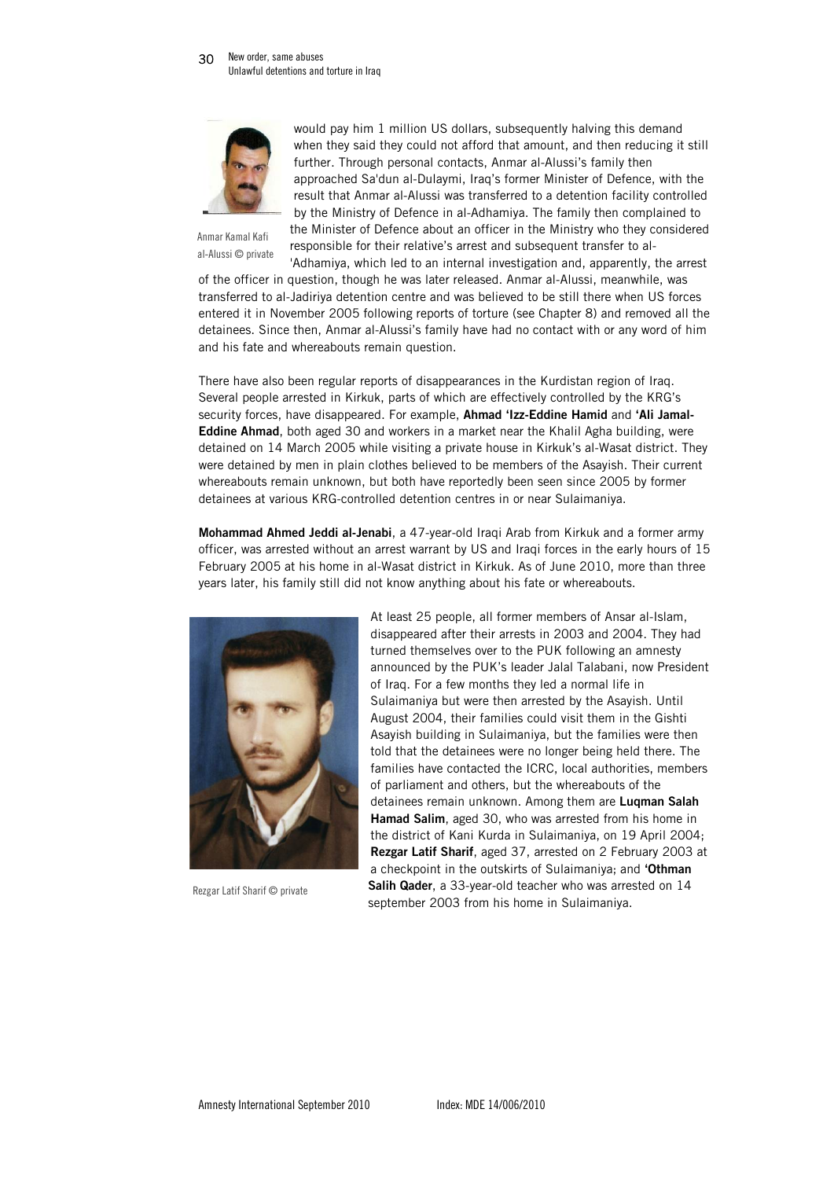would pay him 1 million US dollars, subsequently halving this demand when they said they could not afford that amount, and then reducing it still further. Through personal contacts, Anmar al-Alussi's family then approached Sa'dun al-Dulaymi, Iraq's former Minister of Defence, with the result that Anmar al-Alussi was transferred to a detention facility controlled by the Ministry of Defence in al-Adhamiya. The family then complained to the Minister of Defence about an officer in the Ministry who they considered responsible for their relative's arrest and subsequent transfer to al-'Adhamiya, which led to an internal investigation and, apparently, the arrest of the officer in question, though he was later released. Anmar al-Alussi, meanwhile, was transferred to al-Jadiriya detention centre and was believed to be still there when US forces entered it in November 2005 following reports of torture (see Chapter 8) and removed all the detainees. Since then, Anmar al-Alussi's family have had no contact with or any word of him and his fate and whereabouts remain question.

Anmar Kamal Kafi al-Alussi © private

There have also been regular reports of disappearances in the Kurdistan region of Iraq. Several people arrested in Kirkuk, parts of which are effectively controlled by the KRG's security forces, have disappeared. For example, **Ahmad 'Izz-Eddine Hamid** and **'Ali Jamal-Eddine Ahmad**, both aged 30 and workers in a market near the Khalil Agha building, were detained on 14 March 2005 while visiting a private house in Kirkuk's al-Wasat district. They were detained by men in plain clothes believed to be members of the Asayish. Their current whereabouts remain unknown, but both have reportedly been seen since 2005 by former detainees at various KRG-controlled detention centres in or near Sulaimaniya.

**Mohammad Ahmed Jeddi al-Jenabi**, a 47-year-old Iraqi Arab from Kirkuk and a former army officer, was arrested without an arrest warrant by US and Iraqi forces in the early hours of 15 February 2005 at his home in al-Wasat district in Kirkuk. As of June 2010, more than three years later, his family still did not know anything about his fate or whereabouts.

At least 25 people, all former members of Ansar al-Islam, disappeared after their arrests in 2003 and 2004. They had turned themselves over to the PUK following an amnesty announced by the PUK's leader Jalal Talabani, now President of Iraq. For a few months they led a normal life in Sulaimaniya but were then arrested by the Asayish. Until August 2004, their families could visit them in the Gishti Asayish building in Sulaimaniya, but the families were then told that the detainees were no longer being held there. The families have contacted the ICRC, local authorities, members of parliament and others, but the whereabouts of the detainees remain unknown. Among them are **Luqman Salah Hamad Salim**, aged 30, who was arrested from his home in the district of Kani Kurda in Sulaimaniya, on 19 April 2004; **Rezgar Latif Sharif**, aged 37, arrested on 2 February 2003 at a checkpoint in the outskirts of Sulaimaniya; and **'Othman Salih Qader**, a 33-year-old teacher who was arrested on 14 september 2003 from his home in Sulaimaniya.

Rezgar Latif Sharif © private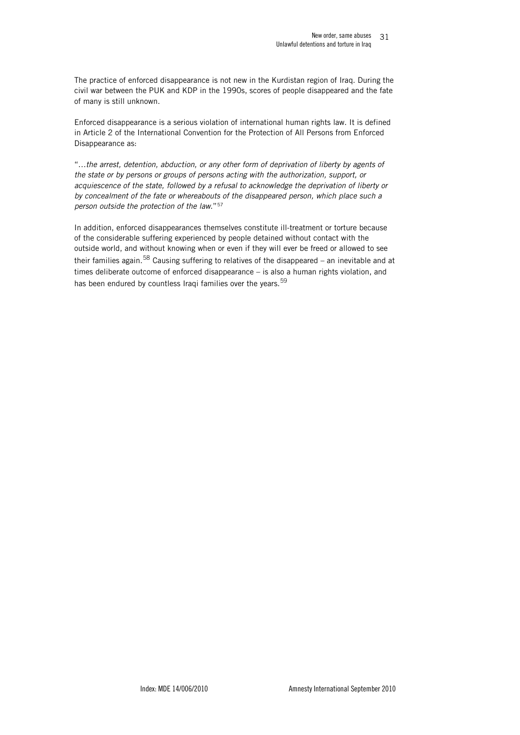The practice of enforced disappearance is not new in the Kurdistan region of Iraq. During the civil war between the PUK and KDP in the 1990s, scores of people disappeared and the fate of many is still unknown.

Enforced disappearance is a serious violation of international human rights law. It is defined in Article 2 of the International Convention for the Protection of All Persons from Enforced Disappearance as:

"*…the arrest, detention, abduction, or any other form of deprivation of liberty by agents of the state or by persons or groups of persons acting with the authorization, support, or acquiescence of the state, followed by a refusal to acknowledge the deprivation of liberty or by concealment of the fate or whereabouts of the disappeared person, which place such a person outside the protection of the law.*"[57]

In addition, enforced disappearances themselves constitute ill-treatment or torture because of the considerable suffering experienced by people detained without contact with the outside world, and without knowing when or even if they will ever be freed or allowed to see their families again.[58] Causing suffering to relatives of the disappeared – an inevitable and at times deliberate outcome of enforced disappearance – is also a human rights violation, and has been endured by countless Iraqi families over the years.[59]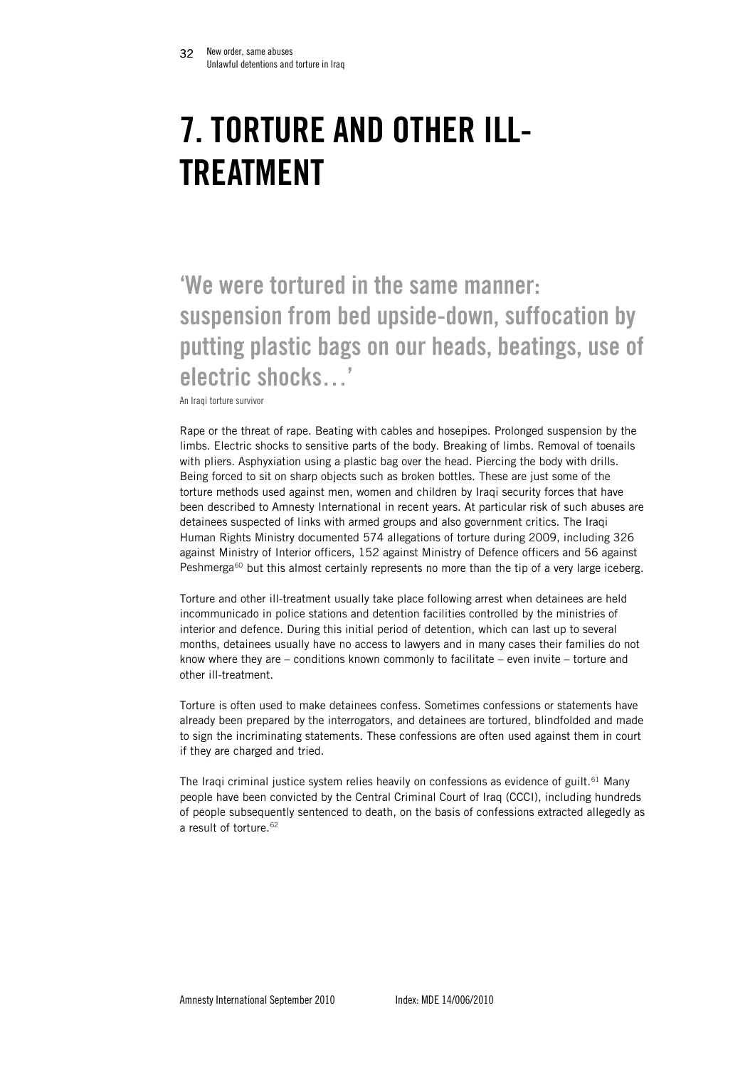# 7. TORTURE AND OTHER ILL-TREATMENT

## 'We were tortured in the same manner: suspension from bed upside-down, suffocation by putting plastic bags on our heads, beatings, use of electric shocks…'

An Iraqi torture survivor

Rape or the threat of rape. Beating with cables and hosepipes. Prolonged suspension by the limbs. Electric shocks to sensitive parts of the body. Breaking of limbs. Removal of toenails with pliers. Asphyxiation using a plastic bag over the head. Piercing the body with drills. Being forced to sit on sharp objects such as broken bottles. These are just some of the torture methods used against men, women and children by Iraqi security forces that have been described to Amnesty International in recent years. At particular risk of such abuses are detainees suspected of links with armed groups and also government critics. The Iraqi Human Rights Ministry documented 574 allegations of torture during 2009, including 326 against Ministry of Interior officers, 152 against Ministry of Defence officers and 56 against Peshmerga[60] but this almost certainly represents no more than the tip of a very large iceberg.

Torture and other ill-treatment usually take place following arrest when detainees are held incommunicado in police stations and detention facilities controlled by the ministries of interior and defence. During this initial period of detention, which can last up to several months, detainees usually have no access to lawyers and in many cases their families do not know where they are – conditions known commonly to facilitate – even invite – torture and other ill-treatment.

Torture is often used to make detainees confess. Sometimes confessions or statements have already been prepared by the interrogators, and detainees are tortured, blindfolded and made to sign the incriminating statements. These confessions are often used against them in court if they are charged and tried.

The Iraqi criminal justice system relies heavily on confessions as evidence of guilt.[61] Many people have been convicted by the Central Criminal Court of Iraq (CCCI), including hundreds of people subsequently sentenced to death, on the basis of confessions extracted allegedly as a result of torture.[62]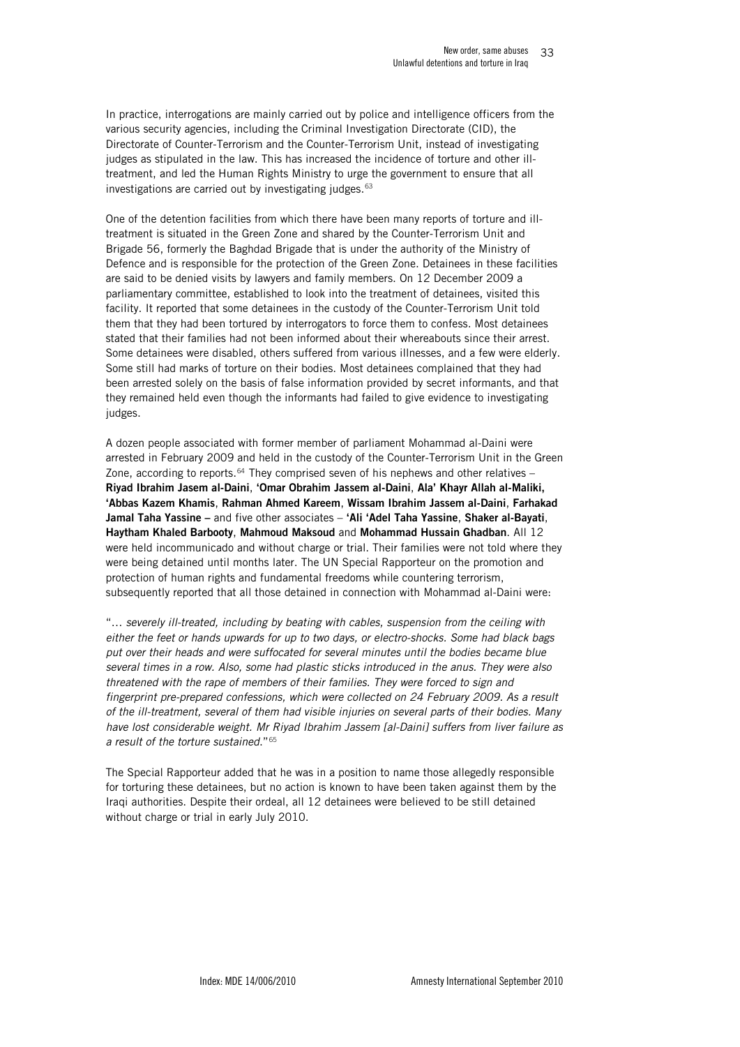In practice, interrogations are mainly carried out by police and intelligence officers from the various security agencies, including the Criminal Investigation Directorate (CID), the Directorate of Counter-Terrorism and the Counter-Terrorism Unit, instead of investigating judges as stipulated in the law. This has increased the incidence of torture and other ill-treatment, and led the Human Rights Ministry to urge the government to ensure that all investigations are carried out by investigating judges.[63]

One of the detention facilities from which there have been many reports of torture and ill-treatment is situated in the Green Zone and shared by the Counter-Terrorism Unit and Brigade 56, formerly the Baghdad Brigade that is under the authority of the Ministry of Defence and is responsible for the protection of the Green Zone. Detainees in these facilities are said to be denied visits by lawyers and family members. On 12 December 2009 a parliamentary committee, established to look into the treatment of detainees, visited this facility. It reported that some detainees in the custody of the Counter-Terrorism Unit told them that they had been tortured by interrogators to force them to confess. Most detainees stated that their families had not been informed about their whereabouts since their arrest. Some detainees were disabled, others suffered from various illnesses, and a few were elderly. Some still had marks of torture on their bodies. Most detainees complained that they had been arrested solely on the basis of false information provided by secret informants, and that they remained held even though the informants had failed to give evidence to investigating judges.

A dozen people associated with former member of parliament Mohammad al-Daini were arrested in February 2009 and held in the custody of the Counter-Terrorism Unit in the Green Zone, according to reports.[64] They comprised seven of his nephews and other relatives – **Riyad Ibrahim Jasem al-Daini**, **'Omar Obrahim Jassem al-Daini**, **Ala' Khayr Allah al-Maliki, 'Abbas Kazem Khamis**, **Rahman Ahmed Kareem**, **Wissam Ibrahim Jassem al-Daini**, **Farhakad Jamal Taha Yassine –** and five other associates – **'Ali 'Adel Taha Yassine**, **Shaker al-Bayati**, **Haytham Khaled Barbooty**, **Mahmoud Maksoud** and **Mohammad Hussain Ghadban**. All 12 were held incommunicado and without charge or trial. Their families were not told where they were being detained until months later. The UN Special Rapporteur on the promotion and protection of human rights and fundamental freedoms while countering terrorism, subsequently reported that all those detained in connection with Mohammad al-Daini were:

"*… severely ill-treated, including by beating with cables, suspension from the ceiling with either the feet or hands upwards for up to two days, or electro-shocks. Some had black bags put over their heads and were suffocated for several minutes until the bodies became blue several times in a row. Also, some had plastic sticks introduced in the anus. They were also threatened with the rape of members of their families. They were forced to sign and fingerprint pre-prepared confessions, which were collected on 24 February 2009. As a result of the ill-treatment, several of them had visible injuries on several parts of their bodies. Many have lost considerable weight. Mr Riyad Ibrahim Jassem [al-Daini] suffers from liver failure as a result of the torture sustained.*"[65]

The Special Rapporteur added that he was in a position to name those allegedly responsible for torturing these detainees, but no action is known to have been taken against them by the Iraqi authorities. Despite their ordeal, all 12 detainees were believed to be still detained without charge or trial in early July 2010.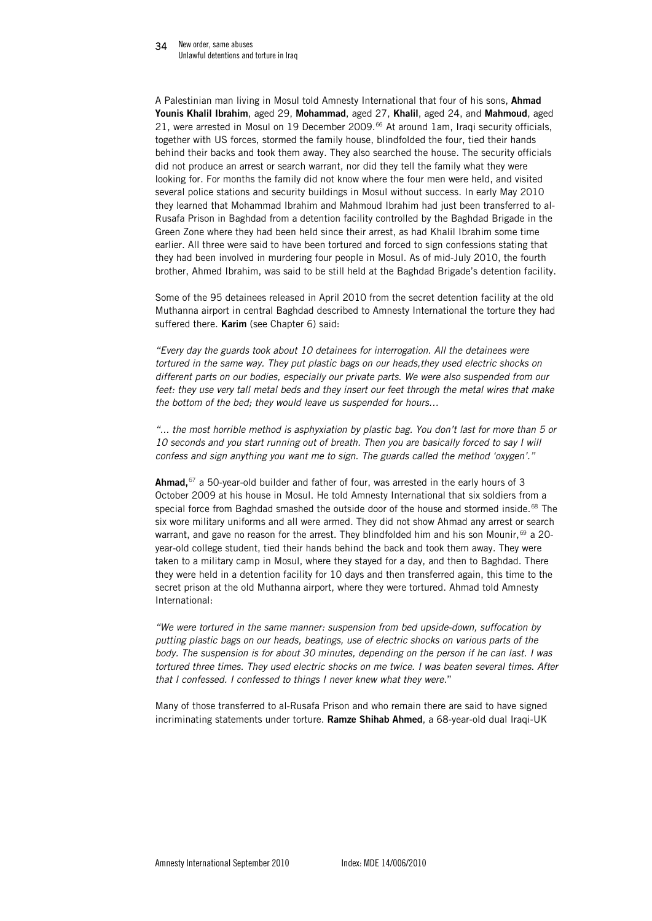A Palestinian man living in Mosul told Amnesty International that four of his sons, **Ahmad Younis Khalil Ibrahim**, aged 29, **Mohammad**, aged 27, **Khalil**, aged 24, and **Mahmoud**, aged 21, were arrested in Mosul on 19 December 2009.[66] At around 1am, Iraqi security officials, together with US forces, stormed the family house, blindfolded the four, tied their hands behind their backs and took them away. They also searched the house. The security officials did not produce an arrest or search warrant, nor did they tell the family what they were looking for. For months the family did not know where the four men were held, and visited several police stations and security buildings in Mosul without success. In early May 2010 they learned that Mohammad Ibrahim and Mahmoud Ibrahim had just been transferred to al-Rusafa Prison in Baghdad from a detention facility controlled by the Baghdad Brigade in the Green Zone where they had been held since their arrest, as had Khalil Ibrahim some time earlier. All three were said to have been tortured and forced to sign confessions stating that they had been involved in murdering four people in Mosul. As of mid-July 2010, the fourth brother, Ahmed Ibrahim, was said to be still held at the Baghdad Brigade's detention facility.

Some of the 95 detainees released in April 2010 from the secret detention facility at the old Muthanna airport in central Baghdad described to Amnesty International the torture they had suffered there. **Karim** (see Chapter 6) said:

*"Every day the guards took about 10 detainees for interrogation. All the detainees were tortured in the same way. They put plastic bags on our heads,they used electric shocks on different parts on our bodies, especially our private parts. We were also suspended from our feet: they use very tall metal beds and they insert our feet through the metal wires that make the bottom of the bed; they would leave us suspended for hours…*

*"… the most horrible method is asphyxiation by plastic bag. You don't last for more than 5 or 10 seconds and you start running out of breath. Then you are basically forced to say I will confess and sign anything you want me to sign. The guards called the method 'oxygen'."*

**Ahmad,**[67] a 50-year-old builder and father of four, was arrested in the early hours of 3 October 2009 at his house in Mosul. He told Amnesty International that six soldiers from a special force from Baghdad smashed the outside door of the house and stormed inside.[68] The six wore military uniforms and all were armed. They did not show Ahmad any arrest or search warrant, and gave no reason for the arrest. They blindfolded him and his son Mounir,[69] a 20-year-old college student, tied their hands behind the back and took them away. They were taken to a military camp in Mosul, where they stayed for a day, and then to Baghdad. There they were held in a detention facility for 10 days and then transferred again, this time to the secret prison at the old Muthanna airport, where they were tortured. Ahmad told Amnesty International:

*"We were tortured in the same manner: suspension from bed upside-down, suffocation by putting plastic bags on our heads, beatings, use of electric shocks on various parts of the body. The suspension is for about 30 minutes, depending on the person if he can last. I was tortured three times. They used electric shocks on me twice. I was beaten several times. After that I confessed. I confessed to things I never knew what they were.*"

Many of those transferred to al-Rusafa Prison and who remain there are said to have signed incriminating statements under torture. **Ramze Shihab Ahmed**, a 68-year-old dual Iraqi-UK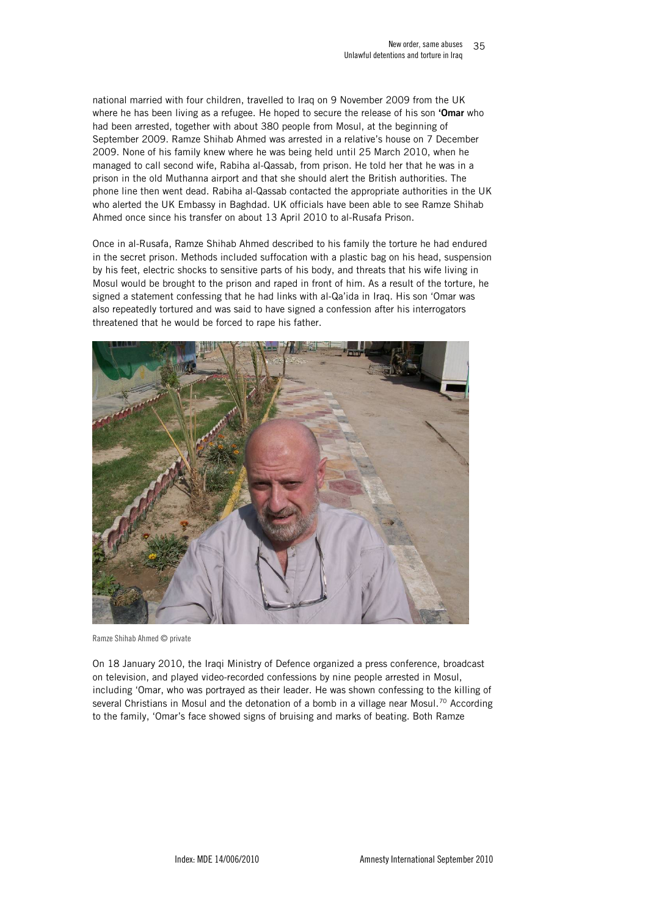national married with four children, travelled to Iraq on 9 November 2009 from the UK where he has been living as a refugee. He hoped to secure the release of his son **'Omar** who had been arrested, together with about 380 people from Mosul, at the beginning of September 2009. Ramze Shihab Ahmed was arrested in a relative's house on 7 December 2009. None of his family knew where he was being held until 25 March 2010, when he managed to call second wife, Rabiha al-Qassab, from prison. He told her that he was in a prison in the old Muthanna airport and that she should alert the British authorities. The phone line then went dead. Rabiha al-Qassab contacted the appropriate authorities in the UK who alerted the UK Embassy in Baghdad. UK officials have been able to see Ramze Shihab Ahmed once since his transfer on about 13 April 2010 to al-Rusafa Prison.

Once in al-Rusafa, Ramze Shihab Ahmed described to his family the torture he had endured in the secret prison. Methods included suffocation with a plastic bag on his head, suspension by his feet, electric shocks to sensitive parts of his body, and threats that his wife living in Mosul would be brought to the prison and raped in front of him. As a result of the torture, he signed a statement confessing that he had links with al-Qa'ida in Iraq. His son 'Omar was also repeatedly tortured and was said to have signed a confession after his interrogators threatened that he would be forced to rape his father.

Ramze Shihab Ahmed © private

On 18 January 2010, the Iraqi Ministry of Defence organized a press conference, broadcast on television, and played video-recorded confessions by nine people arrested in Mosul, including 'Omar, who was portrayed as their leader. He was shown confessing to the killing of several Christians in Mosul and the detonation of a bomb in a village near Mosul.[70] According to the family, 'Omar's face showed signs of bruising and marks of beating. Both Ramze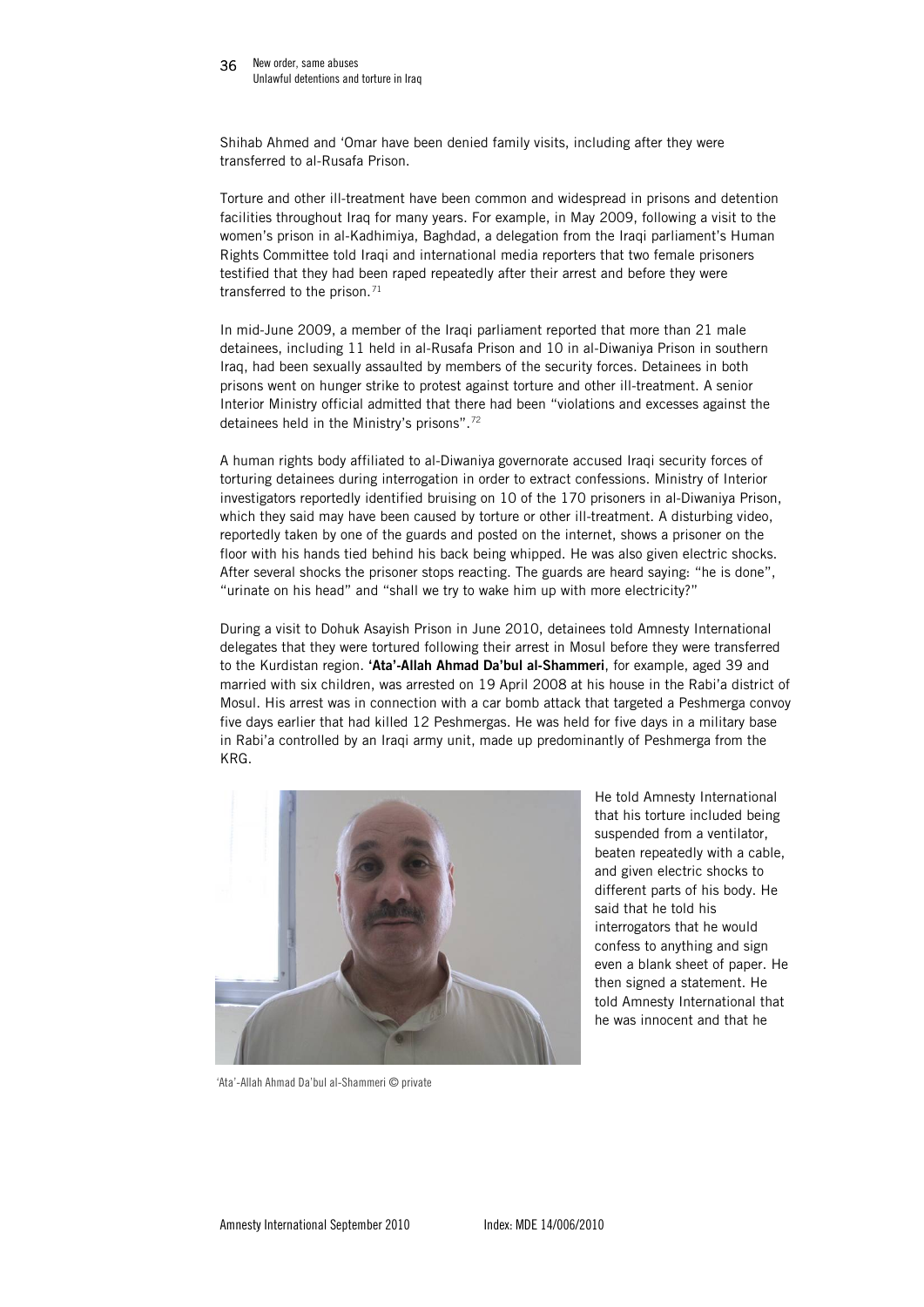Shihab Ahmed and 'Omar have been denied family visits, including after they were transferred to al-Rusafa Prison.

Torture and other ill-treatment have been common and widespread in prisons and detention facilities throughout Iraq for many years. For example, in May 2009, following a visit to the women's prison in al-Kadhimiya, Baghdad, a delegation from the Iraqi parliament's Human Rights Committee told Iraqi and international media reporters that two female prisoners testified that they had been raped repeatedly after their arrest and before they were transferred to the prison.[71]

In mid-June 2009, a member of the Iraqi parliament reported that more than 21 male detainees, including 11 held in al-Rusafa Prison and 10 in al-Diwaniya Prison in southern Iraq, had been sexually assaulted by members of the security forces. Detainees in both prisons went on hunger strike to protest against torture and other ill-treatment. A senior Interior Ministry official admitted that there had been "violations and excesses against the detainees held in the Ministry's prisons".[72]

A human rights body affiliated to al-Diwaniya governorate accused Iraqi security forces of torturing detainees during interrogation in order to extract confessions. Ministry of Interior investigators reportedly identified bruising on 10 of the 170 prisoners in al-Diwaniya Prison, which they said may have been caused by torture or other ill-treatment. A disturbing video, reportedly taken by one of the guards and posted on the internet, shows a prisoner on the floor with his hands tied behind his back being whipped. He was also given electric shocks. After several shocks the prisoner stops reacting. The guards are heard saying: "he is done", "urinate on his head" and "shall we try to wake him up with more electricity?"

During a visit to Dohuk Asayish Prison in June 2010, detainees told Amnesty International delegates that they were tortured following their arrest in Mosul before they were transferred to the Kurdistan region. **'Ata'-Allah Ahmad Da'bul al-Shammeri**, for example, aged 39 and married with six children, was arrested on 19 April 2008 at his house in the Rabi'a district of Mosul. His arrest was in connection with a car bomb attack that targeted a Peshmerga convoy five days earlier that had killed 12 Peshmergas. He was held for five days in a military base in Rabi'a controlled by an Iraqi army unit, made up predominantly of Peshmerga from the KRG.

'Ata'-Allah Ahmad Da'bul al-Shammeri © private

He told Amnesty International that his torture included being suspended from a ventilator, beaten repeatedly with a cable, and given electric shocks to different parts of his body. He said that he told his interrogators that he would confess to anything and sign even a blank sheet of paper. He then signed a statement. He told Amnesty International that he was innocent and that he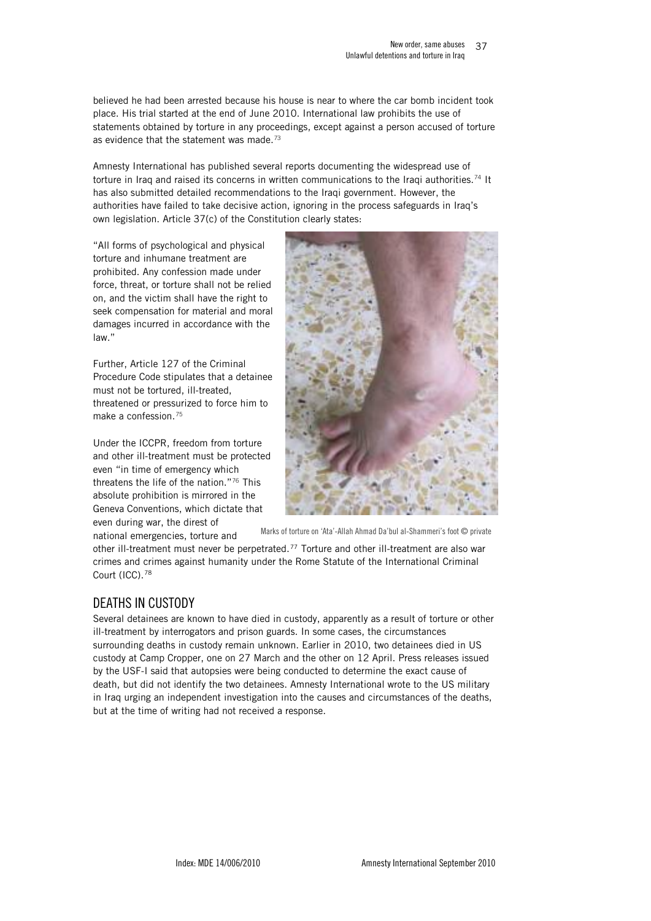believed he had been arrested because his house is near to where the car bomb incident took place. His trial started at the end of June 2010. International law prohibits the use of statements obtained by torture in any proceedings, except against a person accused of torture as evidence that the statement was made.[73]

Amnesty International has published several reports documenting the widespread use of torture in Iraq and raised its concerns in written communications to the Iraqi authorities.[74] It has also submitted detailed recommendations to the Iraqi government. However, the authorities have failed to take decisive action, ignoring in the process safeguards in Iraq's own legislation. Article 37(c) of the Constitution clearly states:

"All forms of psychological and physical torture and inhumane treatment are prohibited. Any confession made under force, threat, or torture shall not be relied on, and the victim shall have the right to seek compensation for material and moral damages incurred in accordance with the law."

Further, Article 127 of the Criminal Procedure Code stipulates that a detainee must not be tortured, ill-treated, threatened or pressurized to force him to make a confession.[75]

Under the ICCPR, freedom from torture and other ill-treatment must be protected even "in time of emergency which threatens the life of the nation."[76] This absolute prohibition is mirrored in the Geneva Conventions, which dictate that even during war, the direst of national emergencies, torture and other ill-treatment must never be perpetrated.[77] Torture and other ill-treatment are also war crimes and crimes against humanity under the Rome Statute of the International Criminal Court (ICC).[78]

Marks of torture on 'Ata'-Allah Ahmad Da'bul al-Shammeri's foot © private

## DEATHS IN CUSTODY

Several detainees are known to have died in custody, apparently as a result of torture or other ill-treatment by interrogators and prison guards. In some cases, the circumstances surrounding deaths in custody remain unknown. Earlier in 2010, two detainees died in US custody at Camp Cropper, one on 27 March and the other on 12 April. Press releases issued by the USF-I said that autopsies were being conducted to determine the exact cause of death, but did not identify the two detainees. Amnesty International wrote to the US military in Iraq urging an independent investigation into the causes and circumstances of the deaths, but at the time of writing had not received a response.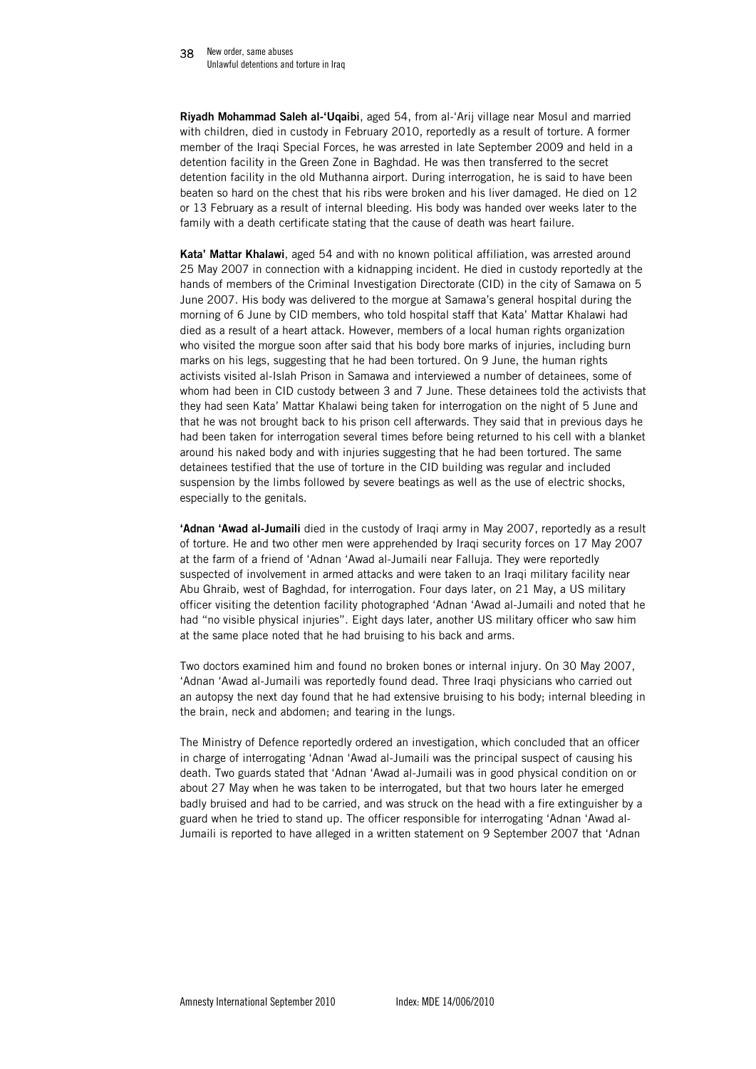**Riyadh Mohammad Saleh al-'Uqaibi**, aged 54, from al-'Arij village near Mosul and married with children, died in custody in February 2010, reportedly as a result of torture. A former member of the Iraqi Special Forces, he was arrested in late September 2009 and held in a detention facility in the Green Zone in Baghdad. He was then transferred to the secret detention facility in the old Muthanna airport. During interrogation, he is said to have been beaten so hard on the chest that his ribs were broken and his liver damaged. He died on 12 or 13 February as a result of internal bleeding. His body was handed over weeks later to the family with a death certificate stating that the cause of death was heart failure.

**Kata' Mattar Khalawi**, aged 54 and with no known political affiliation, was arrested around 25 May 2007 in connection with a kidnapping incident. He died in custody reportedly at the hands of members of the Criminal Investigation Directorate (CID) in the city of Samawa on 5 June 2007. His body was delivered to the morgue at Samawa's general hospital during the morning of 6 June by CID members, who told hospital staff that Kata' Mattar Khalawi had died as a result of a heart attack. However, members of a local human rights organization who visited the morgue soon after said that his body bore marks of injuries, including burn marks on his legs, suggesting that he had been tortured. On 9 June, the human rights activists visited al-Islah Prison in Samawa and interviewed a number of detainees, some of whom had been in CID custody between 3 and 7 June. These detainees told the activists that they had seen Kata' Mattar Khalawi being taken for interrogation on the night of 5 June and that he was not brought back to his prison cell afterwards. They said that in previous days he had been taken for interrogation several times before being returned to his cell with a blanket around his naked body and with injuries suggesting that he had been tortured. The same detainees testified that the use of torture in the CID building was regular and included suspension by the limbs followed by severe beatings as well as the use of electric shocks, especially to the genitals.

**'Adnan 'Awad al-Jumaili** died in the custody of Iraqi army in May 2007, reportedly as a result of torture. He and two other men were apprehended by Iraqi security forces on 17 May 2007 at the farm of a friend of 'Adnan 'Awad al-Jumaili near Falluja. They were reportedly suspected of involvement in armed attacks and were taken to an Iraqi military facility near Abu Ghraib, west of Baghdad, for interrogation. Four days later, on 21 May, a US military officer visiting the detention facility photographed 'Adnan 'Awad al-Jumaili and noted that he had "no visible physical injuries". Eight days later, another US military officer who saw him at the same place noted that he had bruising to his back and arms.

Two doctors examined him and found no broken bones or internal injury. On 30 May 2007, 'Adnan 'Awad al-Jumaili was reportedly found dead. Three Iraqi physicians who carried out an autopsy the next day found that he had extensive bruising to his body; internal bleeding in the brain, neck and abdomen; and tearing in the lungs.

The Ministry of Defence reportedly ordered an investigation, which concluded that an officer in charge of interrogating 'Adnan 'Awad al-Jumaili was the principal suspect of causing his death. Two guards stated that 'Adnan 'Awad al-Jumaili was in good physical condition on or about 27 May when he was taken to be interrogated, but that two hours later he emerged badly bruised and had to be carried, and was struck on the head with a fire extinguisher by a guard when he tried to stand up. The officer responsible for interrogating 'Adnan 'Awad al-Jumaili is reported to have alleged in a written statement on 9 September 2007 that 'Adnan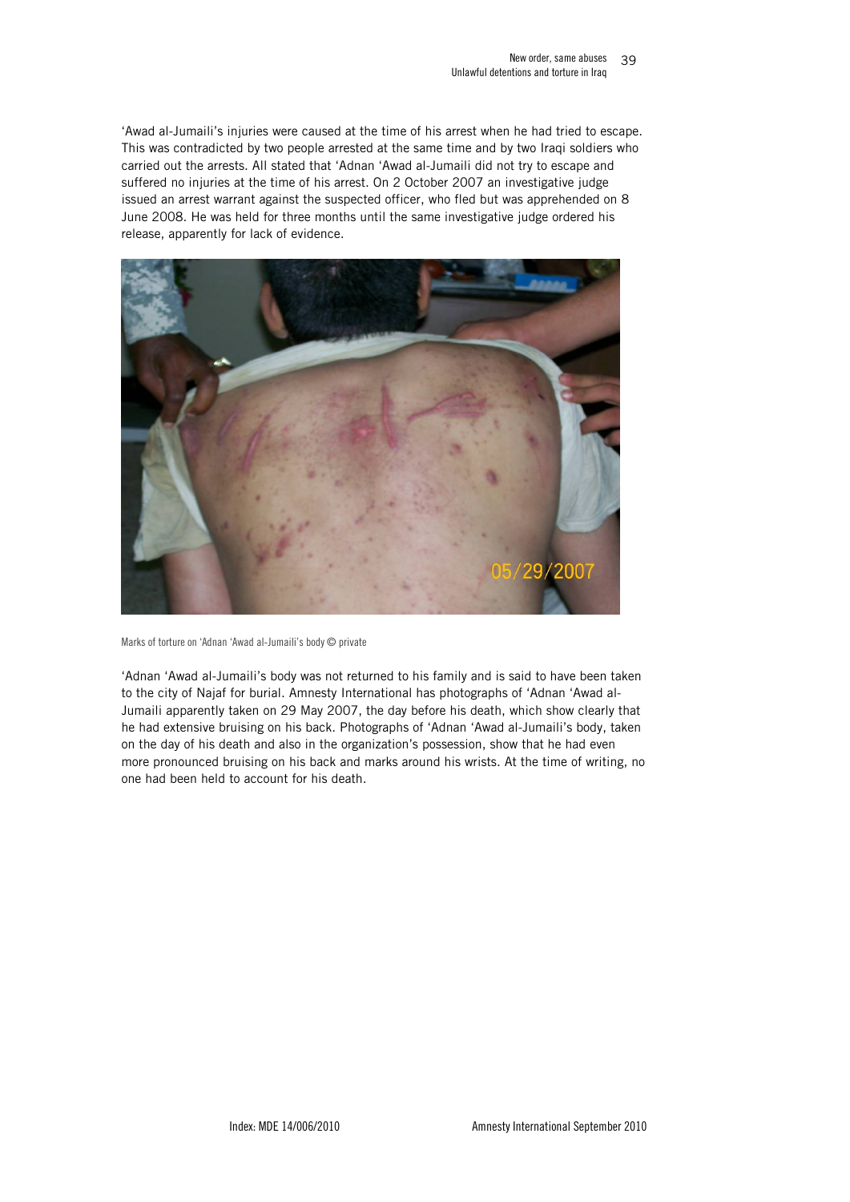'Awad al-Jumaili's injuries were caused at the time of his arrest when he had tried to escape. This was contradicted by two people arrested at the same time and by two Iraqi soldiers who carried out the arrests. All stated that 'Adnan 'Awad al-Jumaili did not try to escape and suffered no injuries at the time of his arrest. On 2 October 2007 an investigative judge issued an arrest warrant against the suspected officer, who fled but was apprehended on 8 June 2008. He was held for three months until the same investigative judge ordered his release, apparently for lack of evidence.

Marks of torture on 'Adnan 'Awad al-Jumaili's body © private

'Adnan 'Awad al-Jumaili's body was not returned to his family and is said to have been taken to the city of Najaf for burial. Amnesty International has photographs of 'Adnan 'Awad al-Jumaili apparently taken on 29 May 2007, the day before his death, which show clearly that he had extensive bruising on his back. Photographs of 'Adnan 'Awad al-Jumaili's body, taken on the day of his death and also in the organization's possession, show that he had even more pronounced bruising on his back and marks around his wrists. At the time of writing, no one had been held to account for his death.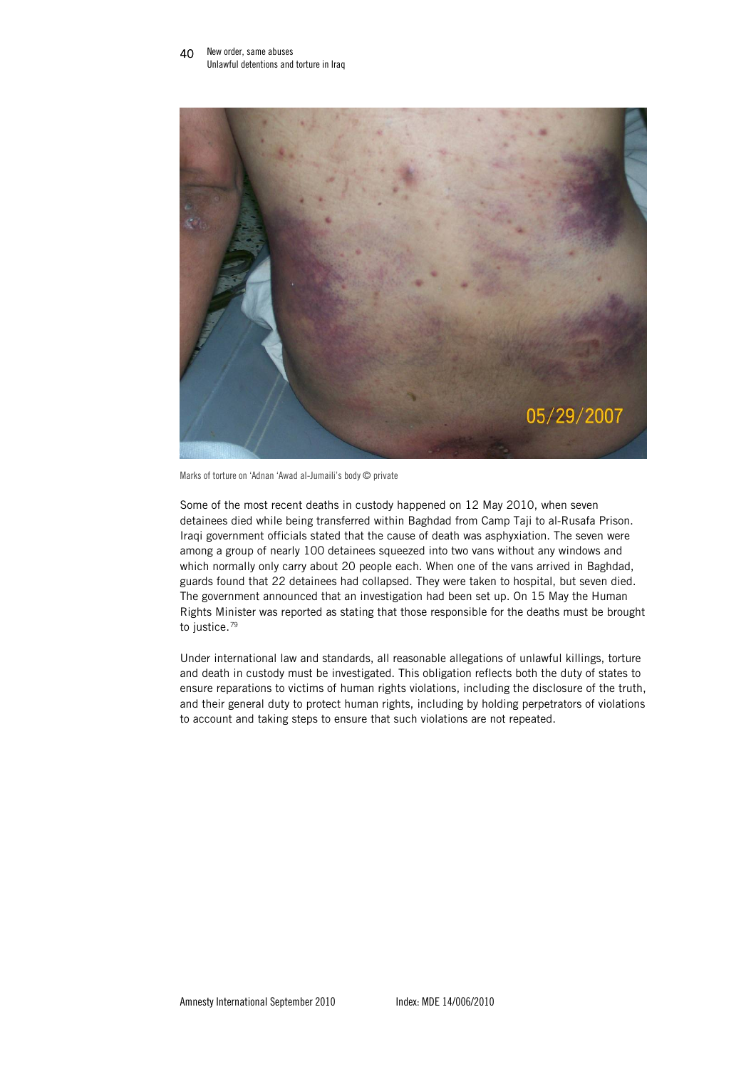Marks of torture on 'Adnan 'Awad al-Jumaili's body © private

Some of the most recent deaths in custody happened on 12 May 2010, when seven detainees died while being transferred within Baghdad from Camp Taji to al-Rusafa Prison. Iraqi government officials stated that the cause of death was asphyxiation. The seven were among a group of nearly 100 detainees squeezed into two vans without any windows and which normally only carry about 20 people each. When one of the vans arrived in Baghdad, guards found that 22 detainees had collapsed. They were taken to hospital, but seven died. The government announced that an investigation had been set up. On 15 May the Human Rights Minister was reported as stating that those responsible for the deaths must be brought to justice.[79]

Under international law and standards, all reasonable allegations of unlawful killings, torture and death in custody must be investigated. This obligation reflects both the duty of states to ensure reparations to victims of human rights violations, including the disclosure of the truth, and their general duty to protect human rights, including by holding perpetrators of violations to account and taking steps to ensure that such violations are not repeated.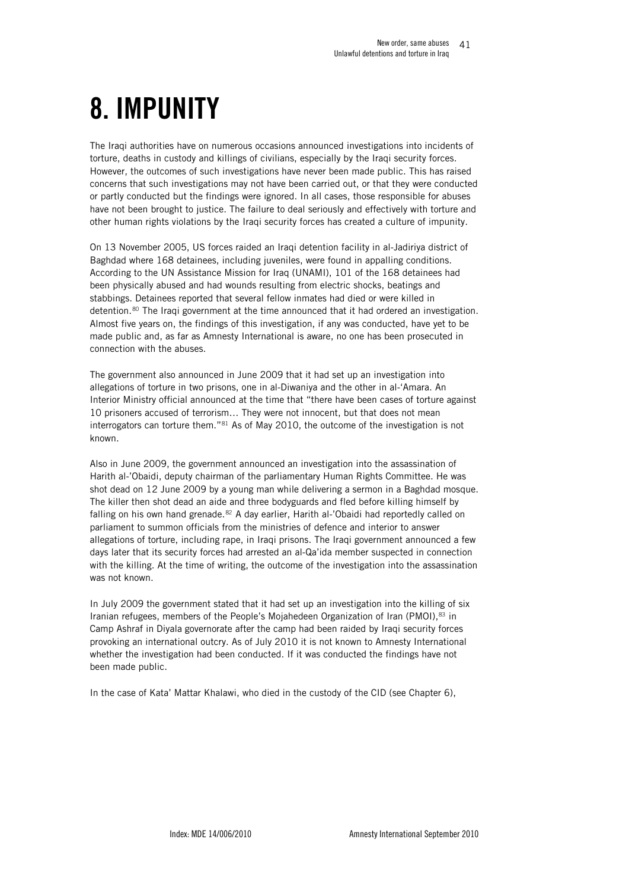# 8. IMPUNITY

The Iraqi authorities have on numerous occasions announced investigations into incidents of torture, deaths in custody and killings of civilians, especially by the Iraqi security forces. However, the outcomes of such investigations have never been made public. This has raised concerns that such investigations may not have been carried out, or that they were conducted or partly conducted but the findings were ignored. In all cases, those responsible for abuses have not been brought to justice. The failure to deal seriously and effectively with torture and other human rights violations by the Iraqi security forces has created a culture of impunity.

On 13 November 2005, US forces raided an Iraqi detention facility in al-Jadiriya district of Baghdad where 168 detainees, including juveniles, were found in appalling conditions. According to the UN Assistance Mission for Iraq (UNAMI), 101 of the 168 detainees had been physically abused and had wounds resulting from electric shocks, beatings and stabbings. Detainees reported that several fellow inmates had died or were killed in detention.[80] The Iraqi government at the time announced that it had ordered an investigation. Almost five years on, the findings of this investigation, if any was conducted, have yet to be made public and, as far as Amnesty International is aware, no one has been prosecuted in connection with the abuses.

The government also announced in June 2009 that it had set up an investigation into allegations of torture in two prisons, one in al-Diwaniya and the other in al-'Amara. An Interior Ministry official announced at the time that "there have been cases of torture against 10 prisoners accused of terrorism… They were not innocent, but that does not mean interrogators can torture them."[81] As of May 2010, the outcome of the investigation is not known.

Also in June 2009, the government announced an investigation into the assassination of Harith al-'Obaidi, deputy chairman of the parliamentary Human Rights Committee. He was shot dead on 12 June 2009 by a young man while delivering a sermon in a Baghdad mosque. The killer then shot dead an aide and three bodyguards and fled before killing himself by falling on his own hand grenade.[82] A day earlier, Harith al-'Obaidi had reportedly called on parliament to summon officials from the ministries of defence and interior to answer allegations of torture, including rape, in Iraqi prisons. The Iraqi government announced a few days later that its security forces had arrested an al-Qa'ida member suspected in connection with the killing. At the time of writing, the outcome of the investigation into the assassination was not known.

In July 2009 the government stated that it had set up an investigation into the killing of six Iranian refugees, members of the People's Mojahedeen Organization of Iran (PMOI),[83] in Camp Ashraf in Diyala governorate after the camp had been raided by Iraqi security forces provoking an international outcry. As of July 2010 it is not known to Amnesty International whether the investigation had been conducted. If it was conducted the findings have not been made public.

In the case of Kata' Mattar Khalawi, who died in the custody of the CID (see Chapter 6),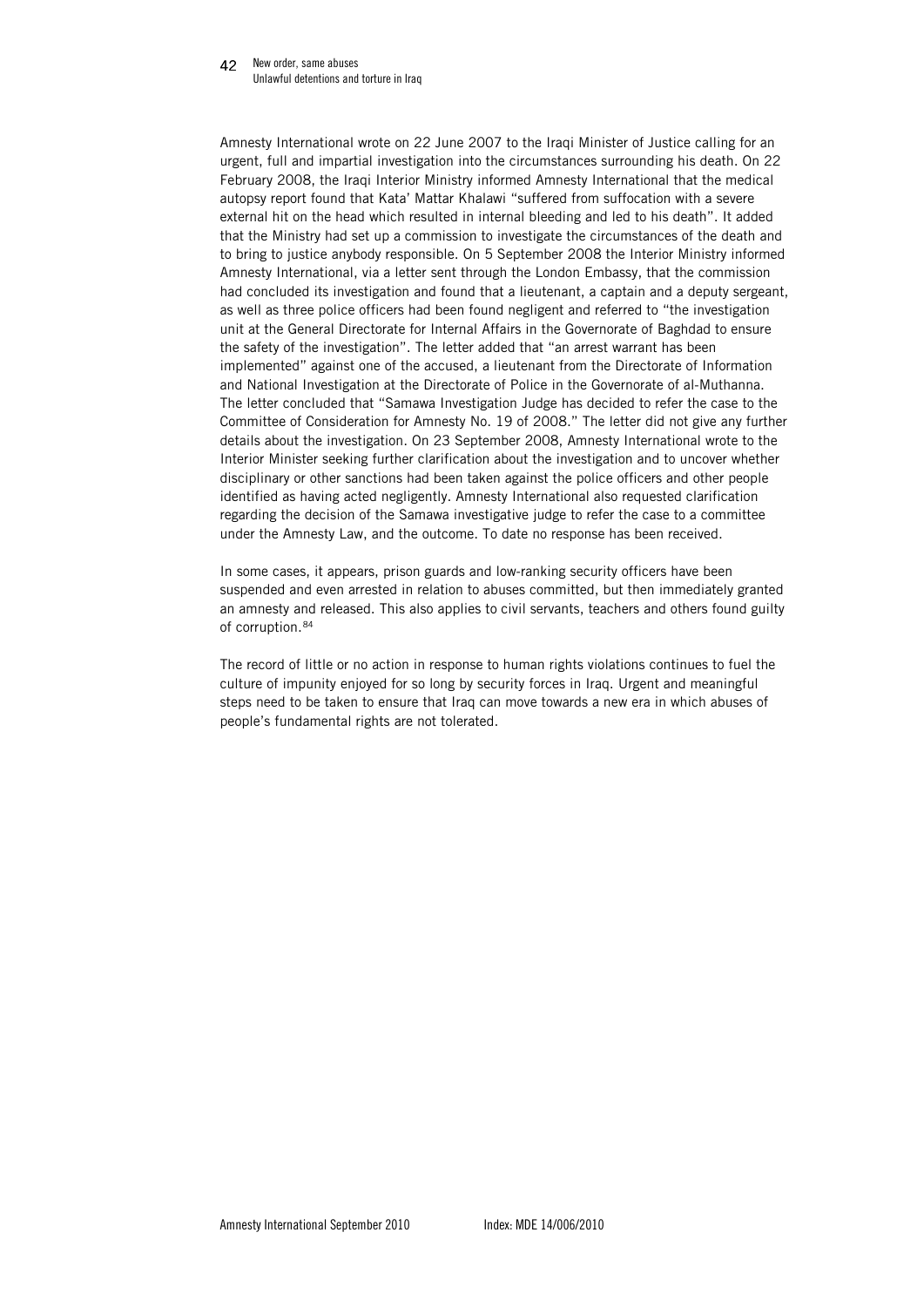Amnesty International wrote on 22 June 2007 to the Iraqi Minister of Justice calling for an urgent, full and impartial investigation into the circumstances surrounding his death. On 22 February 2008, the Iraqi Interior Ministry informed Amnesty International that the medical autopsy report found that Kata' Mattar Khalawi "suffered from suffocation with a severe external hit on the head which resulted in internal bleeding and led to his death". It added that the Ministry had set up a commission to investigate the circumstances of the death and to bring to justice anybody responsible. On 5 September 2008 the Interior Ministry informed Amnesty International, via a letter sent through the London Embassy, that the commission had concluded its investigation and found that a lieutenant, a captain and a deputy sergeant, as well as three police officers had been found negligent and referred to "the investigation unit at the General Directorate for Internal Affairs in the Governorate of Baghdad to ensure the safety of the investigation". The letter added that "an arrest warrant has been implemented" against one of the accused, a lieutenant from the Directorate of Information and National Investigation at the Directorate of Police in the Governorate of al-Muthanna. The letter concluded that "Samawa Investigation Judge has decided to refer the case to the Committee of Consideration for Amnesty No. 19 of 2008." The letter did not give any further details about the investigation. On 23 September 2008, Amnesty International wrote to the Interior Minister seeking further clarification about the investigation and to uncover whether disciplinary or other sanctions had been taken against the police officers and other people identified as having acted negligently. Amnesty International also requested clarification regarding the decision of the Samawa investigative judge to refer the case to a committee under the Amnesty Law, and the outcome. To date no response has been received.

In some cases, it appears, prison guards and low-ranking security officers have been suspended and even arrested in relation to abuses committed, but then immediately granted an amnesty and released. This also applies to civil servants, teachers and others found guilty of corruption.[84]

The record of little or no action in response to human rights violations continues to fuel the culture of impunity enjoyed for so long by security forces in Iraq. Urgent and meaningful steps need to be taken to ensure that Iraq can move towards a new era in which abuses of people's fundamental rights are not tolerated.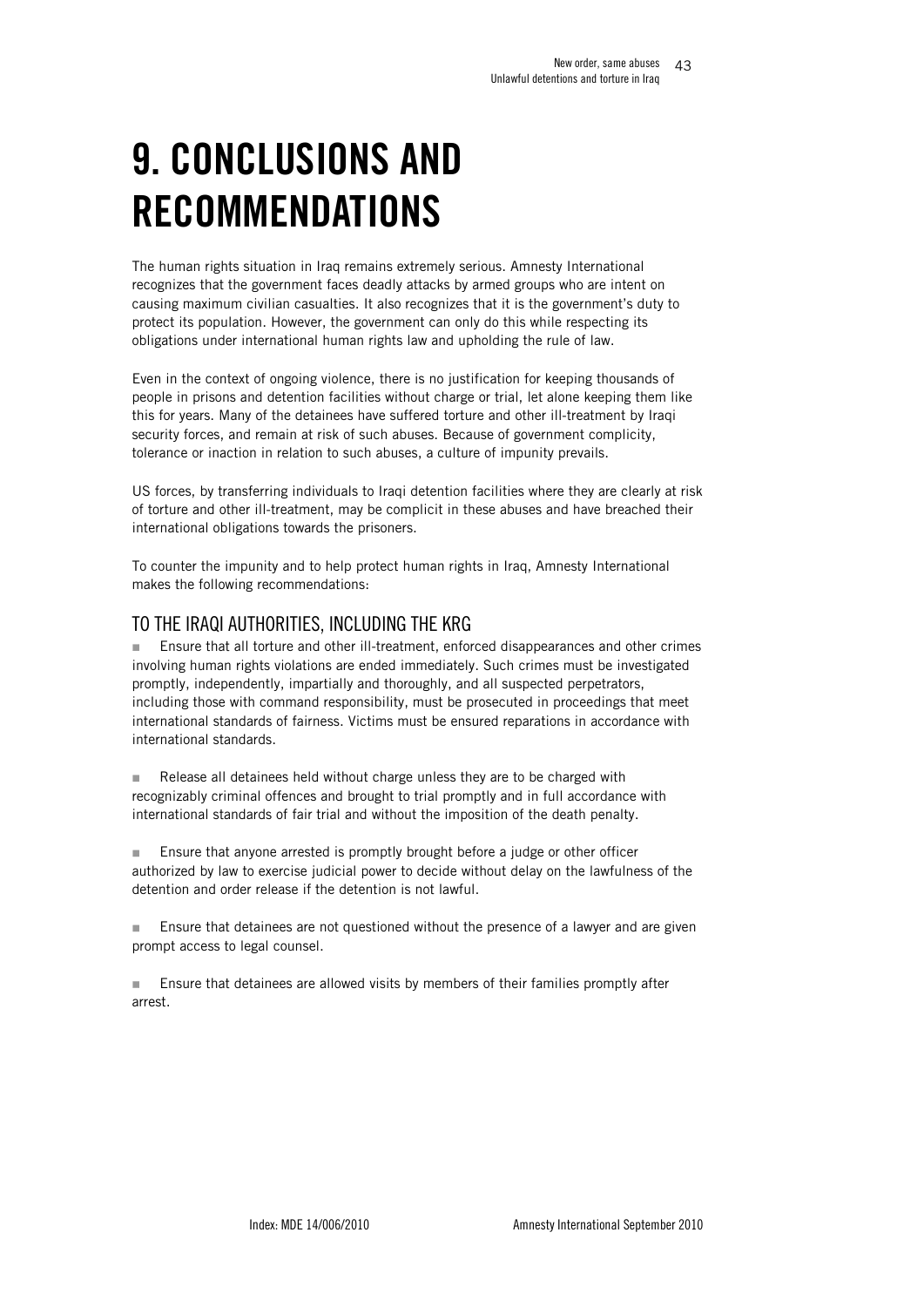# 9. CONCLUSIONS AND RECOMMENDATIONS

The human rights situation in Iraq remains extremely serious. Amnesty International recognizes that the government faces deadly attacks by armed groups who are intent on causing maximum civilian casualties. It also recognizes that it is the government's duty to protect its population. However, the government can only do this while respecting its obligations under international human rights law and upholding the rule of law.

Even in the context of ongoing violence, there is no justification for keeping thousands of people in prisons and detention facilities without charge or trial, let alone keeping them like this for years. Many of the detainees have suffered torture and other ill-treatment by Iraqi security forces, and remain at risk of such abuses. Because of government complicity, tolerance or inaction in relation to such abuses, a culture of impunity prevails.

US forces, by transferring individuals to Iraqi detention facilities where they are clearly at risk of torture and other ill-treatment, may be complicit in these abuses and have breached their international obligations towards the prisoners.

To counter the impunity and to help protect human rights in Iraq, Amnesty International makes the following recommendations:

## TO THE IRAQI AUTHORITIES, INCLUDING THE KRG

- Ensure that all torture and other ill-treatment, enforced disappearances and other crimes involving human rights violations are ended immediately. Such crimes must be investigated promptly, independently, impartially and thoroughly, and all suspected perpetrators, including those with command responsibility, must be prosecuted in proceedings that meet international standards of fairness. Victims must be ensured reparations in accordance with international standards.

- Release all detainees held without charge unless they are to be charged with recognizably criminal offences and brought to trial promptly and in full accordance with international standards of fair trial and without the imposition of the death penalty.

- Ensure that anyone arrested is promptly brought before a judge or other officer authorized by law to exercise judicial power to decide without delay on the lawfulness of the detention and order release if the detention is not lawful.

- Ensure that detainees are not questioned without the presence of a lawyer and are given prompt access to legal counsel.

- Ensure that detainees are allowed visits by members of their families promptly after arrest.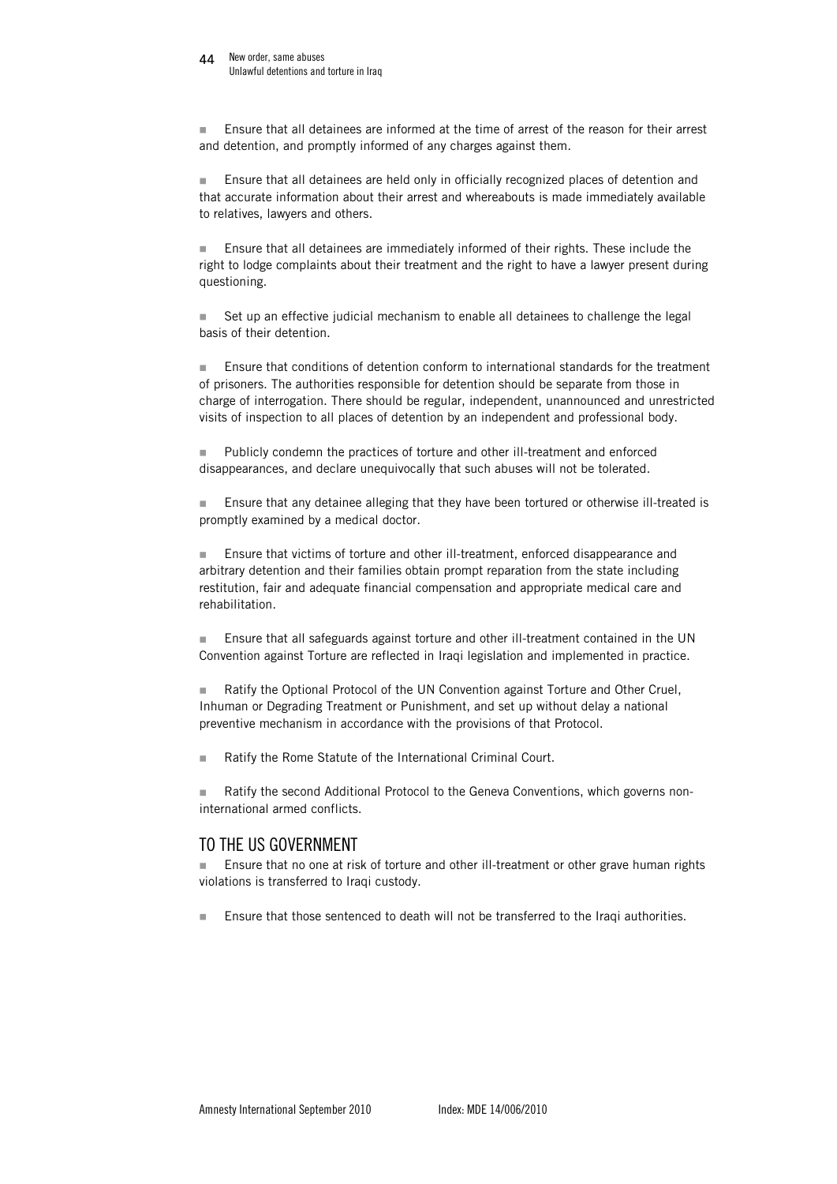- Ensure that all detainees are informed at the time of arrest of the reason for their arrest and detention, and promptly informed of any charges against them.

- Ensure that all detainees are held only in officially recognized places of detention and that accurate information about their arrest and whereabouts is made immediately available to relatives, lawyers and others.

- Ensure that all detainees are immediately informed of their rights. These include the right to lodge complaints about their treatment and the right to have a lawyer present during questioning.

- Set up an effective judicial mechanism to enable all detainees to challenge the legal basis of their detention.

- Ensure that conditions of detention conform to international standards for the treatment of prisoners. The authorities responsible for detention should be separate from those in charge of interrogation. There should be regular, independent, unannounced and unrestricted visits of inspection to all places of detention by an independent and professional body.

- Publicly condemn the practices of torture and other ill-treatment and enforced disappearances, and declare unequivocally that such abuses will not be tolerated.

- Ensure that any detainee alleging that they have been tortured or otherwise ill-treated is promptly examined by a medical doctor.

- Ensure that victims of torture and other ill-treatment, enforced disappearance and arbitrary detention and their families obtain prompt reparation from the state including restitution, fair and adequate financial compensation and appropriate medical care and rehabilitation.

- Ensure that all safeguards against torture and other ill-treatment contained in the UN Convention against Torture are reflected in Iraqi legislation and implemented in practice.

- Ratify the Optional Protocol of the UN Convention against Torture and Other Cruel, Inhuman or Degrading Treatment or Punishment, and set up without delay a national preventive mechanism in accordance with the provisions of that Protocol.

- Ratify the Rome Statute of the International Criminal Court.

- Ratify the second Additional Protocol to the Geneva Conventions, which governs non-international armed conflicts.

## TO THE US GOVERNMENT

- Ensure that no one at risk of torture and other ill-treatment or other grave human rights violations is transferred to Iraqi custody.

- Ensure that those sentenced to death will not be transferred to the Iraqi authorities.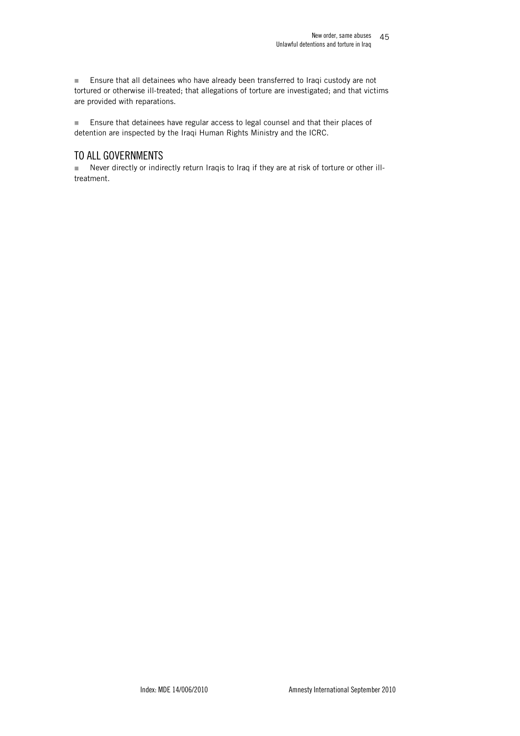- Ensure that all detainees who have already been transferred to Iraqi custody are not tortured or otherwise ill-treated; that allegations of torture are investigated; and that victims are provided with reparations.

- Ensure that detainees have regular access to legal counsel and that their places of detention are inspected by the Iraqi Human Rights Ministry and the ICRC.

## TO ALL GOVERNMENTS

- Never directly or indirectly return Iraqis to Iraq if they are at risk of torture or other ill-treatment.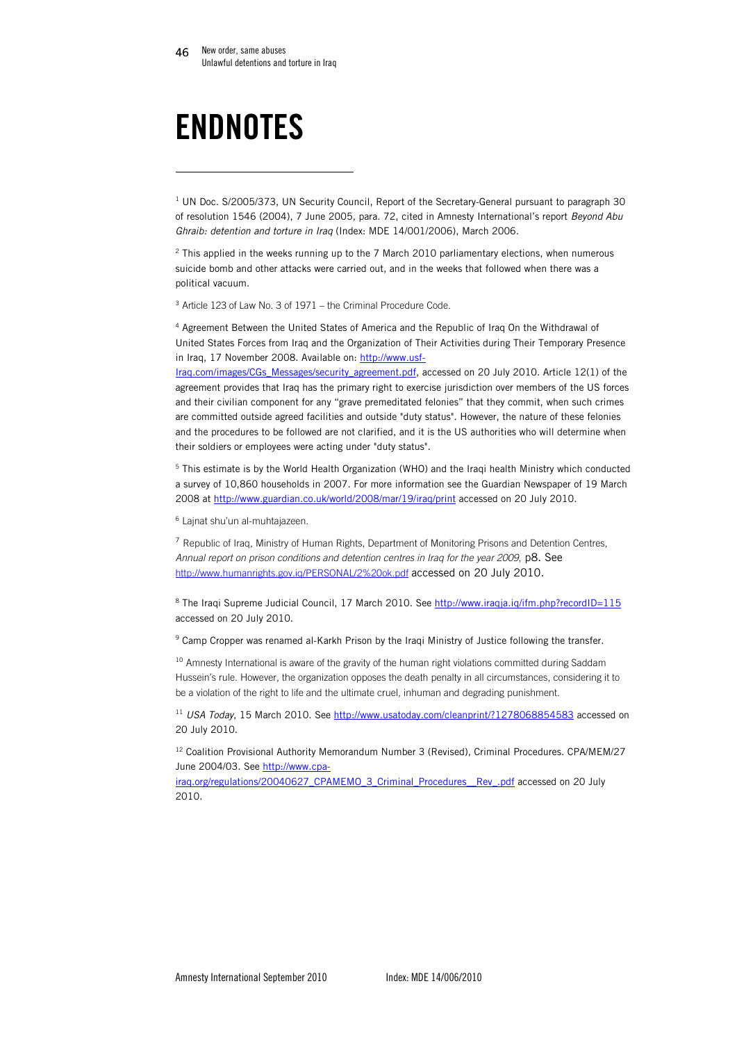# ENDNOTES

[1] UN Doc. S/2005/373, UN Security Council, Report of the Secretary-General pursuant to paragraph 30 of resolution 1546 (2004), 7 June 2005, para. 72, cited in Amnesty International's report *Beyond Abu Ghraib: detention and torture in Iraq* (Index: MDE 14/001/2006), March 2006.

[2] This applied in the weeks running up to the 7 March 2010 parliamentary elections, when numerous suicide bomb and other attacks were carried out, and in the weeks that followed when there was a political vacuum.

[3] Article 123 of Law No. 3 of 1971 – the Criminal Procedure Code.

[4] Agreement Between the United States of America and the Republic of Iraq On the Withdrawal of United States Forces from Iraq and the Organization of Their Activities during Their Temporary Presence in Iraq, 17 November 2008. Available on: http://www.usf-Iraq.com/images/CGs_Messages/security_agreement.pdf, accessed on 20 July 2010. Article 12(1) of the agreement provides that Iraq has the primary right to exercise jurisdiction over members of the US forces and their civilian component for any "grave premeditated felonies" that they commit, when such crimes are committed outside agreed facilities and outside "duty status". However, the nature of these felonies and the procedures to be followed are not clarified, and it is the US authorities who will determine when their soldiers or employees were acting under "duty status".

[5] This estimate is by the World Health Organization (WHO) and the Iraqi health Ministry which conducted a survey of 10,860 households in 2007. For more information see the Guardian Newspaper of 19 March 2008 at http://www.guardian.co.uk/world/2008/mar/19/iraq/print accessed on 20 July 2010.

[6] Lajnat shu'un al-muhtajazeen.

[7] Republic of Iraq, Ministry of Human Rights, Department of Monitoring Prisons and Detention Centres, *Annual report on prison conditions and detention centres in Iraq for the year 2009*, p8. See http://www.humanrights.gov.iq/PERSONAL/2%20ok.pdf accessed on 20 July 2010.

[8] The Iraqi Supreme Judicial Council, 17 March 2010. See http://www.iraqja.iq/ifm.php?recordID=115 accessed on 20 July 2010.

[9] Camp Cropper was renamed al-Karkh Prison by the Iraqi Ministry of Justice following the transfer.

[10] Amnesty International is aware of the gravity of the human right violations committed during Saddam Hussein's rule. However, the organization opposes the death penalty in all circumstances, considering it to be a violation of the right to life and the ultimate cruel, inhuman and degrading punishment.

[11] *USA Today*, 15 March 2010. See http://www.usatoday.com/cleanprint/?1278068854583 accessed on 20 July 2010.

[12] Coalition Provisional Authority Memorandum Number 3 (Revised), Criminal Procedures. CPA/MEM/27 June 2004/03. See http://www.cpa-iraq.org/regulations/20040627_CPAMEMO_3_Criminal_Procedures__Rev_.pdf accessed on 20 July 2010.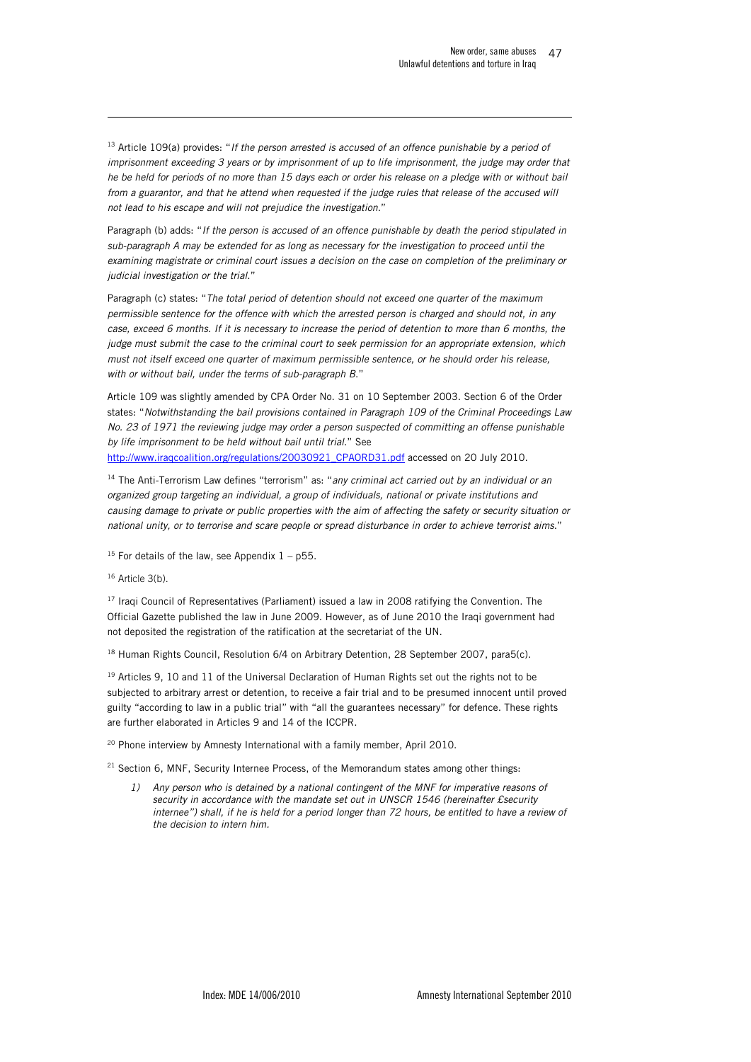[13] Article 109(a) provides: "*If the person arrested is accused of an offence punishable by a period of imprisonment exceeding 3 years or by imprisonment of up to life imprisonment, the judge may order that he be held for periods of no more than 15 days each or order his release on a pledge with or without bail from a guarantor, and that he attend when requested if the judge rules that release of the accused will not lead to his escape and will not prejudice the investigation.*"

Paragraph (b) adds: "*If the person is accused of an offence punishable by death the period stipulated in sub-paragraph A may be extended for as long as necessary for the investigation to proceed until the examining magistrate or criminal court issues a decision on the case on completion of the preliminary or judicial investigation or the trial.*"

Paragraph (c) states: "*The total period of detention should not exceed one quarter of the maximum permissible sentence for the offence with which the arrested person is charged and should not, in any case, exceed 6 months. If it is necessary to increase the period of detention to more than 6 months, the judge must submit the case to the criminal court to seek permission for an appropriate extension, which must not itself exceed one quarter of maximum permissible sentence, or he should order his release, with or without bail, under the terms of sub-paragraph B.*"

Article 109 was slightly amended by CPA Order No. 31 on 10 September 2003. Section 6 of the Order states: "*Notwithstanding the bail provisions contained in Paragraph 109 of the Criminal Proceedings Law No. 23 of 1971 the reviewing judge may order a person suspected of committing an offense punishable by life imprisonment to be held without bail until trial.*" See http://www.iraqcoalition.org/regulations/20030921_CPAORD31.pdf accessed on 20 July 2010.

[14] The Anti-Terrorism Law defines "terrorism" as: "*any criminal act carried out by an individual or an organized group targeting an individual, a group of individuals, national or private institutions and causing damage to private or public properties with the aim of affecting the safety or security situation or national unity, or to terrorise and scare people or spread disturbance in order to achieve terrorist aims.*"

[15] For details of the law, see Appendix 1 – p55.

[16] Article 3(b).

[17] Iraqi Council of Representatives (Parliament) issued a law in 2008 ratifying the Convention. The Official Gazette published the law in June 2009. However, as of June 2010 the Iraqi government had not deposited the registration of the ratification at the secretariat of the UN.

[18] Human Rights Council, Resolution 6/4 on Arbitrary Detention, 28 September 2007, para5(c).

[19] Articles 9, 10 and 11 of the Universal Declaration of Human Rights set out the rights not to be subjected to arbitrary arrest or detention, to receive a fair trial and to be presumed innocent until proved guilty "according to law in a public trial" with "all the guarantees necessary" for defence. These rights are further elaborated in Articles 9 and 14 of the ICCPR.

[20] Phone interview by Amnesty International with a family member, April 2010.

[21] Section 6, MNF, Security Internee Process, of the Memorandum states among other things:

1) *Any person who is detained by a national contingent of the MNF for imperative reasons of security in accordance with the mandate set out in UNSCR 1546 (hereinafter £security internee") shall, if he is held for a period longer than 72 hours, be entitled to have a review of the decision to intern him.*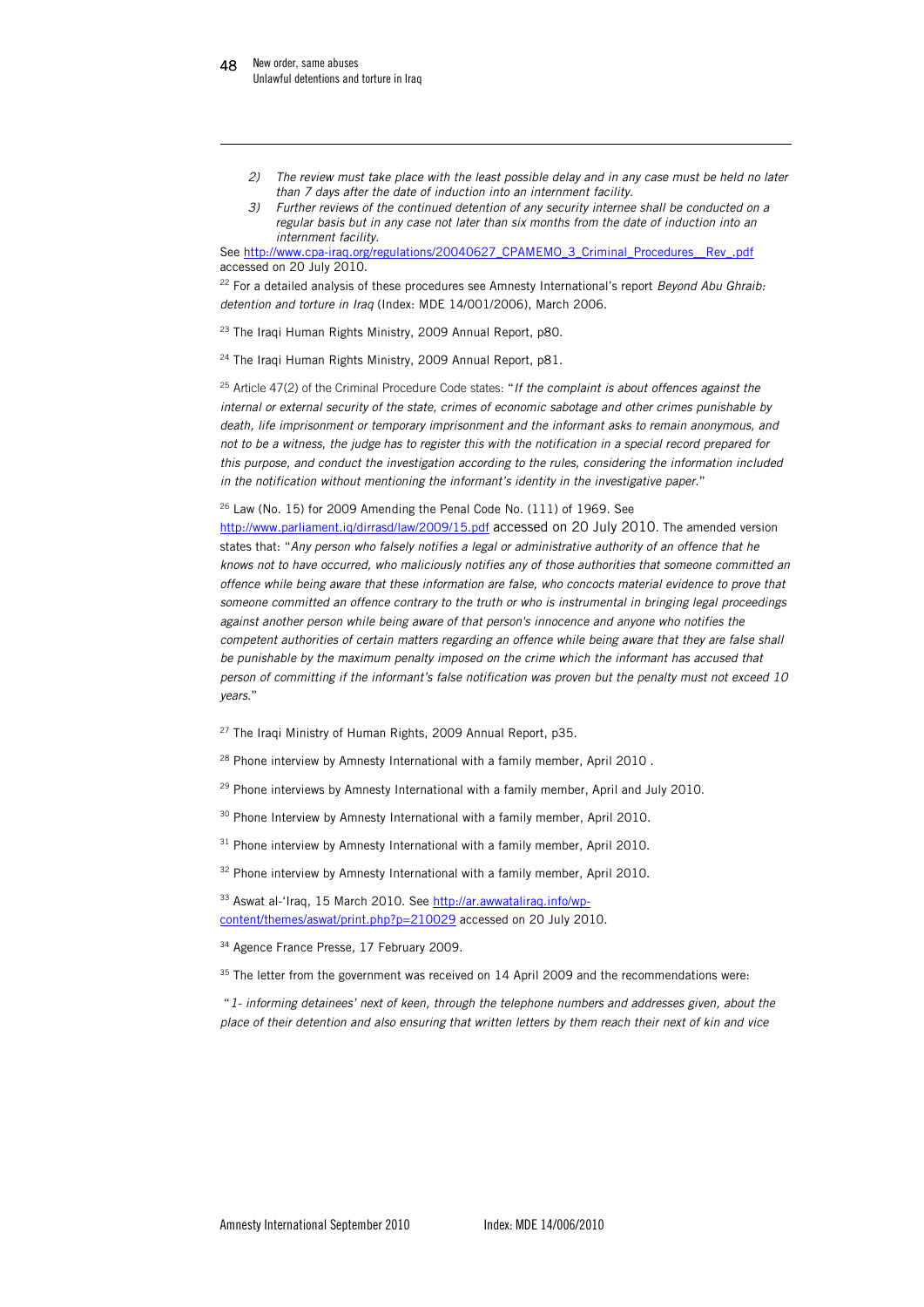2) *The review must take place with the least possible delay and in any case must be held no later than 7 days after the date of induction into an internment facility.*

3) *Further reviews of the continued detention of any security internee shall be conducted on a regular basis but in any case not later than six months from the date of induction into an internment facility.*

See http://www.cpa-iraq.org/regulations/20040627_CPAMEMO_3_Criminal_Procedures__Rev_.pdf accessed on 20 July 2010.

[22] For a detailed analysis of these procedures see Amnesty International's report *Beyond Abu Ghraib: detention and torture in Iraq* (Index: MDE 14/001/2006), March 2006.

[23] The Iraqi Human Rights Ministry, 2009 Annual Report, p80.

[24] The Iraqi Human Rights Ministry, 2009 Annual Report, p81.

[25] Article 47(2) of the Criminal Procedure Code states: "*If the complaint is about offences against the internal or external security of the state, crimes of economic sabotage and other crimes punishable by death, life imprisonment or temporary imprisonment and the informant asks to remain anonymous, and not to be a witness, the judge has to register this with the notification in a special record prepared for this purpose, and conduct the investigation according to the rules, considering the information included in the notification without mentioning the informant's identity in the investigative paper.*"

[26] Law (No. 15) for 2009 Amending the Penal Code No. (111) of 1969. See http://www.parliament.iq/dirrasd/law/2009/15.pdf accessed on 20 July 2010. The amended version states that: "*Any person who falsely notifies a legal or administrative authority of an offence that he knows not to have occurred, who maliciously notifies any of those authorities that someone committed an offence while being aware that these information are false, who concocts material evidence to prove that someone committed an offence contrary to the truth or who is instrumental in bringing legal proceedings against another person while being aware of that person's innocence and anyone who notifies the competent authorities of certain matters regarding an offence while being aware that they are false shall be punishable by the maximum penalty imposed on the crime which the informant has accused that person of committing if the informant's false notification was proven but the penalty must not exceed 10 years.*"

[27] The Iraqi Ministry of Human Rights, 2009 Annual Report, p35.

[28] Phone interview by Amnesty International with a family member, April 2010 .

[29] Phone interviews by Amnesty International with a family member, April and July 2010.

[30] Phone Interview by Amnesty International with a family member, April 2010.

[31] Phone interview by Amnesty International with a family member, April 2010.

[32] Phone interview by Amnesty International with a family member, April 2010.

[33] Aswat al-'Iraq, 15 March 2010. See http://ar.awwataliraq.info/wp-content/themes/aswat/print.php?p=210029 accessed on 20 July 2010.

[34] Agence France Presse, 17 February 2009.

[35] The letter from the government was received on 14 April 2009 and the recommendations were:

"*1- informing detainees' next of keen, through the telephone numbers and addresses given, about the place of their detention and also ensuring that written letters by them reach their next of kin and vice*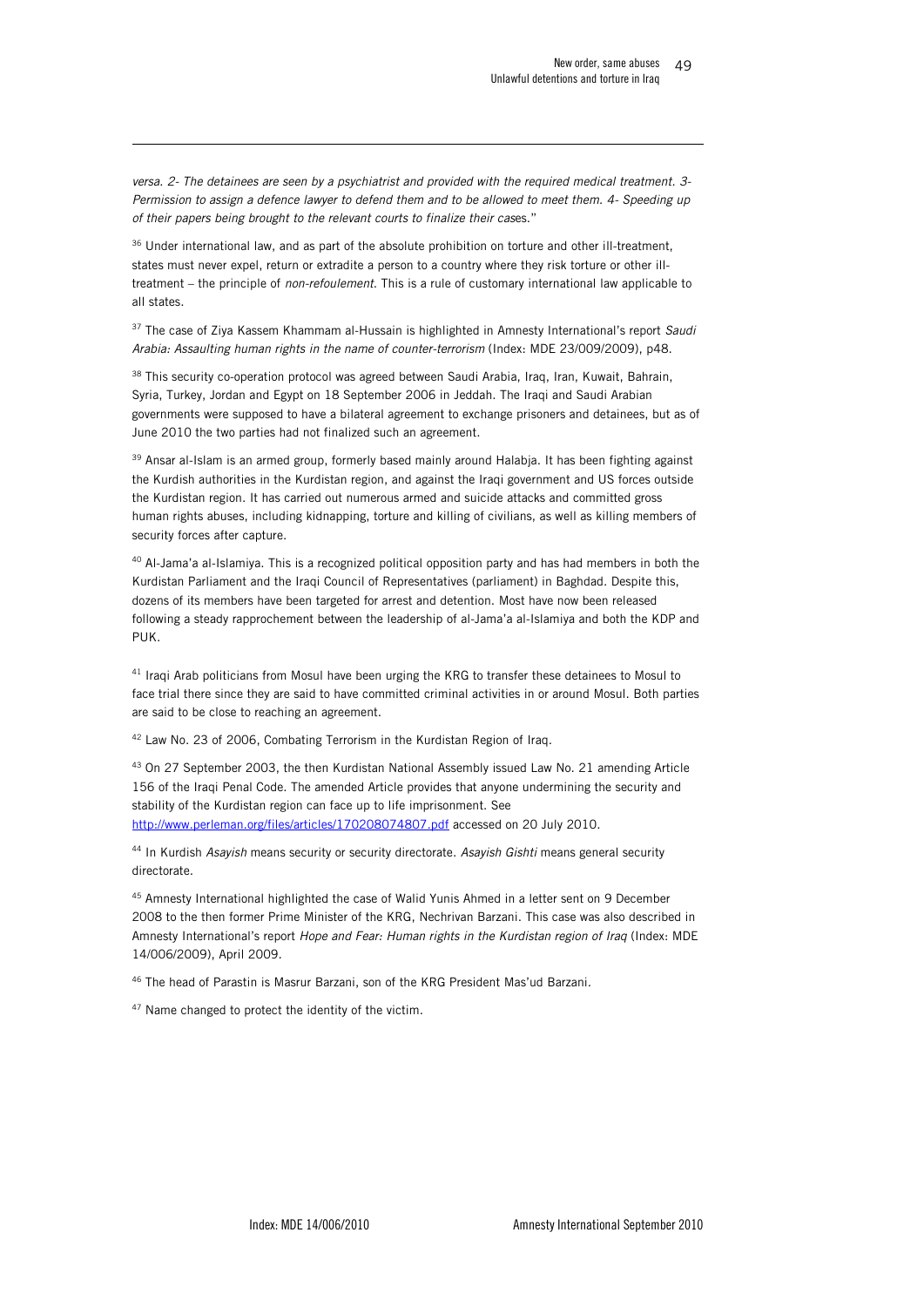*versa. 2- The detainees are seen by a psychiatrist and provided with the required medical treatment. 3- Permission to assign a defence lawyer to defend them and to be allowed to meet them. 4- Speeding up of their papers being brought to the relevant courts to finalize their cases.*"

[36] Under international law, and as part of the absolute prohibition on torture and other ill-treatment, states must never expel, return or extradite a person to a country where they risk torture or other ill-treatment – the principle of *non-refoulement*. This is a rule of customary international law applicable to all states.

[37] The case of Ziya Kassem Khammam al-Hussain is highlighted in Amnesty International's report *Saudi Arabia: Assaulting human rights in the name of counter-terrorism* (Index: MDE 23/009/2009), p48.

[38] This security co-operation protocol was agreed between Saudi Arabia, Iraq, Iran, Kuwait, Bahrain, Syria, Turkey, Jordan and Egypt on 18 September 2006 in Jeddah. The Iraqi and Saudi Arabian governments were supposed to have a bilateral agreement to exchange prisoners and detainees, but as of June 2010 the two parties had not finalized such an agreement.

[39] Ansar al-Islam is an armed group, formerly based mainly around Halabja. It has been fighting against the Kurdish authorities in the Kurdistan region, and against the Iraqi government and US forces outside the Kurdistan region. It has carried out numerous armed and suicide attacks and committed gross human rights abuses, including kidnapping, torture and killing of civilians, as well as killing members of security forces after capture.

[40] Al-Jama'a al-Islamiya. This is a recognized political opposition party and has had members in both the Kurdistan Parliament and the Iraqi Council of Representatives (parliament) in Baghdad. Despite this, dozens of its members have been targeted for arrest and detention. Most have now been released following a steady rapprochement between the leadership of al-Jama'a al-Islamiya and both the KDP and PUK.

[41] Iraqi Arab politicians from Mosul have been urging the KRG to transfer these detainees to Mosul to face trial there since they are said to have committed criminal activities in or around Mosul. Both parties are said to be close to reaching an agreement.

[42] Law No. 23 of 2006, Combating Terrorism in the Kurdistan Region of Iraq.

[43] On 27 September 2003, the then Kurdistan National Assembly issued Law No. 21 amending Article 156 of the Iraqi Penal Code. The amended Article provides that anyone undermining the security and stability of the Kurdistan region can face up to life imprisonment. See http://www.perleman.org/files/articles/170208074807.pdf accessed on 20 July 2010.

[44] In Kurdish *Asayish* means security or security directorate. *Asayish Gishti* means general security directorate.

[45] Amnesty International highlighted the case of Walid Yunis Ahmed in a letter sent on 9 December 2008 to the then former Prime Minister of the KRG, Nechrivan Barzani. This case was also described in Amnesty International's report *Hope and Fear: Human rights in the Kurdistan region of Iraq* (Index: MDE 14/006/2009), April 2009.

[46] The head of Parastin is Masrur Barzani, son of the KRG President Mas'ud Barzani.

[47] Name changed to protect the identity of the victim.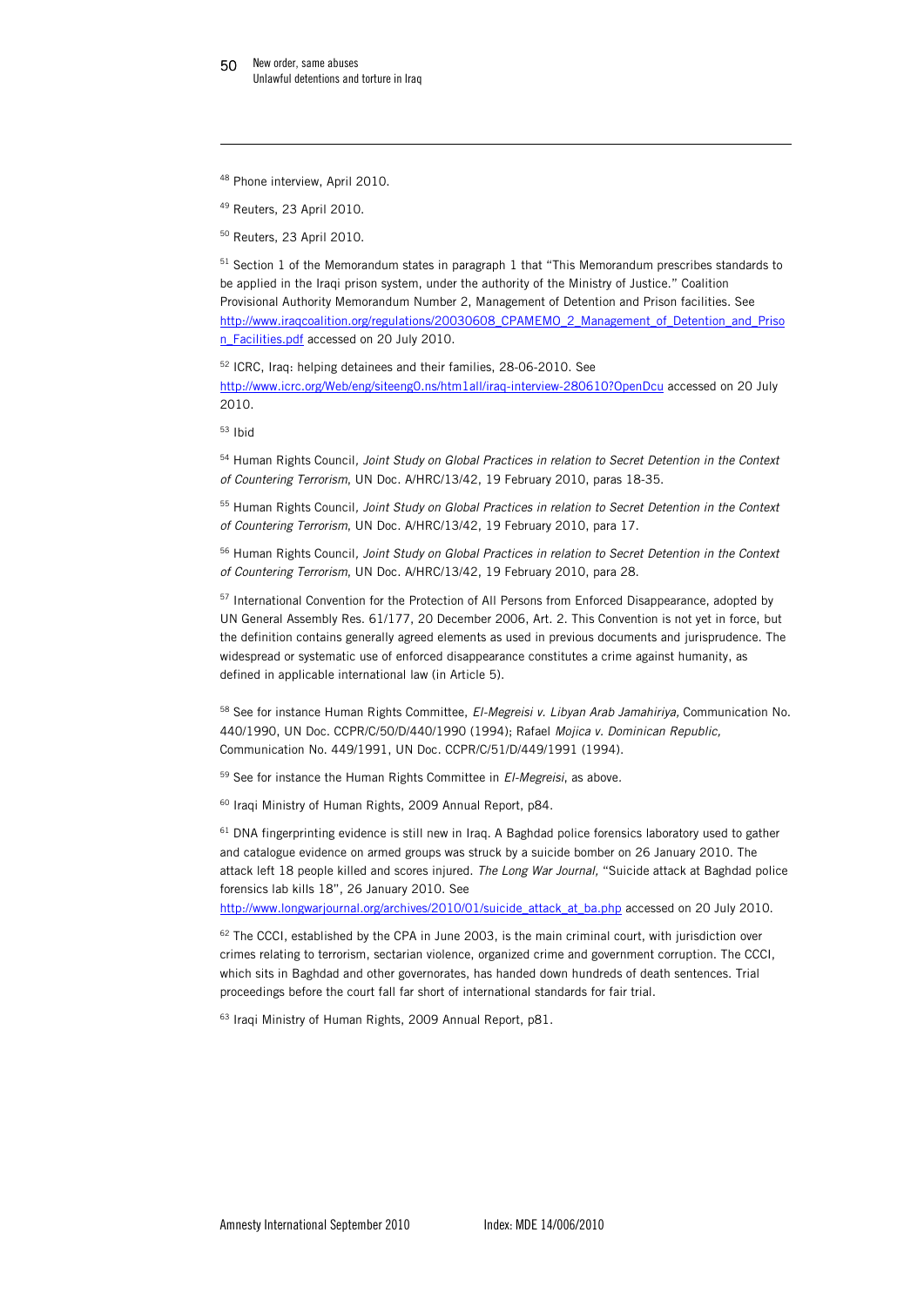[48] Phone interview, April 2010.

[49] Reuters, 23 April 2010.

[50] Reuters, 23 April 2010.

[51] Section 1 of the Memorandum states in paragraph 1 that "This Memorandum prescribes standards to be applied in the Iraqi prison system, under the authority of the Ministry of Justice." Coalition Provisional Authority Memorandum Number 2, Management of Detention and Prison facilities. See http://www.iraqcoalition.org/regulations/20030608_CPAMEMO_2_Management_of_Detention_and_Prison_Facilities.pdf accessed on 20 July 2010.

[52] ICRC, Iraq: helping detainees and their families, 28-06-2010. See http://www.icrc.org/Web/eng/siteeng0.ns/htm1all/iraq-interview-280610?OpenDcu accessed on 20 July 2010.

[53] Ibid

[54] Human Rights Council, *Joint Study on Global Practices in relation to Secret Detention in the Context of Countering Terrorism*, UN Doc. A/HRC/13/42, 19 February 2010, paras 18-35.

[55] Human Rights Council, *Joint Study on Global Practices in relation to Secret Detention in the Context of Countering Terrorism*, UN Doc. A/HRC/13/42, 19 February 2010, para 17.

[56] Human Rights Council, *Joint Study on Global Practices in relation to Secret Detention in the Context of Countering Terrorism*, UN Doc. A/HRC/13/42, 19 February 2010, para 28.

[57] International Convention for the Protection of All Persons from Enforced Disappearance, adopted by UN General Assembly Res. 61/177, 20 December 2006, Art. 2. This Convention is not yet in force, but the definition contains generally agreed elements as used in previous documents and jurisprudence. The widespread or systematic use of enforced disappearance constitutes a crime against humanity, as defined in applicable international law (in Article 5).

[58] See for instance Human Rights Committee, *El-Megreisi v. Libyan Arab Jamahiriya,* Communication No. 440/1990, UN Doc. CCPR/C/50/D/440/1990 (1994); Rafael *Mojica v. Dominican Republic,* Communication No. 449/1991, UN Doc. CCPR/C/51/D/449/1991 (1994).

[59] See for instance the Human Rights Committee in *El-Megreisi*, as above.

[60] Iraqi Ministry of Human Rights, 2009 Annual Report, p84.

[61] DNA fingerprinting evidence is still new in Iraq. A Baghdad police forensics laboratory used to gather and catalogue evidence on armed groups was struck by a suicide bomber on 26 January 2010. The attack left 18 people killed and scores injured. *The Long War Journal,* "Suicide attack at Baghdad police forensics lab kills 18", 26 January 2010. See http://www.longwarjournal.org/archives/2010/01/suicide_attack_at_ba.php accessed on 20 July 2010.

[62] The CCCI, established by the CPA in June 2003, is the main criminal court, with jurisdiction over crimes relating to terrorism, sectarian violence, organized crime and government corruption. The CCCI, which sits in Baghdad and other governorates, has handed down hundreds of death sentences. Trial proceedings before the court fall far short of international standards for fair trial.

[63] Iraqi Ministry of Human Rights, 2009 Annual Report, p81.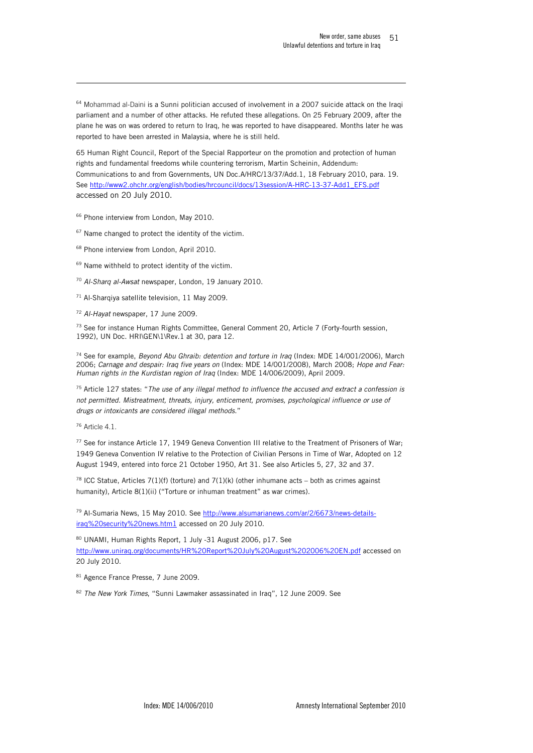[64] Mohammad al-Daini is a Sunni politician accused of involvement in a 2007 suicide attack on the Iraqi parliament and a number of other attacks. He refuted these allegations. On 25 February 2009, after the plane he was on was ordered to return to Iraq, he was reported to have disappeared. Months later he was reported to have been arrested in Malaysia, where he is still held.

65 Human Right Council, Report of the Special Rapporteur on the promotion and protection of human rights and fundamental freedoms while countering terrorism, Martin Scheinin, Addendum: Communications to and from Governments, UN Doc.A/HRC/13/37/Add.1, 18 February 2010, para. 19. See http://www2.ohchr.org/english/bodies/hrcouncil/docs/13session/A-HRC-13-37-Add1_EFS.pdf accessed on 20 July 2010.

[66] Phone interview from London, May 2010.

[67] Name changed to protect the identity of the victim.

[68] Phone interview from London, April 2010.

[69] Name withheld to protect identity of the victim.

[70] *Al-Sharq al-Awsat* newspaper, London, 19 January 2010.

[71] Al-Sharqiya satellite television, 11 May 2009.

[72] *Al-Hayat* newspaper, 17 June 2009.

[73] See for instance Human Rights Committee, General Comment 20, Article 7 (Forty-fourth session, 1992), UN Doc. HRI\GEN\1\Rev.1 at 30, para 12.

[74] See for example, *Beyond Abu Ghraib: detention and torture in Iraq* (Index: MDE 14/001/2006), March 2006; *Carnage and despair: Iraq five years on* (Index: MDE 14/001/2008), March 2008; *Hope and Fear: Human rights in the Kurdistan region of Iraq* (Index: MDE 14/006/2009), April 2009.

[75] Article 127 states: "*The use of any illegal method to influence the accused and extract a confession is not permitted. Mistreatment, threats, injury, enticement, promises, psychological influence or use of drugs or intoxicants are considered illegal methods.*"

[76] Article 4.1.

[77] See for instance Article 17, 1949 Geneva Convention III relative to the Treatment of Prisoners of War; 1949 Geneva Convention IV relative to the Protection of Civilian Persons in Time of War, Adopted on 12 August 1949, entered into force 21 October 1950, Art 31. See also Articles 5, 27, 32 and 37.

[78] ICC Statue, Articles 7(1)(f) (torture) and 7(1)(k) (other inhumane acts – both as crimes against humanity), Article 8(1)(ii) ("Torture or inhuman treatment" as war crimes).

[79] Al-Sumaria News, 15 May 2010. See http://www.alsumarianews.com/ar/2/6673/news-details-iraq%20security%20news.html accessed on 20 July 2010.

[80] UNAMI, Human Rights Report, 1 July -31 August 2006, p17. See http://www.uniraq.org/documents/HR%20Report%20July%20August%202006%20EN.pdf accessed on 20 July 2010.

[81] Agence France Presse, 7 June 2009.

[82] *The New York Times*, "Sunni Lawmaker assassinated in Iraq", 12 June 2009. See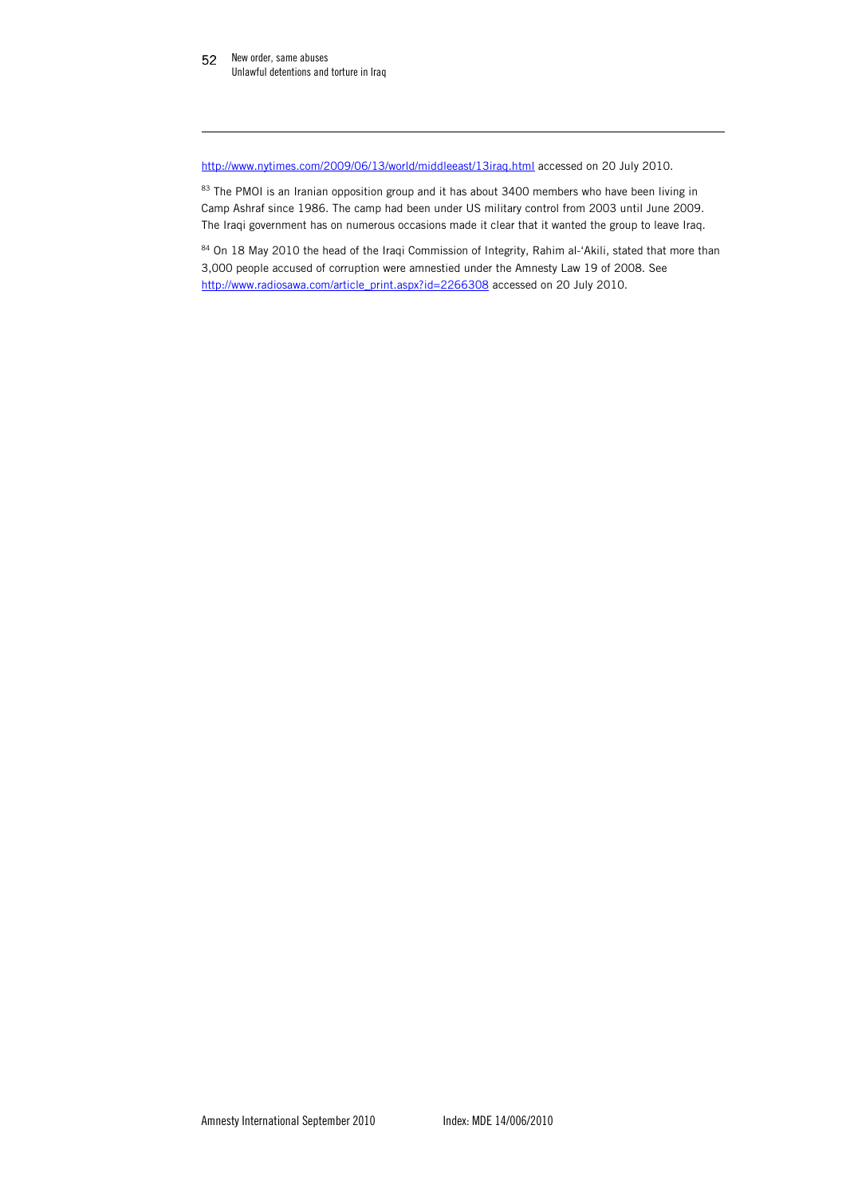http://www.nytimes.com/2009/06/13/world/middleeast/13iraq.html accessed on 20 July 2010.

[83] The PMOI is an Iranian opposition group and it has about 3400 members who have been living in Camp Ashraf since 1986. The camp had been under US military control from 2003 until June 2009. The Iraqi government has on numerous occasions made it clear that it wanted the group to leave Iraq.

[84] On 18 May 2010 the head of the Iraqi Commission of Integrity, Rahim al-'Akili, stated that more than 3,000 people accused of corruption were amnestied under the Amnesty Law 19 of 2008. See http://www.radiosawa.com/article_print.aspx?id=2266308 accessed on 20 July 2010.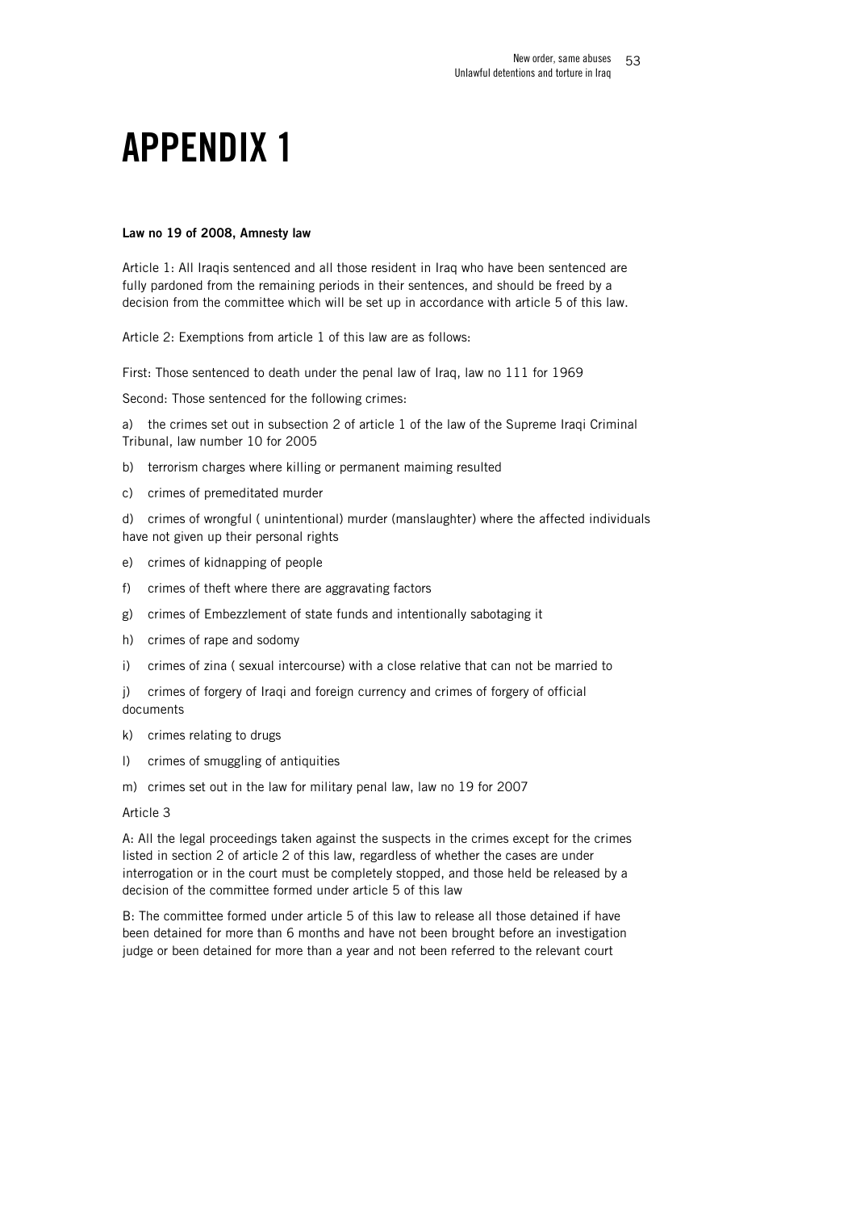# APPENDIX 1

**Law no 19 of 2008, Amnesty law**

Article 1: All Iraqis sentenced and all those resident in Iraq who have been sentenced are fully pardoned from the remaining periods in their sentences, and should be freed by a decision from the committee which will be set up in accordance with article 5 of this law.

Article 2: Exemptions from article 1 of this law are as follows:

First: Those sentenced to death under the penal law of Iraq, law no 111 for 1969

Second: Those sentenced for the following crimes:

a) the crimes set out in subsection 2 of article 1 of the law of the Supreme Iraqi Criminal Tribunal, law number 10 for 2005

b) terrorism charges where killing or permanent maiming resulted

c) crimes of premeditated murder

d) crimes of wrongful ( unintentional) murder (manslaughter) where the affected individuals have not given up their personal rights

e) crimes of kidnapping of people

f) crimes of theft where there are aggravating factors

g) crimes of Embezzlement of state funds and intentionally sabotaging it

h) crimes of rape and sodomy

i) crimes of zina ( sexual intercourse) with a close relative that can not be married to

j) crimes of forgery of Iraqi and foreign currency and crimes of forgery of official documents

k) crimes relating to drugs

l) crimes of smuggling of antiquities

m) crimes set out in the law for military penal law, law no 19 for 2007

Article 3

A: All the legal proceedings taken against the suspects in the crimes except for the crimes listed in section 2 of article 2 of this law, regardless of whether the cases are under interrogation or in the court must be completely stopped, and those held be released by a decision of the committee formed under article 5 of this law

B: The committee formed under article 5 of this law to release all those detained if have been detained for more than 6 months and have not been brought before an investigation judge or been detained for more than a year and not been referred to the relevant court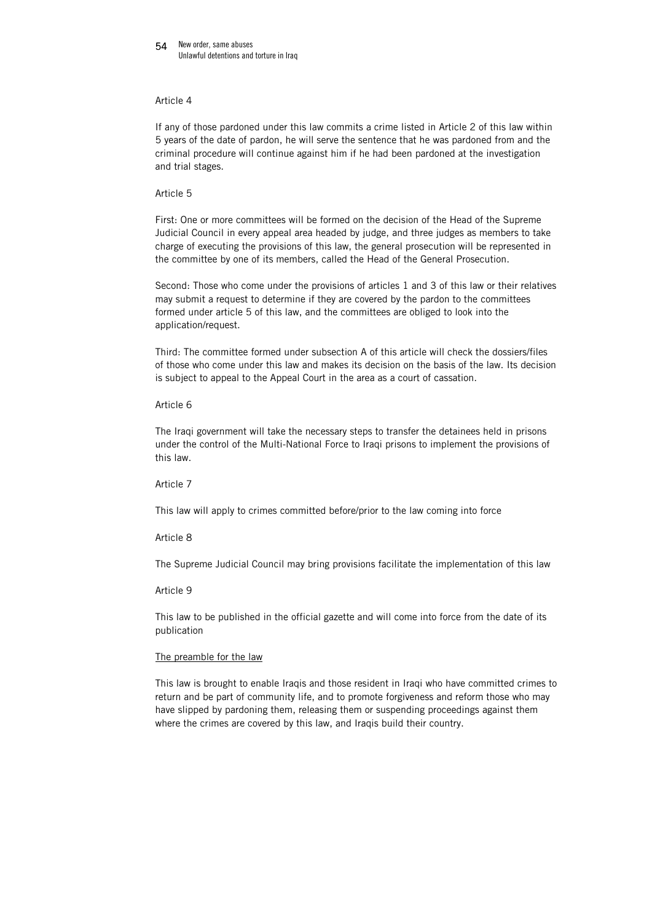Article 4

If any of those pardoned under this law commits a crime listed in Article 2 of this law within 5 years of the date of pardon, he will serve the sentence that he was pardoned from and the criminal procedure will continue against him if he had been pardoned at the investigation and trial stages.

Article 5

First: One or more committees will be formed on the decision of the Head of the Supreme Judicial Council in every appeal area headed by judge, and three judges as members to take charge of executing the provisions of this law, the general prosecution will be represented in the committee by one of its members, called the Head of the General Prosecution.

Second: Those who come under the provisions of articles 1 and 3 of this law or their relatives may submit a request to determine if they are covered by the pardon to the committees formed under article 5 of this law, and the committees are obliged to look into the application/request.

Third: The committee formed under subsection A of this article will check the dossiers/files of those who come under this law and makes its decision on the basis of the law. Its decision is subject to appeal to the Appeal Court in the area as a court of cassation.

Article 6

The Iraqi government will take the necessary steps to transfer the detainees held in prisons under the control of the Multi-National Force to Iraqi prisons to implement the provisions of this law.

Article 7

This law will apply to crimes committed before/prior to the law coming into force

Article 8

The Supreme Judicial Council may bring provisions facilitate the implementation of this law

Article 9

This law to be published in the official gazette and will come into force from the date of its publication

<u>The preamble for the law</u>

This law is brought to enable Iraqis and those resident in Iraqi who have committed crimes to return and be part of community life, and to promote forgiveness and reform those who may have slipped by pardoning them, releasing them or suspending proceedings against them where the crimes are covered by this law, and Iraqis build their country.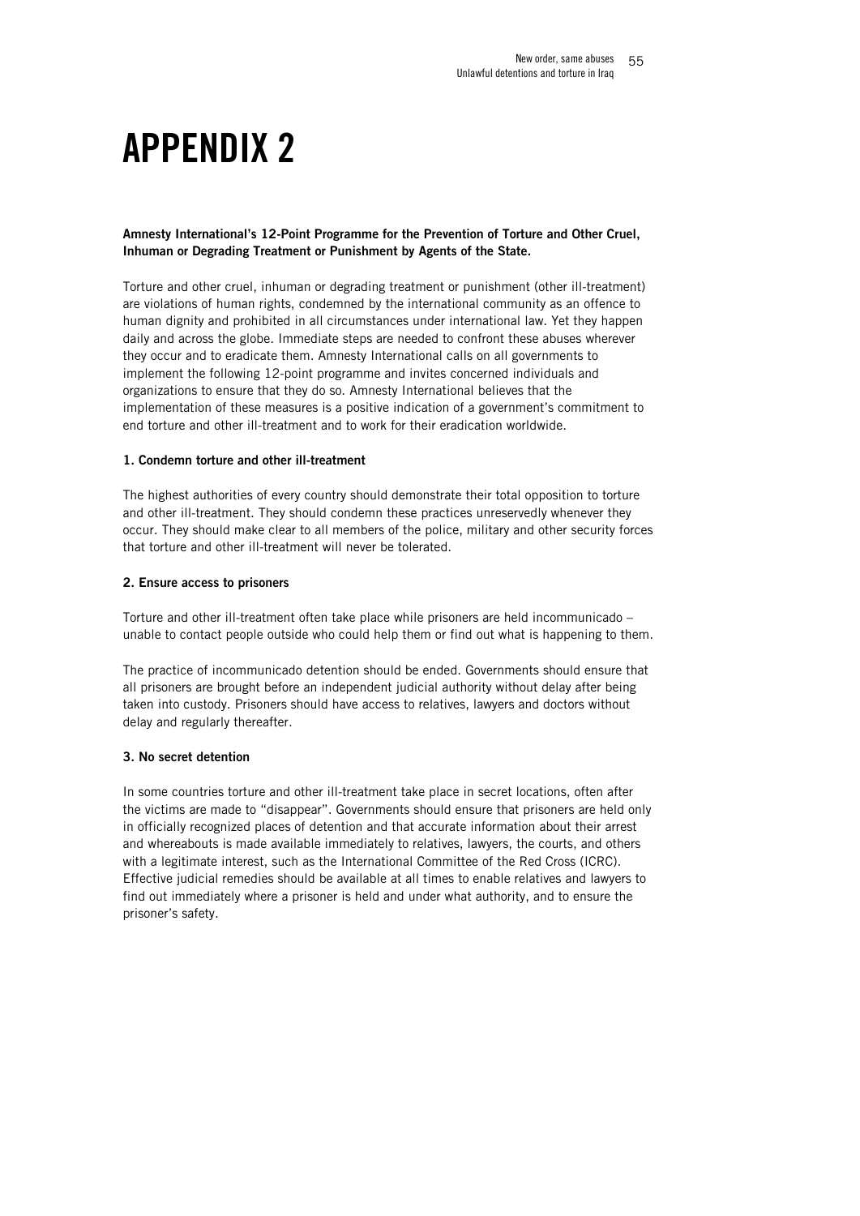# APPENDIX 2

**Amnesty International's 12-Point Programme for the Prevention of Torture and Other Cruel, Inhuman or Degrading Treatment or Punishment by Agents of the State.**

Torture and other cruel, inhuman or degrading treatment or punishment (other ill-treatment) are violations of human rights, condemned by the international community as an offence to human dignity and prohibited in all circumstances under international law. Yet they happen daily and across the globe. Immediate steps are needed to confront these abuses wherever they occur and to eradicate them. Amnesty International calls on all governments to implement the following 12-point programme and invites concerned individuals and organizations to ensure that they do so. Amnesty International believes that the implementation of these measures is a positive indication of a government's commitment to end torture and other ill-treatment and to work for their eradication worldwide.

**1. Condemn torture and other ill-treatment**

The highest authorities of every country should demonstrate their total opposition to torture and other ill-treatment. They should condemn these practices unreservedly whenever they occur. They should make clear to all members of the police, military and other security forces that torture and other ill-treatment will never be tolerated.

**2. Ensure access to prisoners**

Torture and other ill-treatment often take place while prisoners are held incommunicado – unable to contact people outside who could help them or find out what is happening to them.

The practice of incommunicado detention should be ended. Governments should ensure that all prisoners are brought before an independent judicial authority without delay after being taken into custody. Prisoners should have access to relatives, lawyers and doctors without delay and regularly thereafter.

**3. No secret detention**

In some countries torture and other ill-treatment take place in secret locations, often after the victims are made to "disappear". Governments should ensure that prisoners are held only in officially recognized places of detention and that accurate information about their arrest and whereabouts is made available immediately to relatives, lawyers, the courts, and others with a legitimate interest, such as the International Committee of the Red Cross (ICRC). Effective judicial remedies should be available at all times to enable relatives and lawyers to find out immediately where a prisoner is held and under what authority, and to ensure the prisoner's safety.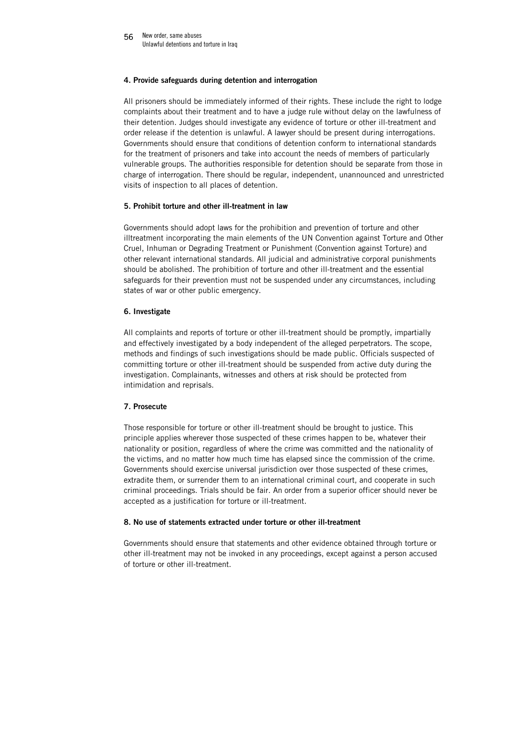#### 4. Provide safeguards during detention and interrogation

All prisoners should be immediately informed of their rights. These include the right to lodge complaints about their treatment and to have a judge rule without delay on the lawfulness of their detention. Judges should investigate any evidence of torture or other ill-treatment and order release if the detention is unlawful. A lawyer should be present during interrogations. Governments should ensure that conditions of detention conform to international standards for the treatment of prisoners and take into account the needs of members of particularly vulnerable groups. The authorities responsible for detention should be separate from those in charge of interrogation. There should be regular, independent, unannounced and unrestricted visits of inspection to all places of detention.

#### 5. Prohibit torture and other ill-treatment in law

Governments should adopt laws for the prohibition and prevention of torture and other illtreatment incorporating the main elements of the UN Convention against Torture and Other Cruel, Inhuman or Degrading Treatment or Punishment (Convention against Torture) and other relevant international standards. All judicial and administrative corporal punishments should be abolished. The prohibition of torture and other ill-treatment and the essential safeguards for their prevention must not be suspended under any circumstances, including states of war or other public emergency.

#### 6. Investigate

All complaints and reports of torture or other ill-treatment should be promptly, impartially and effectively investigated by a body independent of the alleged perpetrators. The scope, methods and findings of such investigations should be made public. Officials suspected of committing torture or other ill-treatment should be suspended from active duty during the investigation. Complainants, witnesses and others at risk should be protected from intimidation and reprisals.

#### 7. Prosecute

Those responsible for torture or other ill-treatment should be brought to justice. This principle applies wherever those suspected of these crimes happen to be, whatever their nationality or position, regardless of where the crime was committed and the nationality of the victims, and no matter how much time has elapsed since the commission of the crime. Governments should exercise universal jurisdiction over those suspected of these crimes, extradite them, or surrender them to an international criminal court, and cooperate in such criminal proceedings. Trials should be fair. An order from a superior officer should never be accepted as a justification for torture or ill-treatment.

#### 8. No use of statements extracted under torture or other ill-treatment

Governments should ensure that statements and other evidence obtained through torture or other ill-treatment may not be invoked in any proceedings, except against a person accused of torture or other ill-treatment.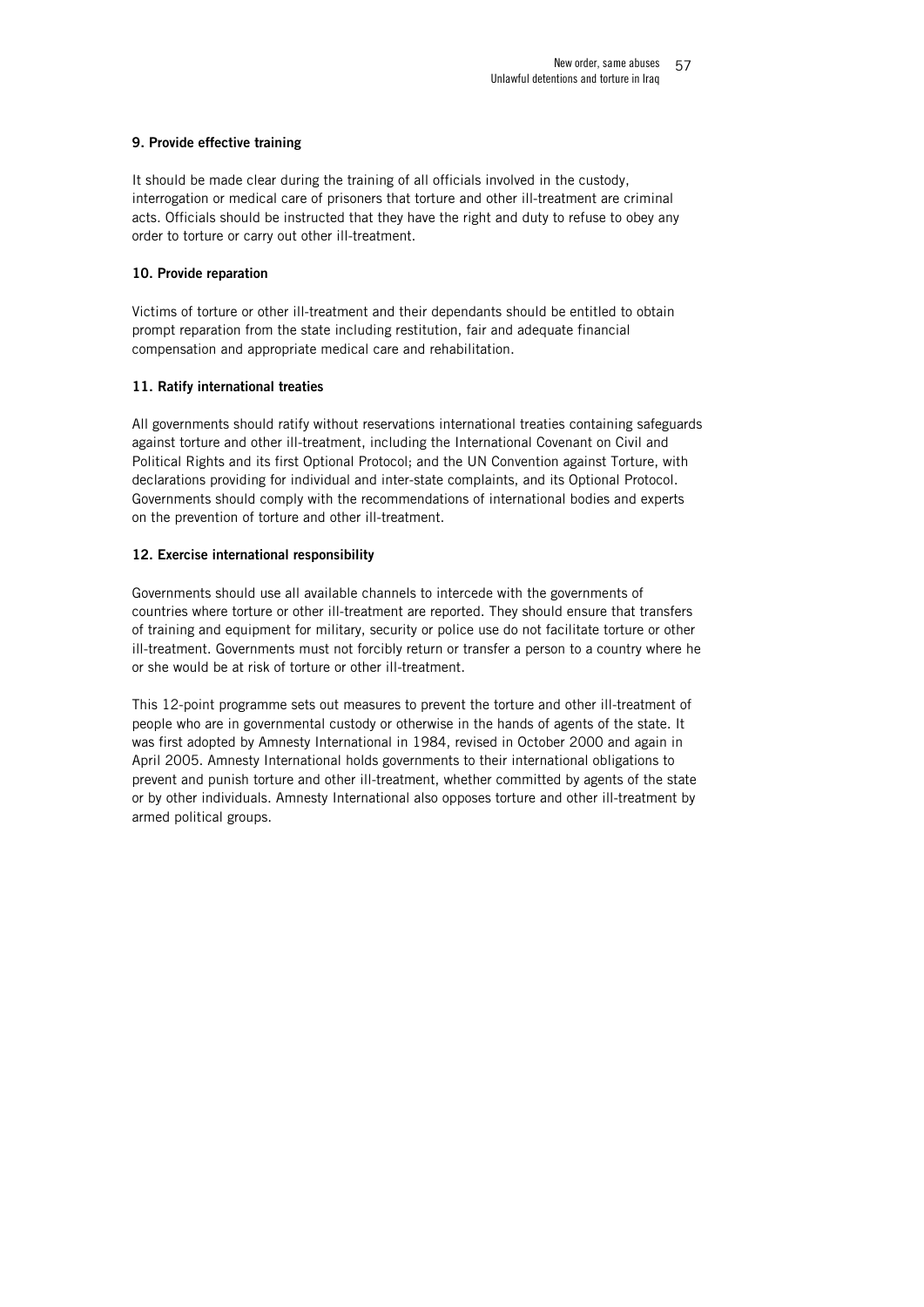**9. Provide effective training**

It should be made clear during the training of all officials involved in the custody, interrogation or medical care of prisoners that torture and other ill-treatment are criminal acts. Officials should be instructed that they have the right and duty to refuse to obey any order to torture or carry out other ill-treatment.

**10. Provide reparation**

Victims of torture or other ill-treatment and their dependants should be entitled to obtain prompt reparation from the state including restitution, fair and adequate financial compensation and appropriate medical care and rehabilitation.

**11. Ratify international treaties**

All governments should ratify without reservations international treaties containing safeguards against torture and other ill-treatment, including the International Covenant on Civil and Political Rights and its first Optional Protocol; and the UN Convention against Torture, with declarations providing for individual and inter-state complaints, and its Optional Protocol. Governments should comply with the recommendations of international bodies and experts on the prevention of torture and other ill-treatment.

**12. Exercise international responsibility**

Governments should use all available channels to intercede with the governments of countries where torture or other ill-treatment are reported. They should ensure that transfers of training and equipment for military, security or police use do not facilitate torture or other ill-treatment. Governments must not forcibly return or transfer a person to a country where he or she would be at risk of torture or other ill-treatment.

This 12-point programme sets out measures to prevent the torture and other ill-treatment of people who are in governmental custody or otherwise in the hands of agents of the state. It was first adopted by Amnesty International in 1984, revised in October 2000 and again in April 2005. Amnesty International holds governments to their international obligations to prevent and punish torture and other ill-treatment, whether committed by agents of the state or by other individuals. Amnesty International also opposes torture and other ill-treatment by armed political groups.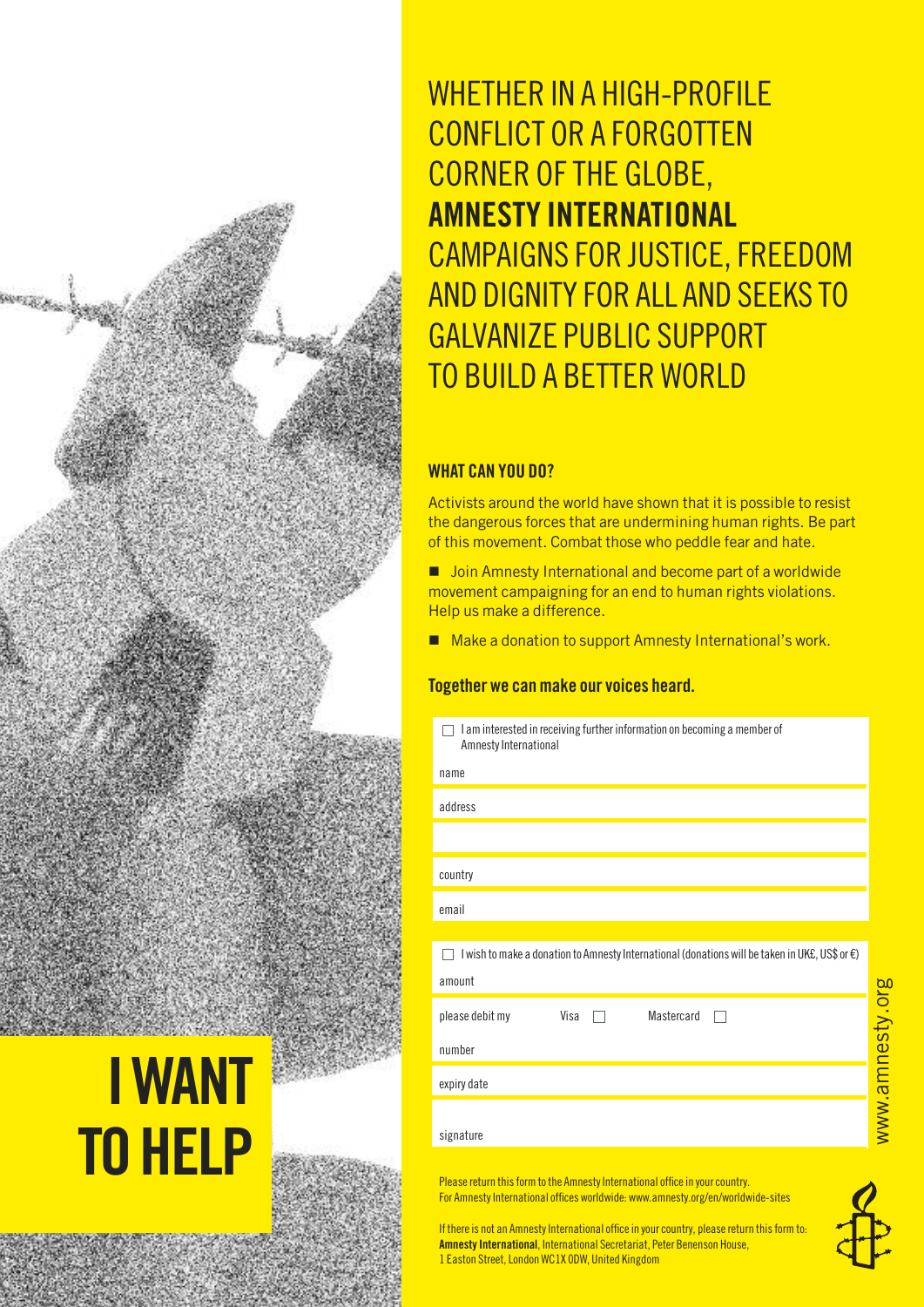# I WANT TO HELP

## WHETHER IN A HIGH-PROFILE CONFLICT OR A FORGOTTEN CORNER OF THE GLOBE, **AMNESTY INTERNATIONAL** CAMPAIGNS FOR JUSTICE, FREEDOM AND DIGNITY FOR ALL AND SEEKS TO GALVANIZE PUBLIC SUPPORT TO BUILD A BETTER WORLD

### WHAT CAN YOU DO?

Activists around the world have shown that it is possible to resist the dangerous forces that are undermining human rights. Be part of this movement. Combat those who peddle fear and hate.

- Join Amnesty International and become part of a worldwide movement campaigning for an end to human rights violations. Help us make a difference.
- Make a donation to support Amnesty International's work.

**Together we can make our voices heard.**

☐ I am interested in receiving further information on becoming a member of Amnesty International

name

address

country

email

☐ I wish to make a donation to Amnesty International (donations will be taken in UK£, US$ or €)

amount

please debit my Visa ☐ Mastercard ☐

number

expiry date

signature

Please return this form to the Amnesty International office in your country.
For Amnesty International offices worldwide: www.amnesty.org/en/worldwide-sites

If there is not an Amnesty International office in your country, please return this form to:
**Amnesty International**, International Secretariat, Peter Benenson House, 1 Easton Street, London WC1X 0DW, United Kingdom

www.amnesty.org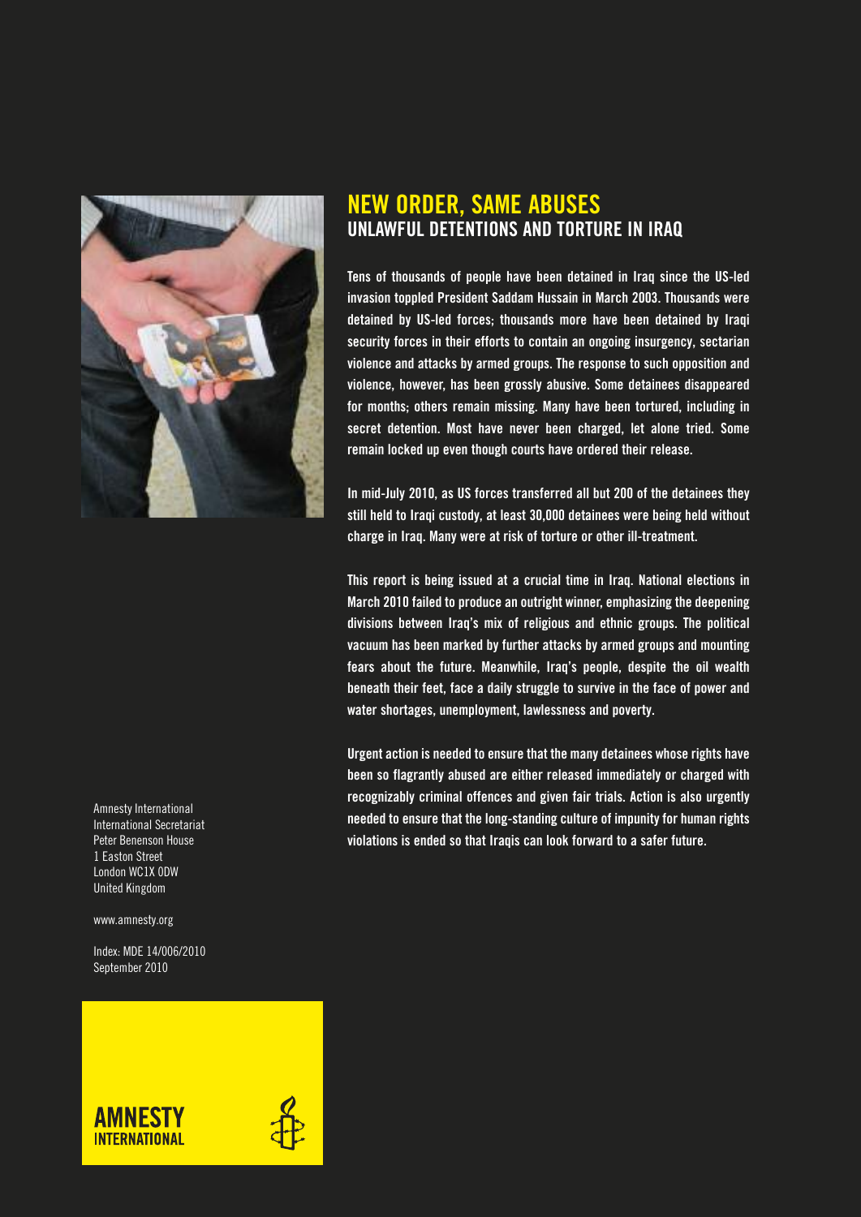# NEW ORDER, SAME ABUSES

## UNLAWFUL DETENTIONS AND TORTURE IN IRAQ

**Tens of thousands of people have been detained in Iraq since the US-led invasion toppled President Saddam Hussain in March 2003. Thousands were detained by US-led forces; thousands more have been detained by Iraqi security forces in their efforts to contain an ongoing insurgency, sectarian violence and attacks by armed groups. The response to such opposition and violence, however, has been grossly abusive. Some detainees disappeared for months; others remain missing. Many have been tortured, including in secret detention. Most have never been charged, let alone tried. Some remain locked up even though courts have ordered their release.**

**In mid-July 2010, as US forces transferred all but 200 of the detainees they still held to Iraqi custody, at least 30,000 detainees were being held without charge in Iraq. Many were at risk of torture or other ill-treatment.**

**This report is being issued at a crucial time in Iraq. National elections in March 2010 failed to produce an outright winner, emphasizing the deepening divisions between Iraq's mix of religious and ethnic groups. The political vacuum has been marked by further attacks by armed groups and mounting fears about the future. Meanwhile, Iraq's people, despite the oil wealth beneath their feet, face a daily struggle to survive in the face of power and water shortages, unemployment, lawlessness and poverty.**

**Urgent action is needed to ensure that the many detainees whose rights have been so flagrantly abused are either released immediately or charged with recognizably criminal offences and given fair trials. Action is also urgently needed to ensure that the long-standing culture of impunity for human rights violations is ended so that Iraqis can look forward to a safer future.**

Amnesty International
International Secretariat
Peter Benenson House
1 Easton Street
London WC1X 0DW
United Kingdom

www.amnesty.org

Index: MDE 14/006/2010
September 2010

**AMNESTY INTERNATIONAL**